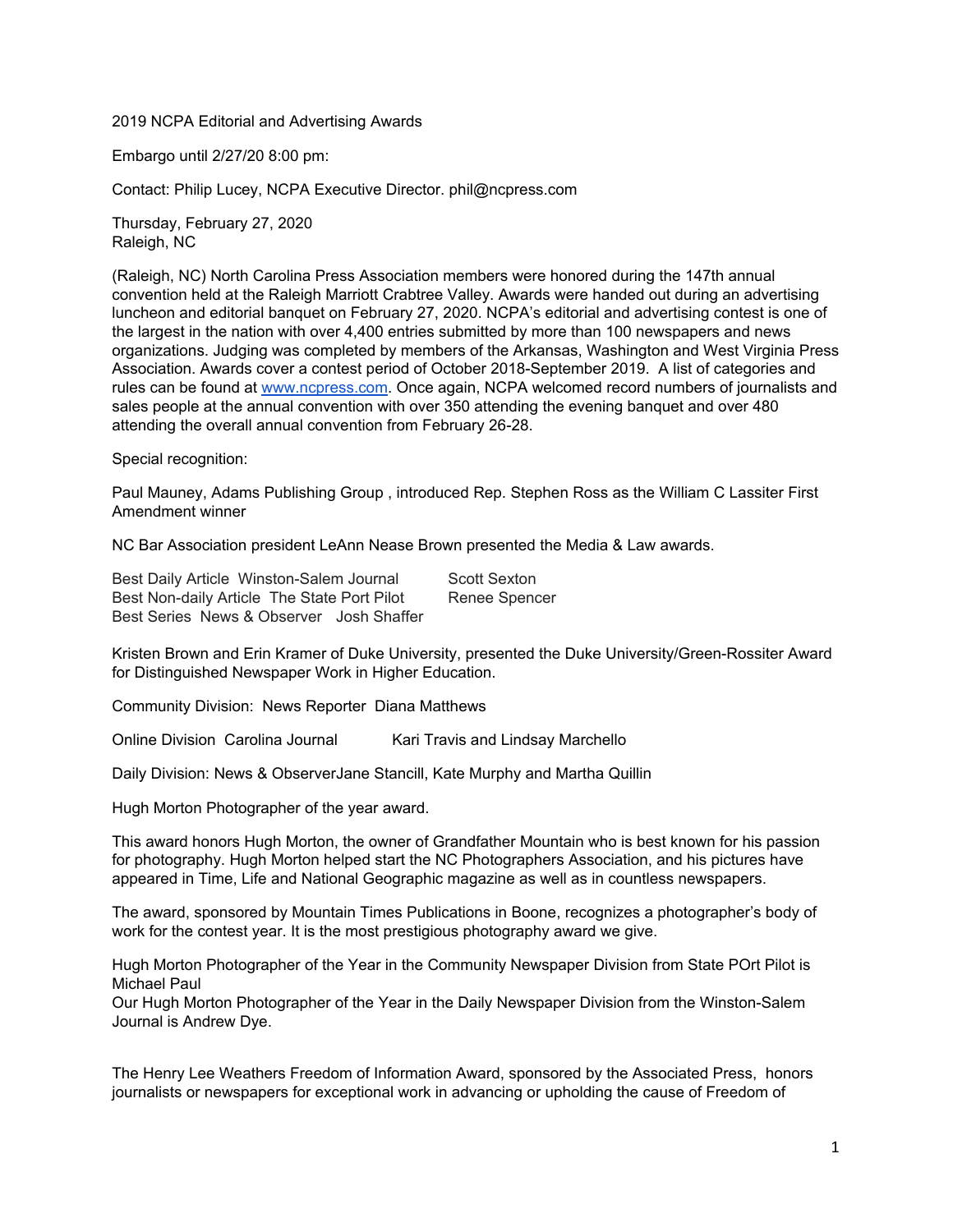2019 NCPA Editorial and Advertising Awards

Embargo until 2/27/20 8:00 pm:

Contact: Philip Lucey, NCPA Executive Director. phil@ncpress.com

Thursday, February 27, 2020
Raleigh, NC

(Raleigh, NC) North Carolina Press Association members were honored during the 147th annual convention held at the Raleigh Marriott Crabtree Valley. Awards were handed out during an advertising luncheon and editorial banquet on February 27, 2020. NCPA's editorial and advertising contest is one of the largest in the nation with over 4,400 entries submitted by more than 100 newspapers and news organizations. Judging was completed by members of the Arkansas, Washington and West Virginia Press Association. Awards cover a contest period of October 2018-September 2019. A list of categories and rules can be found at [www.ncpress.com](http://www.ncpress.com). Once again, NCPA welcomed record numbers of journalists and sales people at the annual convention with over 350 attending the evening banquet and over 480 attending the overall annual convention from February 26-28.

Special recognition:

Paul Mauney, Adams Publishing Group , introduced Rep. Stephen Ross as the William C Lassiter First Amendment winner

NC Bar Association president LeAnn Nease Brown presented the Media & Law awards.

Best Daily Article Winston-Salem Journal Scott Sexton
Best Non-daily Article The State Port Pilot Renee Spencer
Best Series News & Observer Josh Shaffer

Kristen Brown and Erin Kramer of Duke University, presented the Duke University/Green-Rossiter Award for Distinguished Newspaper Work in Higher Education.

Community Division: News Reporter Diana Matthews

Online Division Carolina Journal Kari Travis and Lindsay Marchello

Daily Division: News & ObserverJane Stancill, Kate Murphy and Martha Quillin

Hugh Morton Photographer of the year award.

This award honors Hugh Morton, the owner of Grandfather Mountain who is best known for his passion for photography. Hugh Morton helped start the NC Photographers Association, and his pictures have appeared in Time, Life and National Geographic magazine as well as in countless newspapers.

The award, sponsored by Mountain Times Publications in Boone, recognizes a photographer's body of work for the contest year. It is the most prestigious photography award we give.

Hugh Morton Photographer of the Year in the Community Newspaper Division from State POrt Pilot is Michael Paul
Our Hugh Morton Photographer of the Year in the Daily Newspaper Division from the Winston-Salem Journal is Andrew Dye.

The Henry Lee Weathers Freedom of Information Award, sponsored by the Associated Press, honors journalists or newspapers for exceptional work in advancing or upholding the cause of Freedom of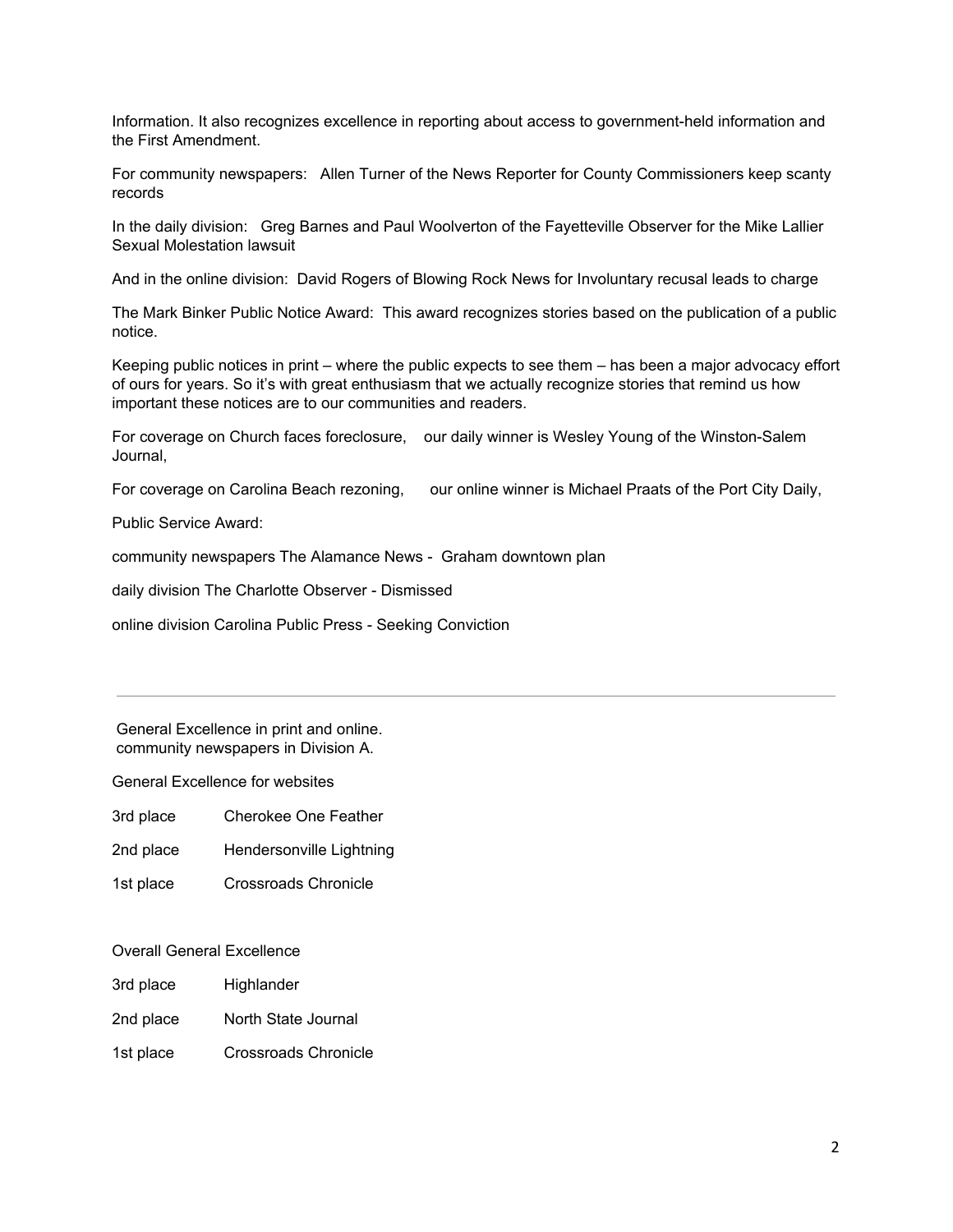Information. It also recognizes excellence in reporting about access to government-held information and the First Amendment.

For community newspapers:   Allen Turner of the News Reporter for County Commissioners keep scanty records

In the daily division:   Greg Barnes and Paul Woolverton of the Fayetteville Observer for the Mike Lallier Sexual Molestation lawsuit

And in the online division:  David Rogers of Blowing Rock News for Involuntary recusal leads to charge

The Mark Binker Public Notice Award:  This award recognizes stories based on the publication of a public notice.

Keeping public notices in print – where the public expects to see them – has been a major advocacy effort of ours for years. So it's with great enthusiasm that we actually recognize stories that remind us how important these notices are to our communities and readers.

For coverage on Church faces foreclosure,    our daily winner is Wesley Young of the Winston-Salem Journal,

For coverage on Carolina Beach rezoning,      our online winner is Michael Praats of the Port City Daily,

Public Service Award:

community newspapers The Alamance News -  Graham downtown plan

daily division The Charlotte Observer - Dismissed

online division Carolina Public Press - Seeking Conviction

---

General Excellence in print and online.
community newspapers in Division A.

General Excellence for websites

| | |
|---|---|
| 3rd place | Cherokee One Feather |
| 2nd place | Hendersonville Lightning |
| 1st place | Crossroads Chronicle |

Overall General Excellence

| | |
|---|---|
| 3rd place | Highlander |
| 2nd place | North State Journal |
| 1st place | Crossroads Chronicle |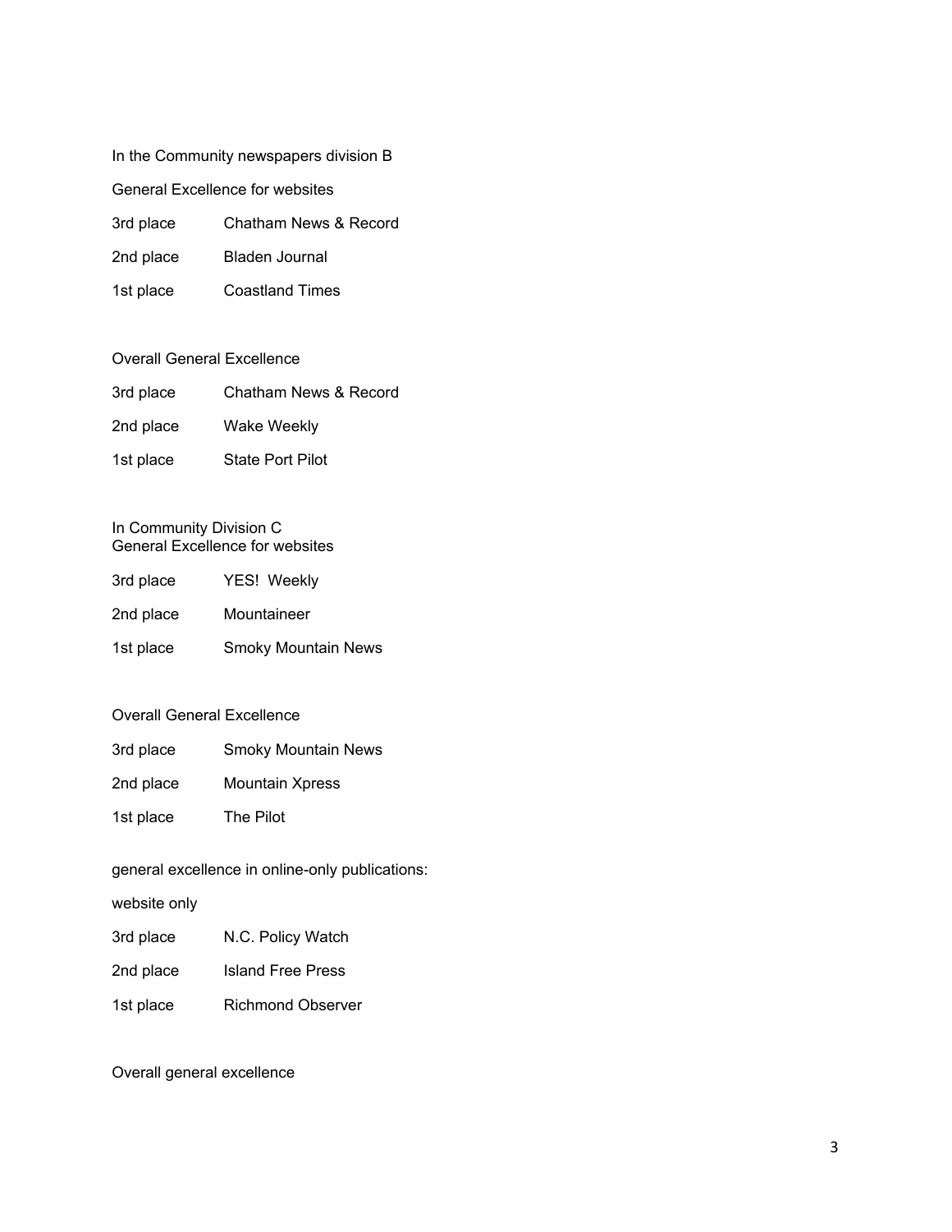In the Community newspapers division B

General Excellence for websites

3rd place Chatham News & Record

2nd place Bladen Journal

1st place Coastland Times

Overall General Excellence

3rd place Chatham News & Record

2nd place Wake Weekly

1st place State Port Pilot

In Community Division C
General Excellence for websites

3rd place YES! Weekly

2nd place Mountaineer

1st place Smoky Mountain News

Overall General Excellence

3rd place Smoky Mountain News

2nd place Mountain Xpress

1st place The Pilot

general excellence in online-only publications:

website only

3rd place N.C. Policy Watch

2nd place Island Free Press

1st place Richmond Observer

Overall general excellence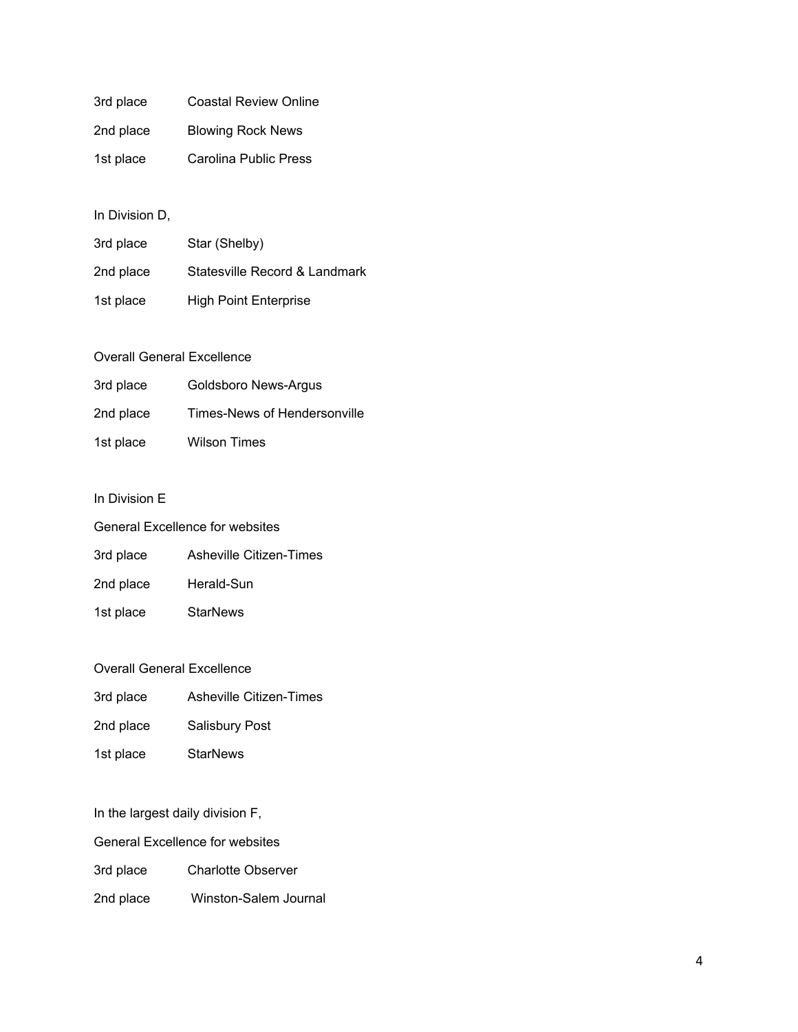3rd place Coastal Review Online

2nd place Blowing Rock News

1st place Carolina Public Press

In Division D,

3rd place Star (Shelby)

2nd place Statesville Record & Landmark

1st place High Point Enterprise

Overall General Excellence

3rd place Goldsboro News-Argus

2nd place Times-News of Hendersonville

1st place Wilson Times

In Division E

General Excellence for websites

3rd place Asheville Citizen-Times

2nd place Herald-Sun

1st place StarNews

Overall General Excellence

3rd place Asheville Citizen-Times

2nd place Salisbury Post

1st place StarNews

In the largest daily division F,

General Excellence for websites

3rd place Charlotte Observer

2nd place Winston-Salem Journal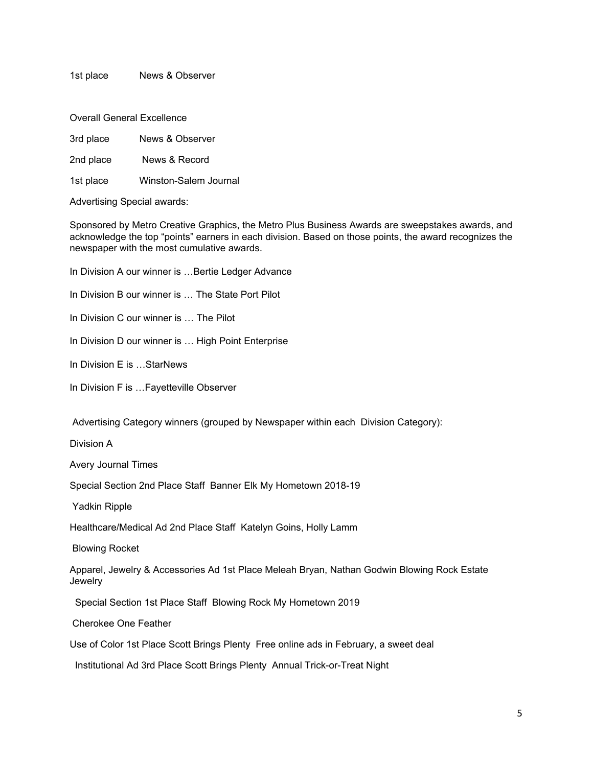1st place News & Observer

Overall General Excellence

3rd place News & Observer

2nd place News & Record

1st place Winston-Salem Journal

Advertising Special awards:

Sponsored by Metro Creative Graphics, the Metro Plus Business Awards are sweepstakes awards, and acknowledge the top "points" earners in each division. Based on those points, the award recognizes the newspaper with the most cumulative awards.

In Division A our winner is …Bertie Ledger Advance

In Division B our winner is … The State Port Pilot

In Division C our winner is … The Pilot

In Division D our winner is … High Point Enterprise

In Division E is …StarNews

In Division F is …Fayetteville Observer

Advertising Category winners (grouped by Newspaper within each Division Category):

Division A

Avery Journal Times

Special Section 2nd Place Staff Banner Elk My Hometown 2018-19

Yadkin Ripple

Healthcare/Medical Ad 2nd Place Staff Katelyn Goins, Holly Lamm

Blowing Rocket

Apparel, Jewelry & Accessories Ad 1st Place Meleah Bryan, Nathan Godwin Blowing Rock Estate Jewelry

Special Section 1st Place Staff Blowing Rock My Hometown 2019

Cherokee One Feather

Use of Color 1st Place Scott Brings Plenty Free online ads in February, a sweet deal

Institutional Ad 3rd Place Scott Brings Plenty Annual Trick-or-Treat Night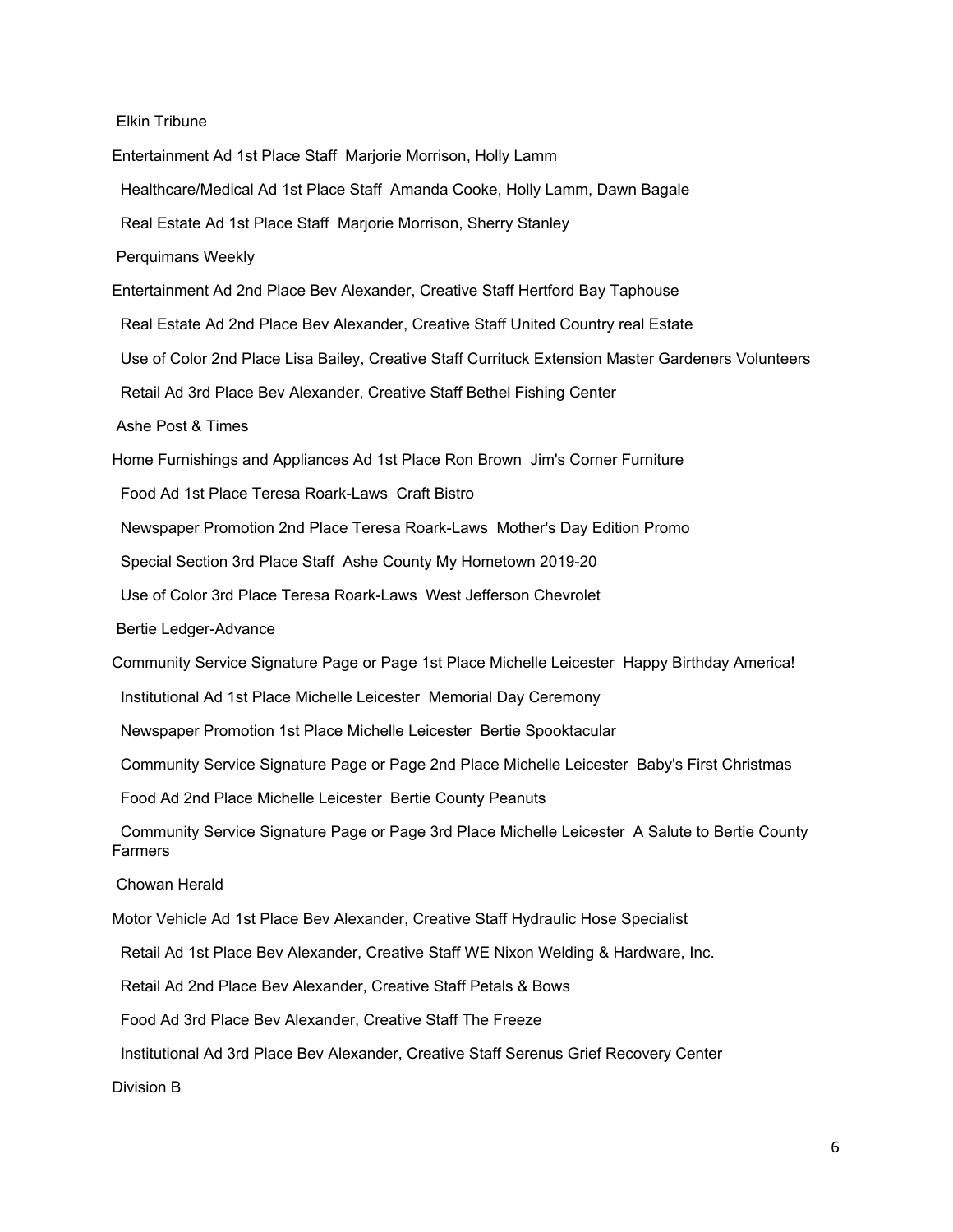Elkin Tribune

Entertainment Ad 1st Place Staff  Marjorie Morrison, Holly Lamm

Healthcare/Medical Ad 1st Place Staff  Amanda Cooke, Holly Lamm, Dawn Bagale

Real Estate Ad 1st Place Staff  Marjorie Morrison, Sherry Stanley

Perquimans Weekly

Entertainment Ad 2nd Place Bev Alexander, Creative Staff Hertford Bay Taphouse

Real Estate Ad 2nd Place Bev Alexander, Creative Staff United Country real Estate

Use of Color 2nd Place Lisa Bailey, Creative Staff Currituck Extension Master Gardeners Volunteers

Retail Ad 3rd Place Bev Alexander, Creative Staff Bethel Fishing Center

Ashe Post & Times

Home Furnishings and Appliances Ad 1st Place Ron Brown  Jim's Corner Furniture

Food Ad 1st Place Teresa Roark-Laws  Craft Bistro

Newspaper Promotion 2nd Place Teresa Roark-Laws  Mother's Day Edition Promo

Special Section 3rd Place Staff  Ashe County My Hometown 2019-20

Use of Color 3rd Place Teresa Roark-Laws  West Jefferson Chevrolet

Bertie Ledger-Advance

Community Service Signature Page or Page 1st Place Michelle Leicester  Happy Birthday America!

Institutional Ad 1st Place Michelle Leicester  Memorial Day Ceremony

Newspaper Promotion 1st Place Michelle Leicester  Bertie Spooktacular

Community Service Signature Page or Page 2nd Place Michelle Leicester  Baby's First Christmas

Food Ad 2nd Place Michelle Leicester  Bertie County Peanuts

Community Service Signature Page or Page 3rd Place Michelle Leicester  A Salute to Bertie County Farmers

Chowan Herald

Motor Vehicle Ad 1st Place Bev Alexander, Creative Staff Hydraulic Hose Specialist

Retail Ad 1st Place Bev Alexander, Creative Staff WE Nixon Welding & Hardware, Inc.

Retail Ad 2nd Place Bev Alexander, Creative Staff Petals & Bows

Food Ad 3rd Place Bev Alexander, Creative Staff The Freeze

Institutional Ad 3rd Place Bev Alexander, Creative Staff Serenus Grief Recovery Center

Division B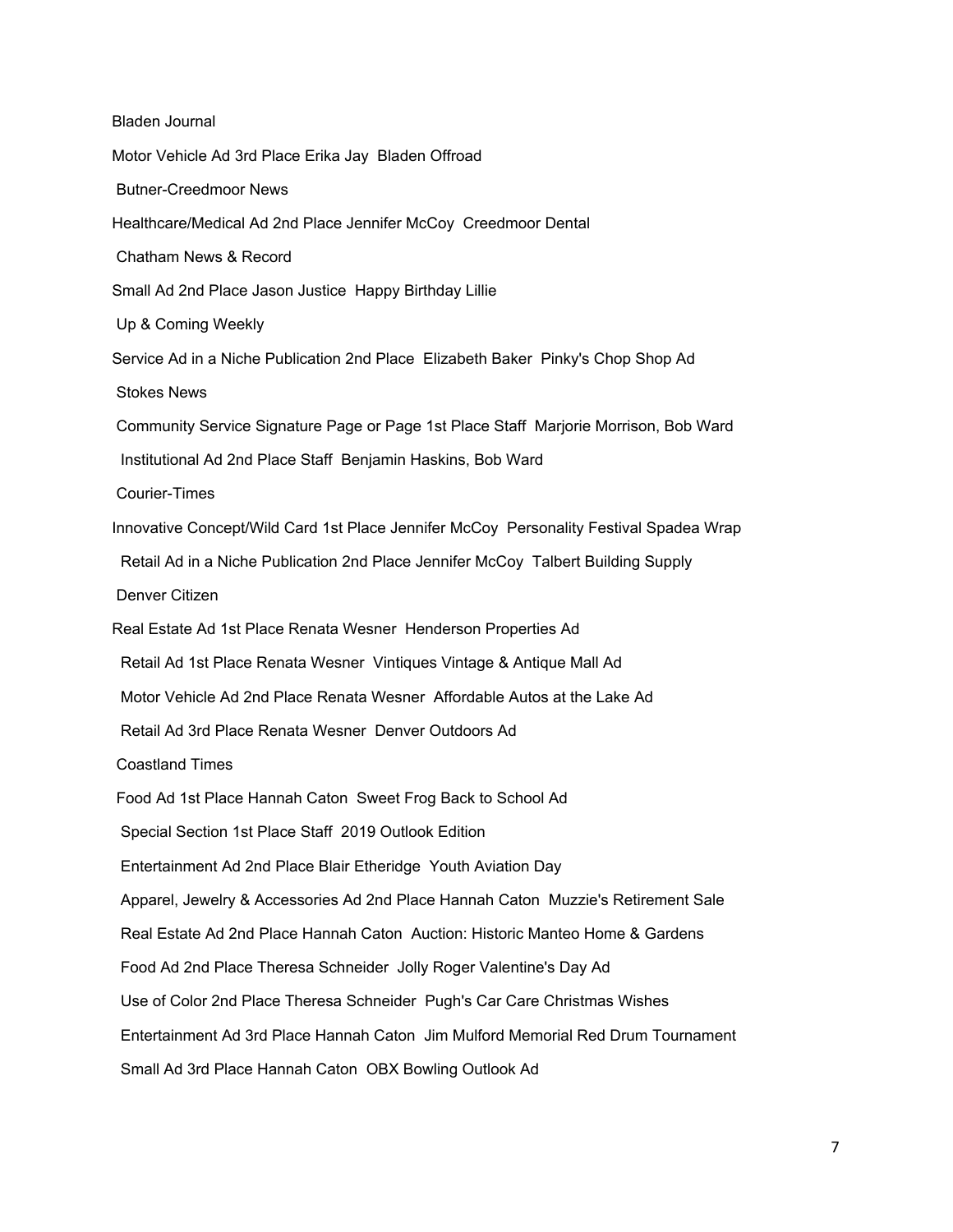Bladen Journal

Motor Vehicle Ad 3rd Place Erika Jay  Bladen Offroad

Butner-Creedmoor News

Healthcare/Medical Ad 2nd Place Jennifer McCoy  Creedmoor Dental

Chatham News & Record

Small Ad 2nd Place Jason Justice  Happy Birthday Lillie

Up & Coming Weekly

Service Ad in a Niche Publication 2nd Place  Elizabeth Baker  Pinky's Chop Shop Ad

Stokes News

Community Service Signature Page or Page 1st Place Staff  Marjorie Morrison, Bob Ward

Institutional Ad 2nd Place Staff  Benjamin Haskins, Bob Ward

Courier-Times

Innovative Concept/Wild Card 1st Place Jennifer McCoy  Personality Festival Spadea Wrap

Retail Ad in a Niche Publication 2nd Place Jennifer McCoy  Talbert Building Supply

Denver Citizen

Real Estate Ad 1st Place Renata Wesner  Henderson Properties Ad

Retail Ad 1st Place Renata Wesner  Vintiques Vintage & Antique Mall Ad

Motor Vehicle Ad 2nd Place Renata Wesner  Affordable Autos at the Lake Ad

Retail Ad 3rd Place Renata Wesner  Denver Outdoors Ad

Coastland Times

Food Ad 1st Place Hannah Caton  Sweet Frog Back to School Ad

Special Section 1st Place Staff  2019 Outlook Edition

Entertainment Ad 2nd Place Blair Etheridge  Youth Aviation Day

Apparel, Jewelry & Accessories Ad 2nd Place Hannah Caton  Muzzie's Retirement Sale

Real Estate Ad 2nd Place Hannah Caton  Auction: Historic Manteo Home & Gardens

Food Ad 2nd Place Theresa Schneider  Jolly Roger Valentine's Day Ad

Use of Color 2nd Place Theresa Schneider  Pugh's Car Care Christmas Wishes

Entertainment Ad 3rd Place Hannah Caton  Jim Mulford Memorial Red Drum Tournament

Small Ad 3rd Place Hannah Caton  OBX Bowling Outlook Ad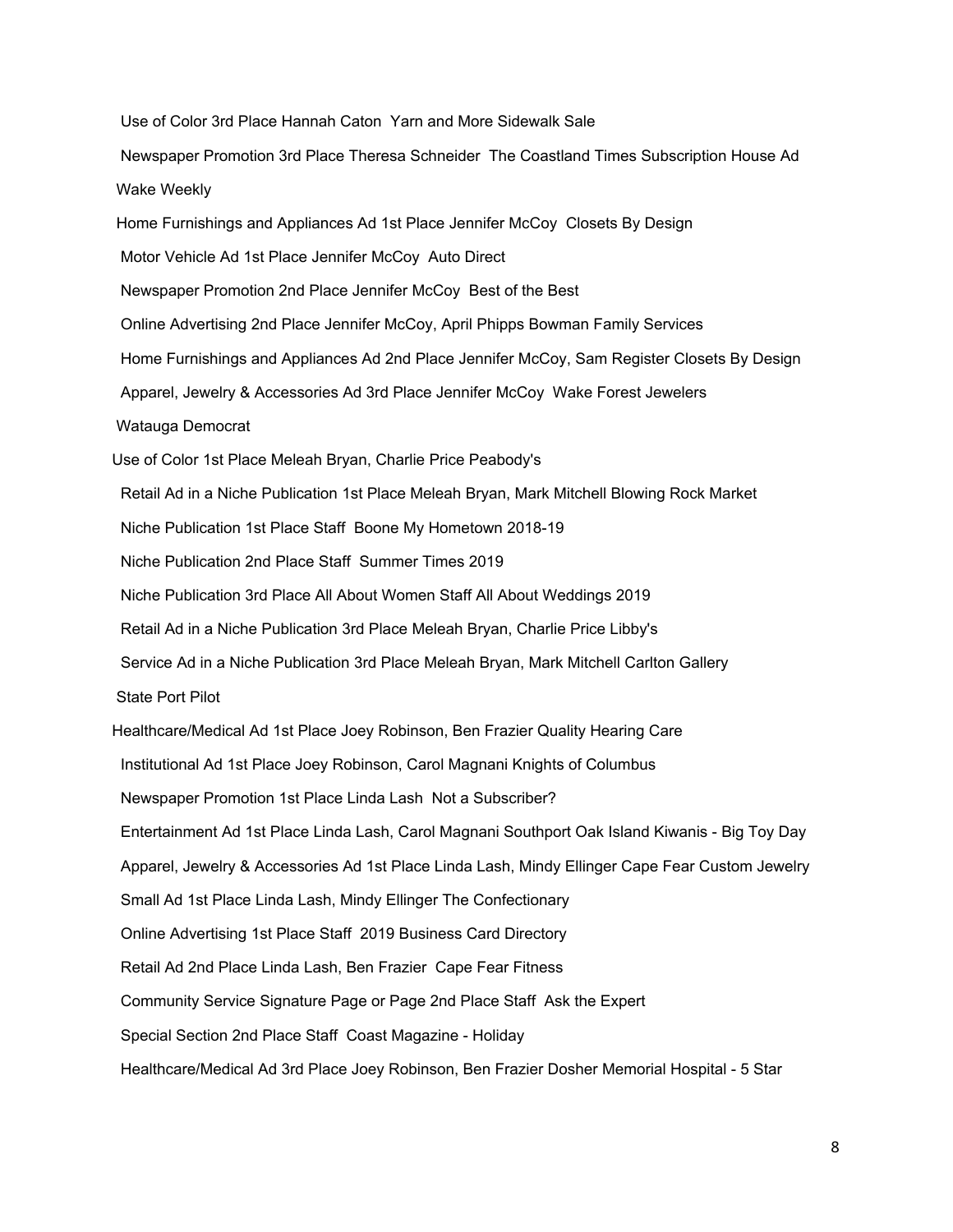Use of Color 3rd Place Hannah Caton Yarn and More Sidewalk Sale

Newspaper Promotion 3rd Place Theresa Schneider The Coastland Times Subscription House Ad

Wake Weekly

Home Furnishings and Appliances Ad 1st Place Jennifer McCoy Closets By Design

Motor Vehicle Ad 1st Place Jennifer McCoy Auto Direct

Newspaper Promotion 2nd Place Jennifer McCoy Best of the Best

Online Advertising 2nd Place Jennifer McCoy, April Phipps Bowman Family Services

Home Furnishings and Appliances Ad 2nd Place Jennifer McCoy, Sam Register Closets By Design

Apparel, Jewelry & Accessories Ad 3rd Place Jennifer McCoy Wake Forest Jewelers

Watauga Democrat

Use of Color 1st Place Meleah Bryan, Charlie Price Peabody's

Retail Ad in a Niche Publication 1st Place Meleah Bryan, Mark Mitchell Blowing Rock Market

Niche Publication 1st Place Staff Boone My Hometown 2018-19

Niche Publication 2nd Place Staff Summer Times 2019

Niche Publication 3rd Place All About Women Staff All About Weddings 2019

Retail Ad in a Niche Publication 3rd Place Meleah Bryan, Charlie Price Libby's

Service Ad in a Niche Publication 3rd Place Meleah Bryan, Mark Mitchell Carlton Gallery

State Port Pilot

Healthcare/Medical Ad 1st Place Joey Robinson, Ben Frazier Quality Hearing Care

Institutional Ad 1st Place Joey Robinson, Carol Magnani Knights of Columbus

Newspaper Promotion 1st Place Linda Lash Not a Subscriber?

Entertainment Ad 1st Place Linda Lash, Carol Magnani Southport Oak Island Kiwanis - Big Toy Day

Apparel, Jewelry & Accessories Ad 1st Place Linda Lash, Mindy Ellinger Cape Fear Custom Jewelry

Small Ad 1st Place Linda Lash, Mindy Ellinger The Confectionary

Online Advertising 1st Place Staff 2019 Business Card Directory

Retail Ad 2nd Place Linda Lash, Ben Frazier Cape Fear Fitness

Community Service Signature Page or Page 2nd Place Staff Ask the Expert

Special Section 2nd Place Staff Coast Magazine - Holiday

Healthcare/Medical Ad 3rd Place Joey Robinson, Ben Frazier Dosher Memorial Hospital - 5 Star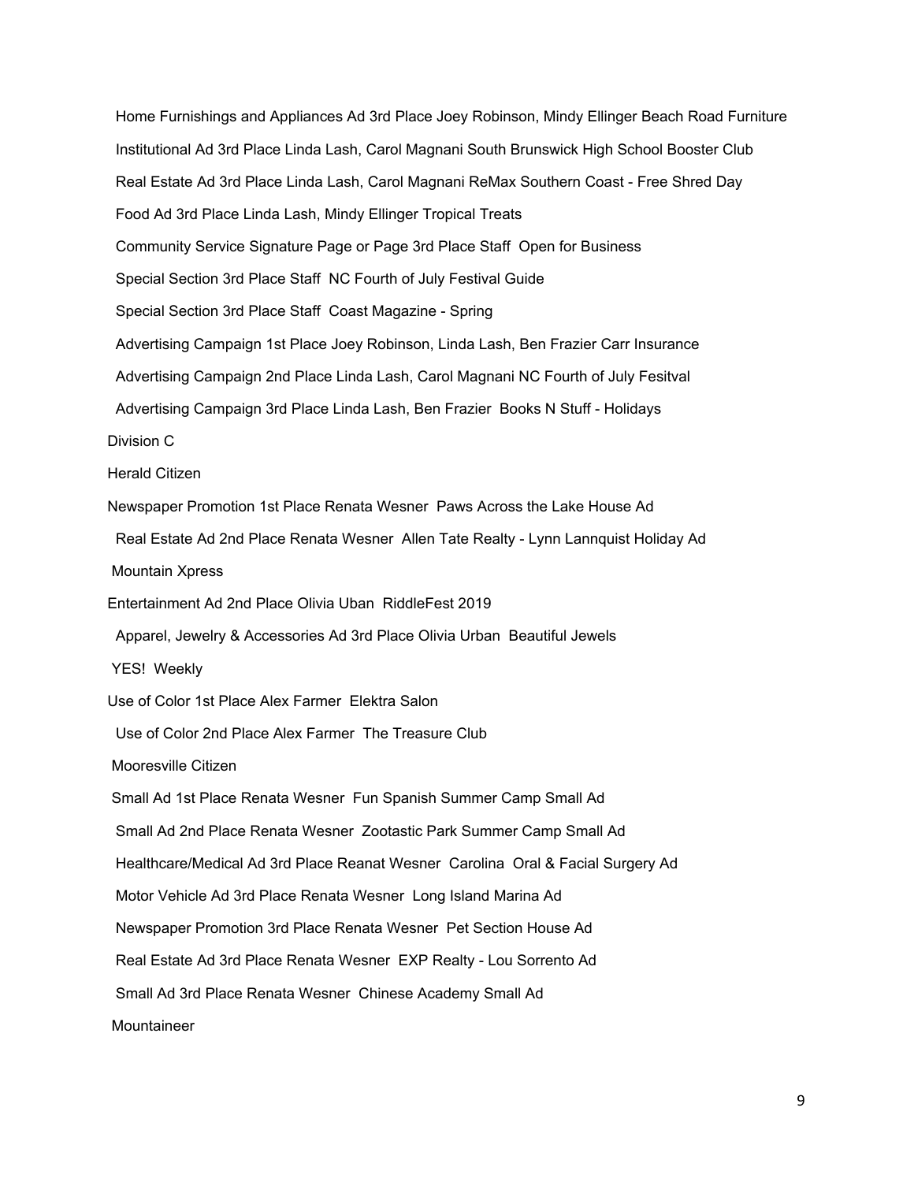Home Furnishings and Appliances Ad 3rd Place Joey Robinson, Mindy Ellinger Beach Road Furniture

Institutional Ad 3rd Place Linda Lash, Carol Magnani South Brunswick High School Booster Club

Real Estate Ad 3rd Place Linda Lash, Carol Magnani ReMax Southern Coast - Free Shred Day

Food Ad 3rd Place Linda Lash, Mindy Ellinger Tropical Treats

Community Service Signature Page or Page 3rd Place Staff Open for Business

Special Section 3rd Place Staff NC Fourth of July Festival Guide

Special Section 3rd Place Staff Coast Magazine - Spring

Advertising Campaign 1st Place Joey Robinson, Linda Lash, Ben Frazier Carr Insurance

Advertising Campaign 2nd Place Linda Lash, Carol Magnani NC Fourth of July Fesitval

Advertising Campaign 3rd Place Linda Lash, Ben Frazier Books N Stuff - Holidays

Division C

Herald Citizen

Newspaper Promotion 1st Place Renata Wesner Paws Across the Lake House Ad

Real Estate Ad 2nd Place Renata Wesner Allen Tate Realty - Lynn Lannquist Holiday Ad

Mountain Xpress

Entertainment Ad 2nd Place Olivia Uban RiddleFest 2019

Apparel, Jewelry & Accessories Ad 3rd Place Olivia Urban Beautiful Jewels

YES! Weekly

Use of Color 1st Place Alex Farmer Elektra Salon

Use of Color 2nd Place Alex Farmer The Treasure Club

Mooresville Citizen

Small Ad 1st Place Renata Wesner Fun Spanish Summer Camp Small Ad

Small Ad 2nd Place Renata Wesner Zootastic Park Summer Camp Small Ad

Healthcare/Medical Ad 3rd Place Reanat Wesner Carolina Oral & Facial Surgery Ad

Motor Vehicle Ad 3rd Place Renata Wesner Long Island Marina Ad

Newspaper Promotion 3rd Place Renata Wesner Pet Section House Ad

Real Estate Ad 3rd Place Renata Wesner EXP Realty - Lou Sorrento Ad

Small Ad 3rd Place Renata Wesner Chinese Academy Small Ad

Mountaineer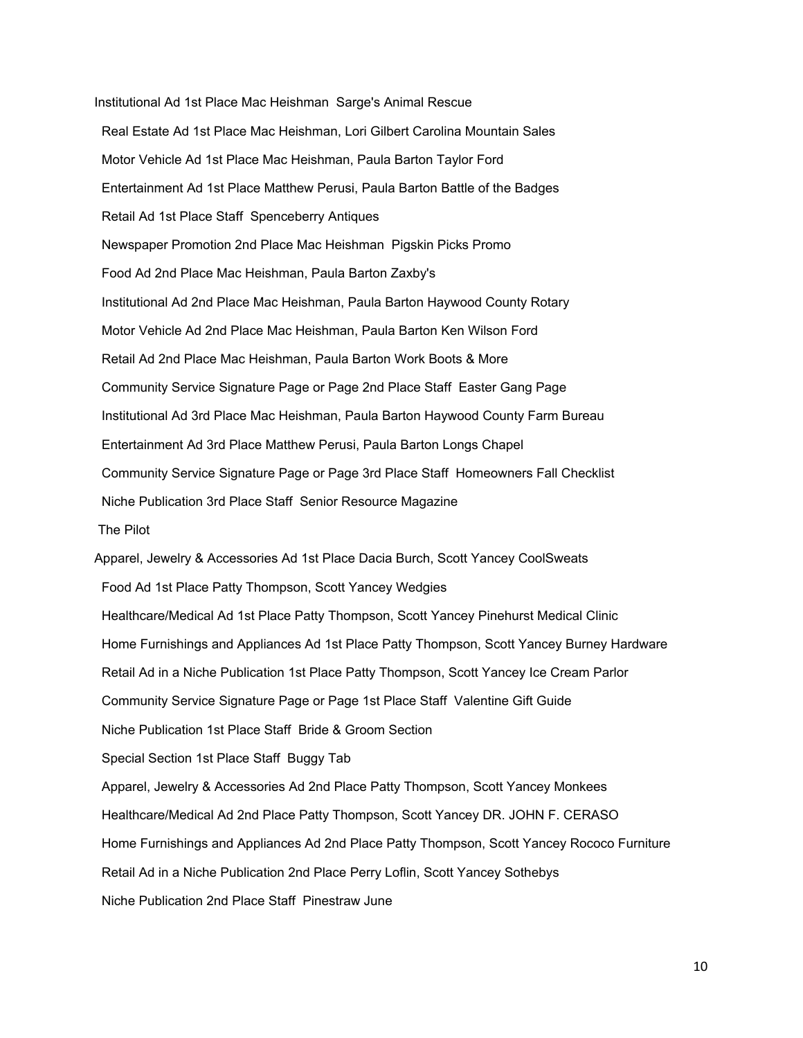Institutional Ad 1st Place Mac Heishman  Sarge's Animal Rescue

Real Estate Ad 1st Place Mac Heishman, Lori Gilbert Carolina Mountain Sales

Motor Vehicle Ad 1st Place Mac Heishman, Paula Barton Taylor Ford

Entertainment Ad 1st Place Matthew Perusi, Paula Barton Battle of the Badges

Retail Ad 1st Place Staff  Spenceberry Antiques

Newspaper Promotion 2nd Place Mac Heishman  Pigskin Picks Promo

Food Ad 2nd Place Mac Heishman, Paula Barton Zaxby's

Institutional Ad 2nd Place Mac Heishman, Paula Barton Haywood County Rotary

Motor Vehicle Ad 2nd Place Mac Heishman, Paula Barton Ken Wilson Ford

Retail Ad 2nd Place Mac Heishman, Paula Barton Work Boots & More

Community Service Signature Page or Page 2nd Place Staff  Easter Gang Page

Institutional Ad 3rd Place Mac Heishman, Paula Barton Haywood County Farm Bureau

Entertainment Ad 3rd Place Matthew Perusi, Paula Barton Longs Chapel

Community Service Signature Page or Page 3rd Place Staff  Homeowners Fall Checklist

Niche Publication 3rd Place Staff  Senior Resource Magazine

The Pilot

Apparel, Jewelry & Accessories Ad 1st Place Dacia Burch, Scott Yancey CoolSweats

Food Ad 1st Place Patty Thompson, Scott Yancey Wedgies

Healthcare/Medical Ad 1st Place Patty Thompson, Scott Yancey Pinehurst Medical Clinic

Home Furnishings and Appliances Ad 1st Place Patty Thompson, Scott Yancey Burney Hardware

Retail Ad in a Niche Publication 1st Place Patty Thompson, Scott Yancey Ice Cream Parlor

Community Service Signature Page or Page 1st Place Staff  Valentine Gift Guide

Niche Publication 1st Place Staff  Bride & Groom Section

Special Section 1st Place Staff  Buggy Tab

Apparel, Jewelry & Accessories Ad 2nd Place Patty Thompson, Scott Yancey Monkees

Healthcare/Medical Ad 2nd Place Patty Thompson, Scott Yancey DR. JOHN F. CERASO

Home Furnishings and Appliances Ad 2nd Place Patty Thompson, Scott Yancey Rococo Furniture

Retail Ad in a Niche Publication 2nd Place Perry Loflin, Scott Yancey Sothebys

Niche Publication 2nd Place Staff  Pinestraw June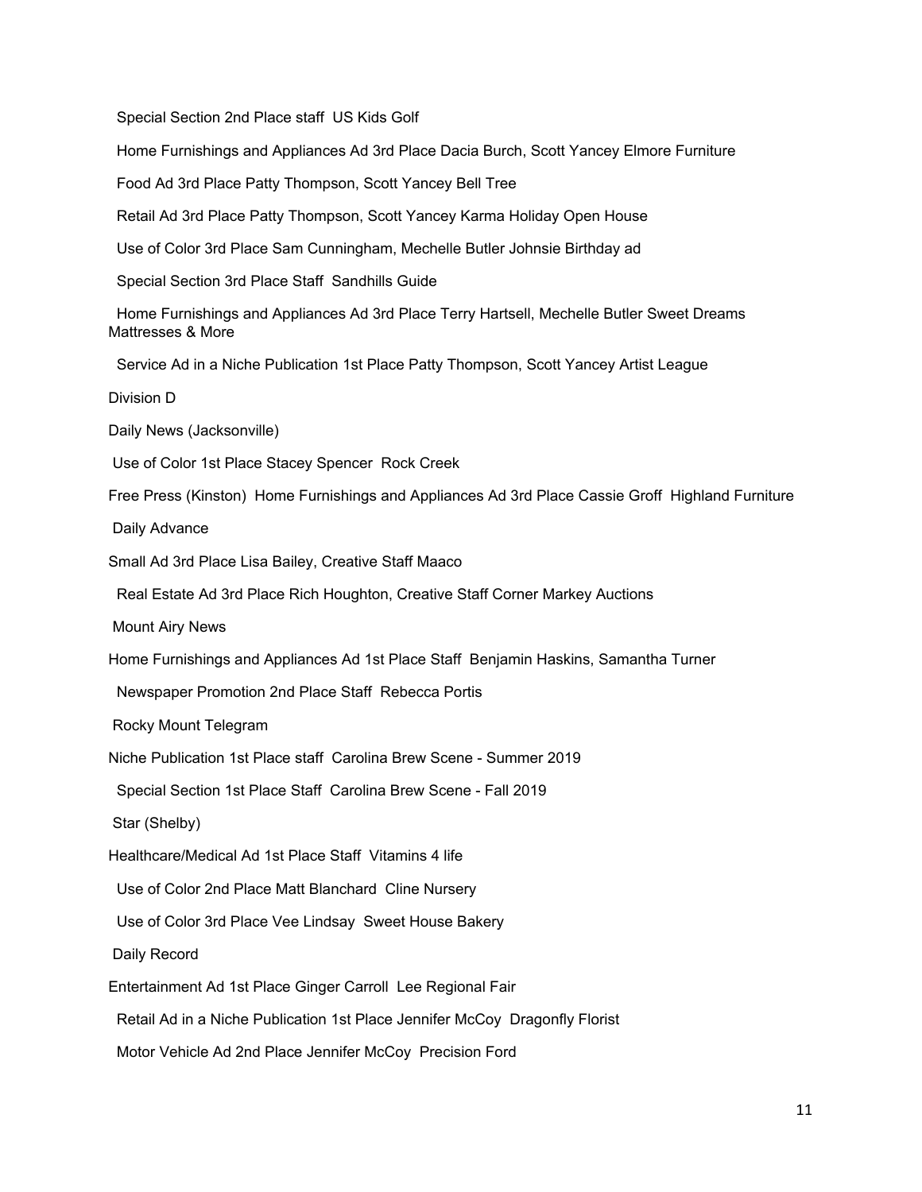Special Section 2nd Place staff US Kids Golf

Home Furnishings and Appliances Ad 3rd Place Dacia Burch, Scott Yancey Elmore Furniture

Food Ad 3rd Place Patty Thompson, Scott Yancey Bell Tree

Retail Ad 3rd Place Patty Thompson, Scott Yancey Karma Holiday Open House

Use of Color 3rd Place Sam Cunningham, Mechelle Butler Johnsie Birthday ad

Special Section 3rd Place Staff Sandhills Guide

Home Furnishings and Appliances Ad 3rd Place Terry Hartsell, Mechelle Butler Sweet Dreams Mattresses & More

Service Ad in a Niche Publication 1st Place Patty Thompson, Scott Yancey Artist League

Division D

Daily News (Jacksonville)

Use of Color 1st Place Stacey Spencer Rock Creek

Free Press (Kinston) Home Furnishings and Appliances Ad 3rd Place Cassie Groff Highland Furniture

Daily Advance

Small Ad 3rd Place Lisa Bailey, Creative Staff Maaco

Real Estate Ad 3rd Place Rich Houghton, Creative Staff Corner Markey Auctions

Mount Airy News

Home Furnishings and Appliances Ad 1st Place Staff Benjamin Haskins, Samantha Turner

Newspaper Promotion 2nd Place Staff Rebecca Portis

Rocky Mount Telegram

Niche Publication 1st Place staff Carolina Brew Scene - Summer 2019

Special Section 1st Place Staff Carolina Brew Scene - Fall 2019

Star (Shelby)

Healthcare/Medical Ad 1st Place Staff Vitamins 4 life

Use of Color 2nd Place Matt Blanchard Cline Nursery

Use of Color 3rd Place Vee Lindsay Sweet House Bakery

Daily Record

Entertainment Ad 1st Place Ginger Carroll Lee Regional Fair

Retail Ad in a Niche Publication 1st Place Jennifer McCoy Dragonfly Florist

Motor Vehicle Ad 2nd Place Jennifer McCoy Precision Ford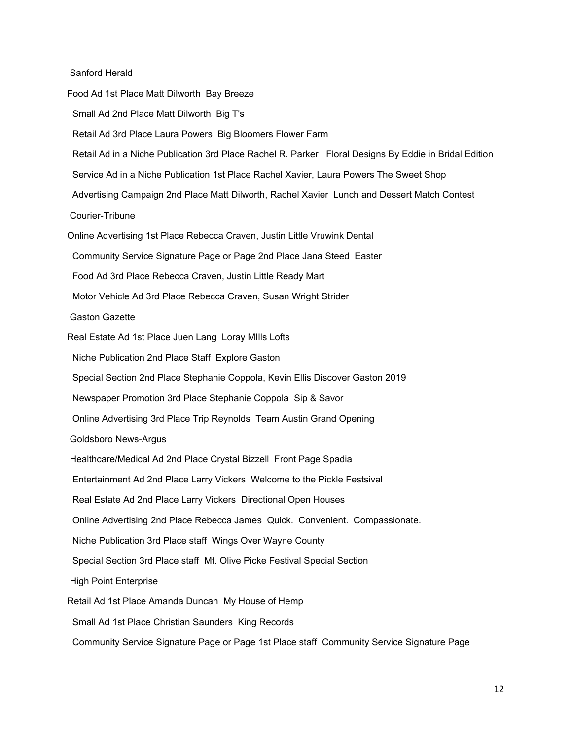Sanford Herald

Food Ad 1st Place Matt Dilworth Bay Breeze

Small Ad 2nd Place Matt Dilworth Big T's

Retail Ad 3rd Place Laura Powers Big Bloomers Flower Farm

Retail Ad in a Niche Publication 3rd Place Rachel R. Parker Floral Designs By Eddie in Bridal Edition

Service Ad in a Niche Publication 1st Place Rachel Xavier, Laura Powers The Sweet Shop

Advertising Campaign 2nd Place Matt Dilworth, Rachel Xavier Lunch and Dessert Match Contest

Courier-Tribune

Online Advertising 1st Place Rebecca Craven, Justin Little Vruwink Dental

Community Service Signature Page or Page 2nd Place Jana Steed Easter

Food Ad 3rd Place Rebecca Craven, Justin Little Ready Mart

Motor Vehicle Ad 3rd Place Rebecca Craven, Susan Wright Strider

Gaston Gazette

Real Estate Ad 1st Place Juen Lang Loray MIlls Lofts

Niche Publication 2nd Place Staff Explore Gaston

Special Section 2nd Place Stephanie Coppola, Kevin Ellis Discover Gaston 2019

Newspaper Promotion 3rd Place Stephanie Coppola Sip & Savor

Online Advertising 3rd Place Trip Reynolds Team Austin Grand Opening

Goldsboro News-Argus

Healthcare/Medical Ad 2nd Place Crystal Bizzell Front Page Spadia

Entertainment Ad 2nd Place Larry Vickers Welcome to the Pickle Festsival

Real Estate Ad 2nd Place Larry Vickers Directional Open Houses

Online Advertising 2nd Place Rebecca James Quick. Convenient. Compassionate.

Niche Publication 3rd Place staff Wings Over Wayne County

Special Section 3rd Place staff Mt. Olive Picke Festival Special Section

High Point Enterprise

Retail Ad 1st Place Amanda Duncan My House of Hemp

Small Ad 1st Place Christian Saunders King Records

Community Service Signature Page or Page 1st Place staff Community Service Signature Page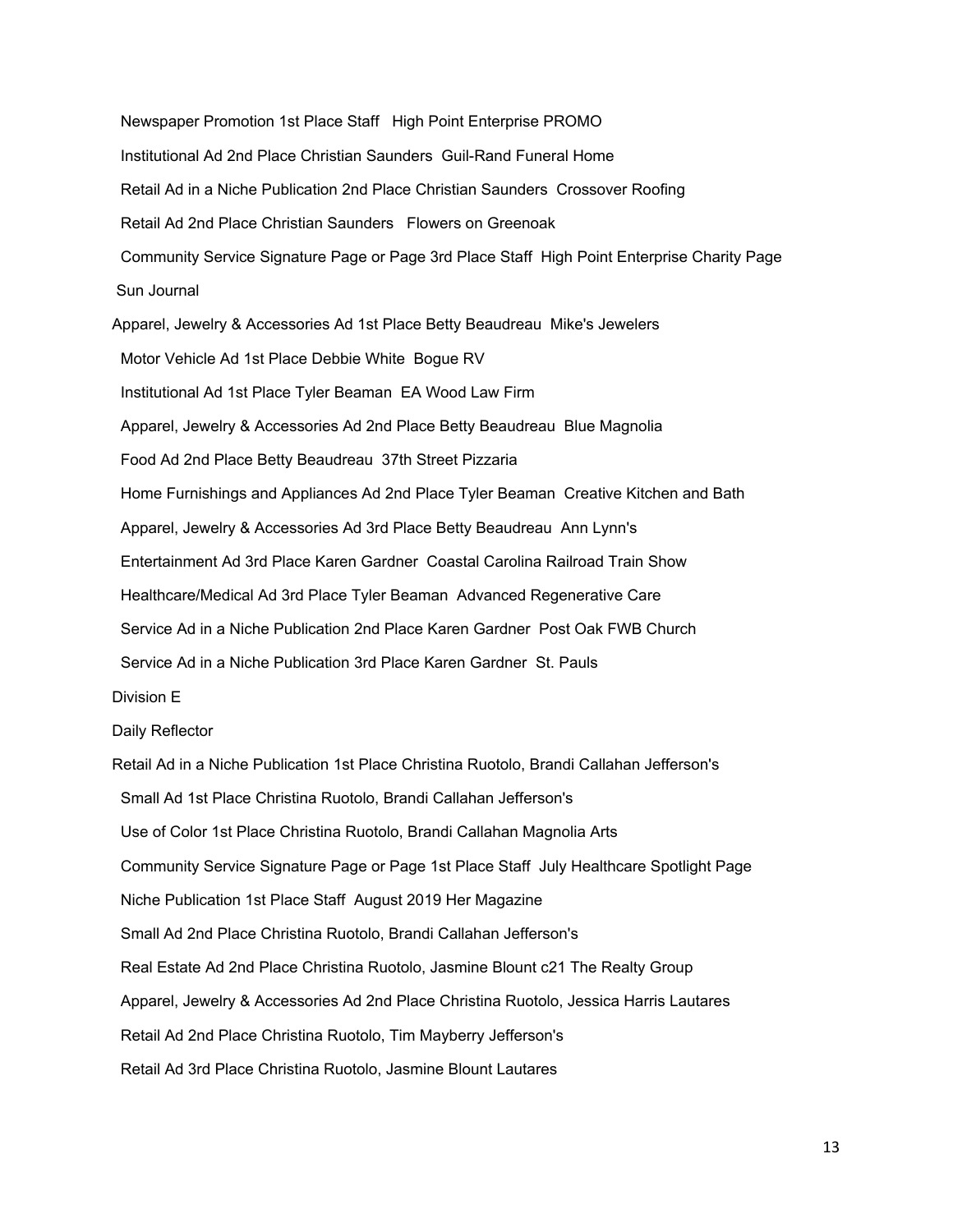Newspaper Promotion 1st Place Staff High Point Enterprise PROMO

Institutional Ad 2nd Place Christian Saunders Guil-Rand Funeral Home

Retail Ad in a Niche Publication 2nd Place Christian Saunders Crossover Roofing

Retail Ad 2nd Place Christian Saunders Flowers on Greenoak

Community Service Signature Page or Page 3rd Place Staff High Point Enterprise Charity Page

Sun Journal

Apparel, Jewelry & Accessories Ad 1st Place Betty Beaudreau Mike's Jewelers

Motor Vehicle Ad 1st Place Debbie White Bogue RV

Institutional Ad 1st Place Tyler Beaman EA Wood Law Firm

Apparel, Jewelry & Accessories Ad 2nd Place Betty Beaudreau Blue Magnolia

Food Ad 2nd Place Betty Beaudreau 37th Street Pizzaria

Home Furnishings and Appliances Ad 2nd Place Tyler Beaman Creative Kitchen and Bath

Apparel, Jewelry & Accessories Ad 3rd Place Betty Beaudreau Ann Lynn's

Entertainment Ad 3rd Place Karen Gardner Coastal Carolina Railroad Train Show

Healthcare/Medical Ad 3rd Place Tyler Beaman Advanced Regenerative Care

Service Ad in a Niche Publication 2nd Place Karen Gardner Post Oak FWB Church

Service Ad in a Niche Publication 3rd Place Karen Gardner St. Pauls

Division E

Daily Reflector

Retail Ad in a Niche Publication 1st Place Christina Ruotolo, Brandi Callahan Jefferson's

Small Ad 1st Place Christina Ruotolo, Brandi Callahan Jefferson's

Use of Color 1st Place Christina Ruotolo, Brandi Callahan Magnolia Arts

Community Service Signature Page or Page 1st Place Staff July Healthcare Spotlight Page

Niche Publication 1st Place Staff August 2019 Her Magazine

Small Ad 2nd Place Christina Ruotolo, Brandi Callahan Jefferson's

Real Estate Ad 2nd Place Christina Ruotolo, Jasmine Blount c21 The Realty Group

Apparel, Jewelry & Accessories Ad 2nd Place Christina Ruotolo, Jessica Harris Lautares

Retail Ad 2nd Place Christina Ruotolo, Tim Mayberry Jefferson's

Retail Ad 3rd Place Christina Ruotolo, Jasmine Blount Lautares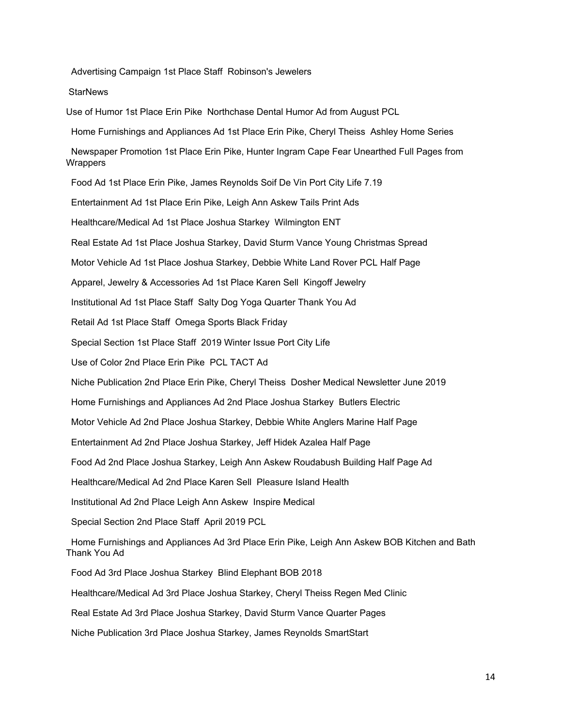Advertising Campaign 1st Place Staff Robinson's Jewelers

StarNews

Use of Humor 1st Place Erin Pike Northchase Dental Humor Ad from August PCL

Home Furnishings and Appliances Ad 1st Place Erin Pike, Cheryl Theiss Ashley Home Series

Newspaper Promotion 1st Place Erin Pike, Hunter Ingram Cape Fear Unearthed Full Pages from Wrappers

Food Ad 1st Place Erin Pike, James Reynolds Soif De Vin Port City Life 7.19

Entertainment Ad 1st Place Erin Pike, Leigh Ann Askew Tails Print Ads

Healthcare/Medical Ad 1st Place Joshua Starkey Wilmington ENT

Real Estate Ad 1st Place Joshua Starkey, David Sturm Vance Young Christmas Spread

Motor Vehicle Ad 1st Place Joshua Starkey, Debbie White Land Rover PCL Half Page

Apparel, Jewelry & Accessories Ad 1st Place Karen Sell Kingoff Jewelry

Institutional Ad 1st Place Staff Salty Dog Yoga Quarter Thank You Ad

Retail Ad 1st Place Staff Omega Sports Black Friday

Special Section 1st Place Staff 2019 Winter Issue Port City Life

Use of Color 2nd Place Erin Pike PCL TACT Ad

Niche Publication 2nd Place Erin Pike, Cheryl Theiss Dosher Medical Newsletter June 2019

Home Furnishings and Appliances Ad 2nd Place Joshua Starkey Butlers Electric

Motor Vehicle Ad 2nd Place Joshua Starkey, Debbie White Anglers Marine Half Page

Entertainment Ad 2nd Place Joshua Starkey, Jeff Hidek Azalea Half Page

Food Ad 2nd Place Joshua Starkey, Leigh Ann Askew Roudabush Building Half Page Ad

Healthcare/Medical Ad 2nd Place Karen Sell Pleasure Island Health

Institutional Ad 2nd Place Leigh Ann Askew Inspire Medical

Special Section 2nd Place Staff April 2019 PCL

Home Furnishings and Appliances Ad 3rd Place Erin Pike, Leigh Ann Askew BOB Kitchen and Bath Thank You Ad

Food Ad 3rd Place Joshua Starkey Blind Elephant BOB 2018

Healthcare/Medical Ad 3rd Place Joshua Starkey, Cheryl Theiss Regen Med Clinic

Real Estate Ad 3rd Place Joshua Starkey, David Sturm Vance Quarter Pages

Niche Publication 3rd Place Joshua Starkey, James Reynolds SmartStart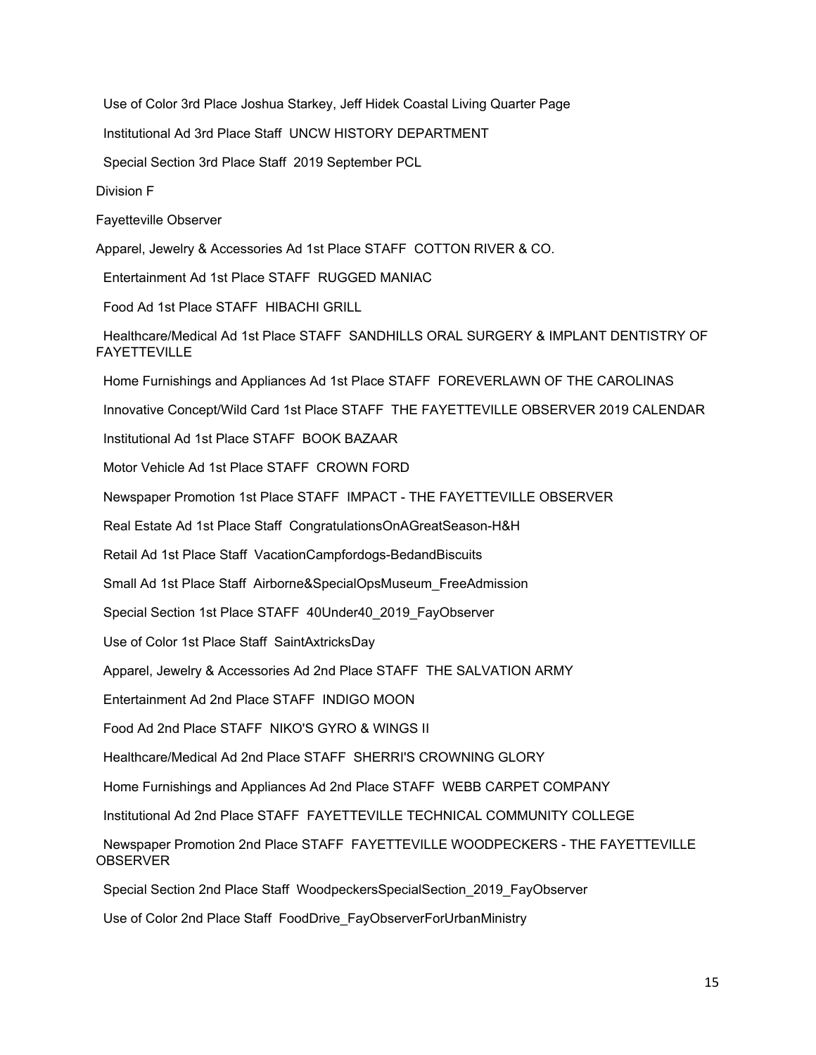Use of Color 3rd Place Joshua Starkey, Jeff Hidek Coastal Living Quarter Page

Institutional Ad 3rd Place Staff UNCW HISTORY DEPARTMENT

Special Section 3rd Place Staff 2019 September PCL

Division F

Fayetteville Observer

Apparel, Jewelry & Accessories Ad 1st Place STAFF COTTON RIVER & CO.

Entertainment Ad 1st Place STAFF RUGGED MANIAC

Food Ad 1st Place STAFF HIBACHI GRILL

Healthcare/Medical Ad 1st Place STAFF SANDHILLS ORAL SURGERY & IMPLANT DENTISTRY OF FAYETTEVILLE

Home Furnishings and Appliances Ad 1st Place STAFF FOREVERLAWN OF THE CAROLINAS

Innovative Concept/Wild Card 1st Place STAFF THE FAYETTEVILLE OBSERVER 2019 CALENDAR

Institutional Ad 1st Place STAFF BOOK BAZAAR

Motor Vehicle Ad 1st Place STAFF CROWN FORD

Newspaper Promotion 1st Place STAFF IMPACT - THE FAYETTEVILLE OBSERVER

Real Estate Ad 1st Place Staff CongratulationsOnAGreatSeason-H&H

Retail Ad 1st Place Staff VacationCampfordogs-BedandBiscuits

Small Ad 1st Place Staff Airborne&SpecialOpsMuseum_FreeAdmission

Special Section 1st Place STAFF 40Under40_2019_FayObserver

Use of Color 1st Place Staff SaintAxtricksDay

Apparel, Jewelry & Accessories Ad 2nd Place STAFF THE SALVATION ARMY

Entertainment Ad 2nd Place STAFF INDIGO MOON

Food Ad 2nd Place STAFF NIKO'S GYRO & WINGS II

Healthcare/Medical Ad 2nd Place STAFF SHERRI'S CROWNING GLORY

Home Furnishings and Appliances Ad 2nd Place STAFF WEBB CARPET COMPANY

Institutional Ad 2nd Place STAFF FAYETTEVILLE TECHNICAL COMMUNITY COLLEGE

Newspaper Promotion 2nd Place STAFF FAYETTEVILLE WOODPECKERS - THE FAYETTEVILLE OBSERVER

Special Section 2nd Place Staff WoodpeckersSpecialSection_2019_FayObserver

Use of Color 2nd Place Staff FoodDrive_FayObserverForUrbanMinistry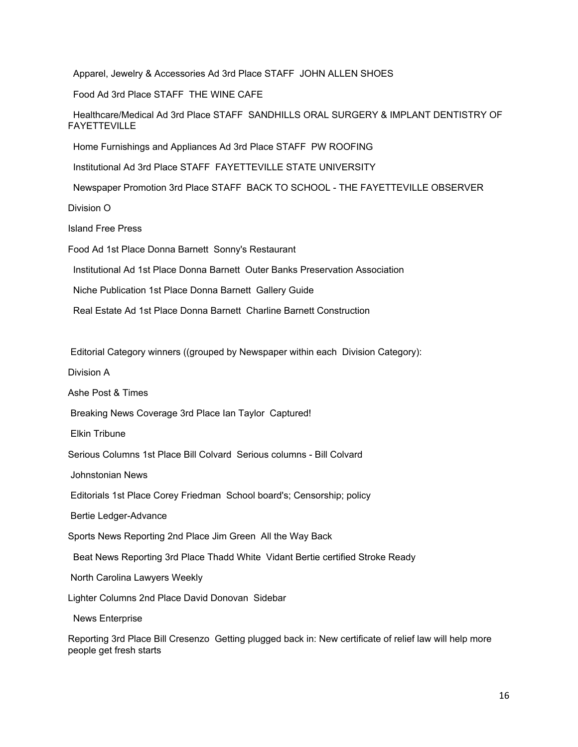Apparel, Jewelry & Accessories Ad 3rd Place STAFF JOHN ALLEN SHOES

Food Ad 3rd Place STAFF THE WINE CAFE

Healthcare/Medical Ad 3rd Place STAFF SANDHILLS ORAL SURGERY & IMPLANT DENTISTRY OF FAYETTEVILLE

Home Furnishings and Appliances Ad 3rd Place STAFF PW ROOFING

Institutional Ad 3rd Place STAFF FAYETTEVILLE STATE UNIVERSITY

Newspaper Promotion 3rd Place STAFF BACK TO SCHOOL - THE FAYETTEVILLE OBSERVER

Division O

Island Free Press

Food Ad 1st Place Donna Barnett Sonny's Restaurant

Institutional Ad 1st Place Donna Barnett Outer Banks Preservation Association

Niche Publication 1st Place Donna Barnett Gallery Guide

Real Estate Ad 1st Place Donna Barnett Charline Barnett Construction

Editorial Category winners ((grouped by Newspaper within each Division Category):

Division A

Ashe Post & Times

Breaking News Coverage 3rd Place Ian Taylor Captured!

Elkin Tribune

Serious Columns 1st Place Bill Colvard Serious columns - Bill Colvard

Johnstonian News

Editorials 1st Place Corey Friedman School board's; Censorship; policy

Bertie Ledger-Advance

Sports News Reporting 2nd Place Jim Green All the Way Back

Beat News Reporting 3rd Place Thadd White Vidant Bertie certified Stroke Ready

North Carolina Lawyers Weekly

Lighter Columns 2nd Place David Donovan Sidebar

News Enterprise

Reporting 3rd Place Bill Cresenzo Getting plugged back in: New certificate of relief law will help more people get fresh starts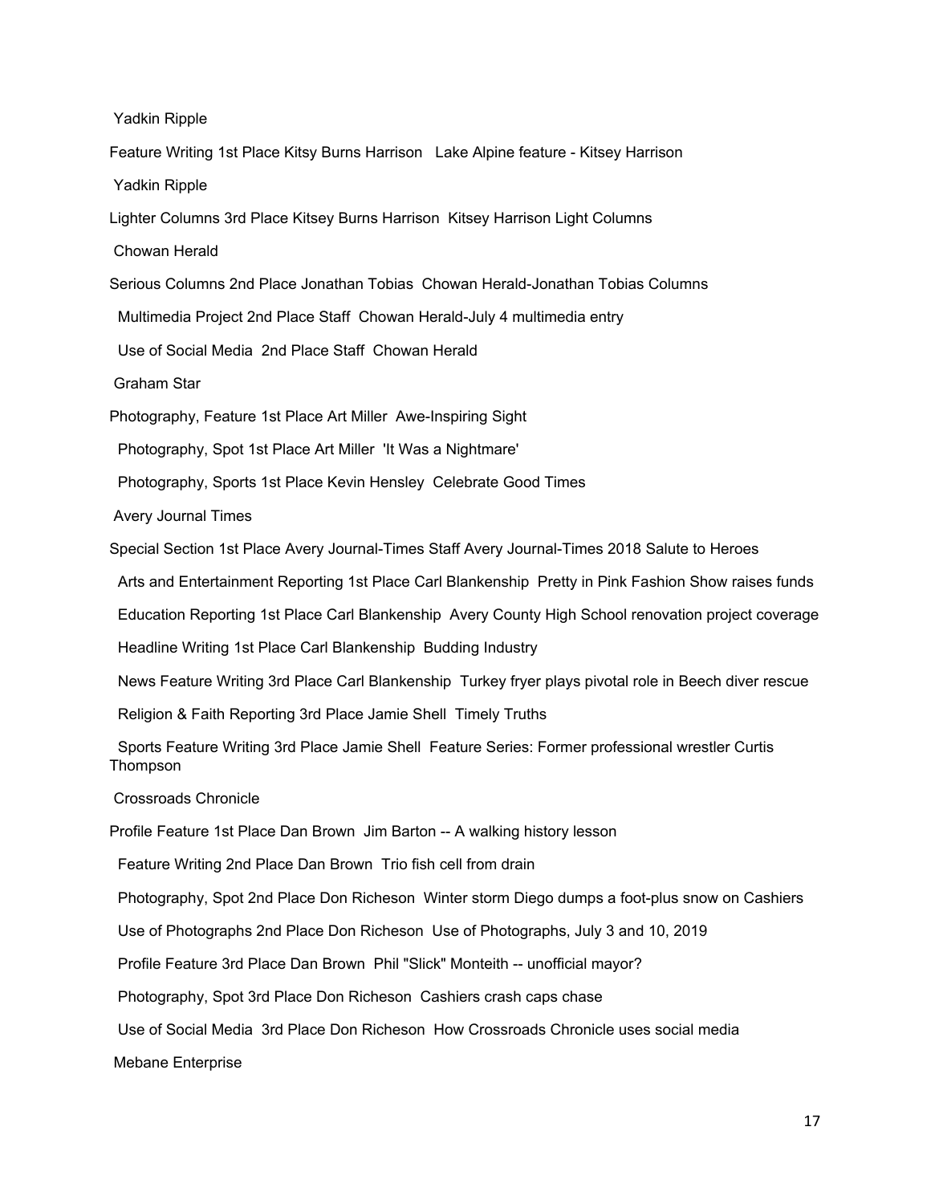Yadkin Ripple

Feature Writing 1st Place Kitsy Burns Harrison   Lake Alpine feature - Kitsey Harrison

Yadkin Ripple

Lighter Columns 3rd Place Kitsey Burns Harrison  Kitsey Harrison Light Columns

Chowan Herald

Serious Columns 2nd Place Jonathan Tobias  Chowan Herald-Jonathan Tobias Columns

Multimedia Project 2nd Place Staff  Chowan Herald-July 4 multimedia entry

Use of Social Media  2nd Place Staff  Chowan Herald

Graham Star

Photography, Feature 1st Place Art Miller  Awe-Inspiring Sight

Photography, Spot 1st Place Art Miller  'It Was a Nightmare'

Photography, Sports 1st Place Kevin Hensley  Celebrate Good Times

Avery Journal Times

Special Section 1st Place Avery Journal-Times Staff Avery Journal-Times 2018 Salute to Heroes

Arts and Entertainment Reporting 1st Place Carl Blankenship  Pretty in Pink Fashion Show raises funds

Education Reporting 1st Place Carl Blankenship  Avery County High School renovation project coverage

Headline Writing 1st Place Carl Blankenship  Budding Industry

News Feature Writing 3rd Place Carl Blankenship  Turkey fryer plays pivotal role in Beech diver rescue

Religion & Faith Reporting 3rd Place Jamie Shell  Timely Truths

Sports Feature Writing 3rd Place Jamie Shell  Feature Series: Former professional wrestler Curtis Thompson

Crossroads Chronicle

Profile Feature 1st Place Dan Brown  Jim Barton -- A walking history lesson

Feature Writing 2nd Place Dan Brown  Trio fish cell from drain

Photography, Spot 2nd Place Don Richeson  Winter storm Diego dumps a foot-plus snow on Cashiers

Use of Photographs 2nd Place Don Richeson  Use of Photographs, July 3 and 10, 2019

Profile Feature 3rd Place Dan Brown  Phil "Slick" Monteith -- unofficial mayor?

Photography, Spot 3rd Place Don Richeson  Cashiers crash caps chase

Use of Social Media  3rd Place Don Richeson  How Crossroads Chronicle uses social media

Mebane Enterprise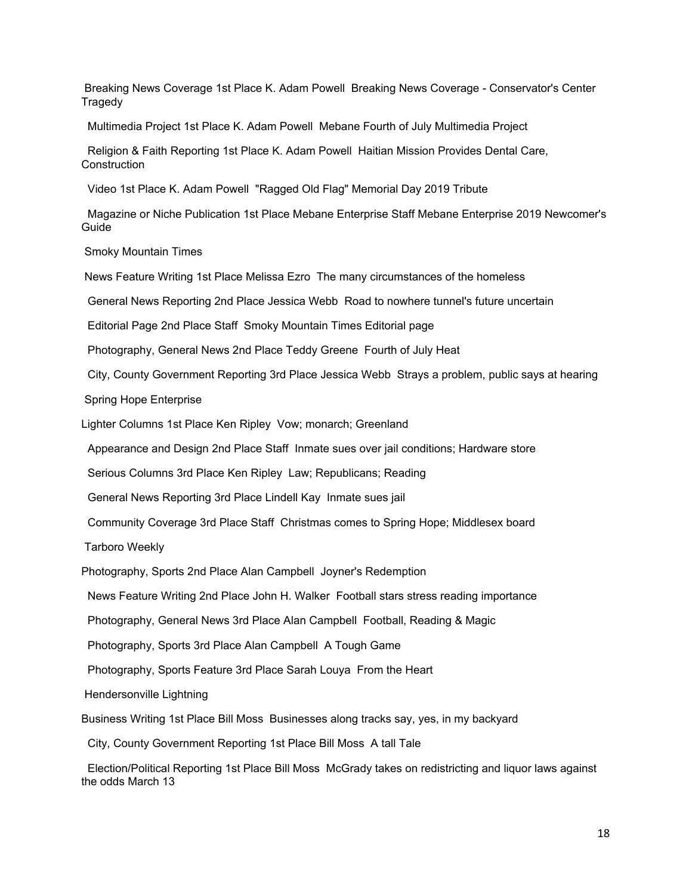Breaking News Coverage 1st Place K. Adam Powell  Breaking News Coverage - Conservator's Center Tragedy

Multimedia Project 1st Place K. Adam Powell  Mebane Fourth of July Multimedia Project

Religion & Faith Reporting 1st Place K. Adam Powell  Haitian Mission Provides Dental Care, Construction

Video 1st Place K. Adam Powell  "Ragged Old Flag" Memorial Day 2019 Tribute

Magazine or Niche Publication 1st Place Mebane Enterprise Staff Mebane Enterprise 2019 Newcomer's Guide

Smoky Mountain Times

News Feature Writing 1st Place Melissa Ezro  The many circumstances of the homeless

General News Reporting 2nd Place Jessica Webb  Road to nowhere tunnel's future uncertain

Editorial Page 2nd Place Staff  Smoky Mountain Times Editorial page

Photography, General News 2nd Place Teddy Greene  Fourth of July Heat

City, County Government Reporting 3rd Place Jessica Webb  Strays a problem, public says at hearing

Spring Hope Enterprise

Lighter Columns 1st Place Ken Ripley  Vow; monarch; Greenland

Appearance and Design 2nd Place Staff  Inmate sues over jail conditions; Hardware store

Serious Columns 3rd Place Ken Ripley  Law; Republicans; Reading

General News Reporting 3rd Place Lindell Kay  Inmate sues jail

Community Coverage 3rd Place Staff  Christmas comes to Spring Hope; Middlesex board

Tarboro Weekly

Photography, Sports 2nd Place Alan Campbell  Joyner's Redemption

News Feature Writing 2nd Place John H. Walker  Football stars stress reading importance

Photography, General News 3rd Place Alan Campbell  Football, Reading & Magic

Photography, Sports 3rd Place Alan Campbell  A Tough Game

Photography, Sports Feature 3rd Place Sarah Louya  From the Heart

Hendersonville Lightning

Business Writing 1st Place Bill Moss  Businesses along tracks say, yes, in my backyard

City, County Government Reporting 1st Place Bill Moss  A tall Tale

Election/Political Reporting 1st Place Bill Moss  McGrady takes on redistricting and liquor laws against the odds March 13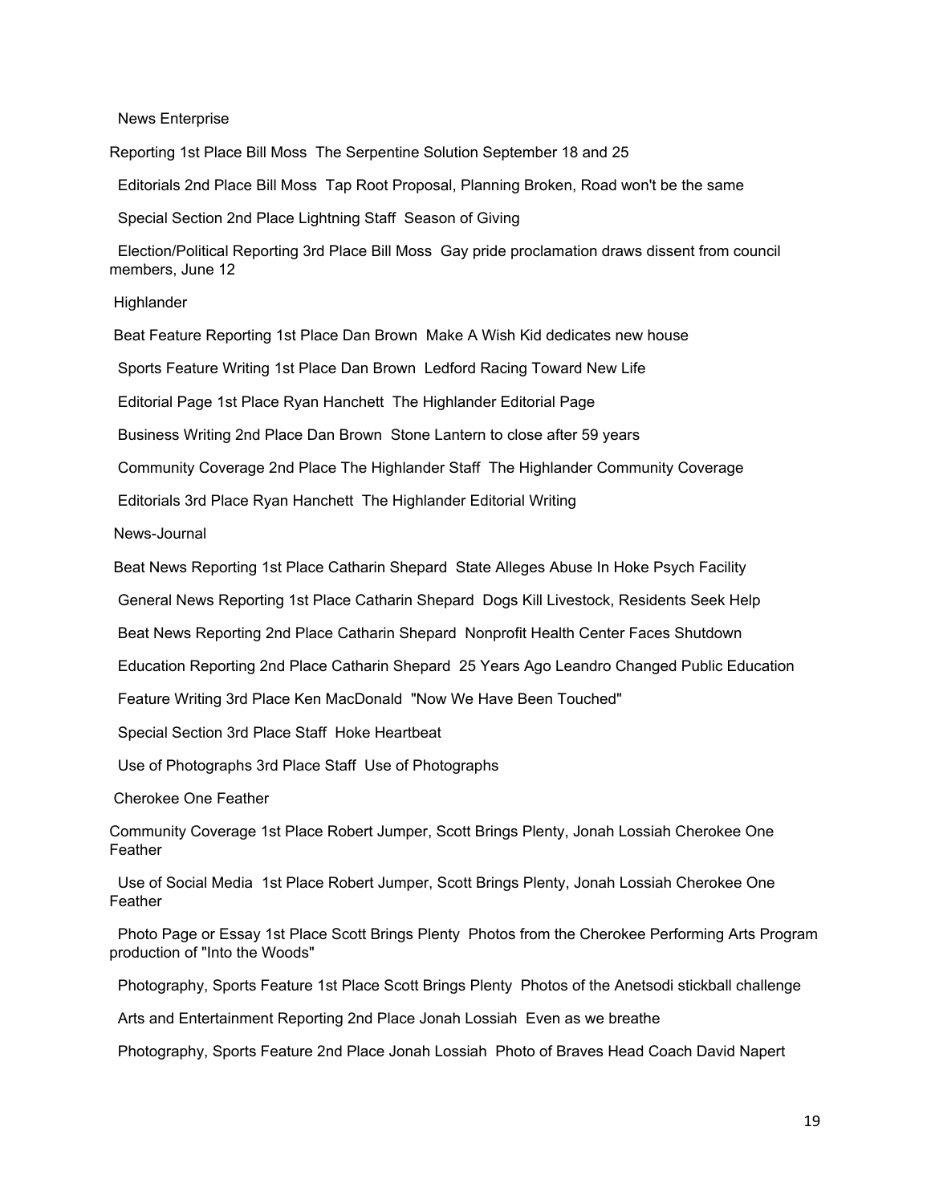News Enterprise

Reporting 1st Place Bill Moss  The Serpentine Solution September 18 and 25

Editorials 2nd Place Bill Moss  Tap Root Proposal, Planning Broken, Road won't be the same

Special Section 2nd Place Lightning Staff  Season of Giving

Election/Political Reporting 3rd Place Bill Moss  Gay pride proclamation draws dissent from council members, June 12

Highlander

Beat Feature Reporting 1st Place Dan Brown  Make A Wish Kid dedicates new house

Sports Feature Writing 1st Place Dan Brown  Ledford Racing Toward New Life

Editorial Page 1st Place Ryan Hanchett  The Highlander Editorial Page

Business Writing 2nd Place Dan Brown  Stone Lantern to close after 59 years

Community Coverage 2nd Place The Highlander Staff  The Highlander Community Coverage

Editorials 3rd Place Ryan Hanchett  The Highlander Editorial Writing

News-Journal

Beat News Reporting 1st Place Catharin Shepard  State Alleges Abuse In Hoke Psych Facility

General News Reporting 1st Place Catharin Shepard  Dogs Kill Livestock, Residents Seek Help

Beat News Reporting 2nd Place Catharin Shepard  Nonprofit Health Center Faces Shutdown

Education Reporting 2nd Place Catharin Shepard  25 Years Ago Leandro Changed Public Education

Feature Writing 3rd Place Ken MacDonald  "Now We Have Been Touched"

Special Section 3rd Place Staff  Hoke Heartbeat

Use of Photographs 3rd Place Staff  Use of Photographs

Cherokee One Feather

Community Coverage 1st Place Robert Jumper, Scott Brings Plenty, Jonah Lossiah Cherokee One Feather

Use of Social Media  1st Place Robert Jumper, Scott Brings Plenty, Jonah Lossiah Cherokee One Feather

Photo Page or Essay 1st Place Scott Brings Plenty  Photos from the Cherokee Performing Arts Program production of "Into the Woods"

Photography, Sports Feature 1st Place Scott Brings Plenty  Photos of the Anetsodi stickball challenge

Arts and Entertainment Reporting 2nd Place Jonah Lossiah  Even as we breathe

Photography, Sports Feature 2nd Place Jonah Lossiah  Photo of Braves Head Coach David Napert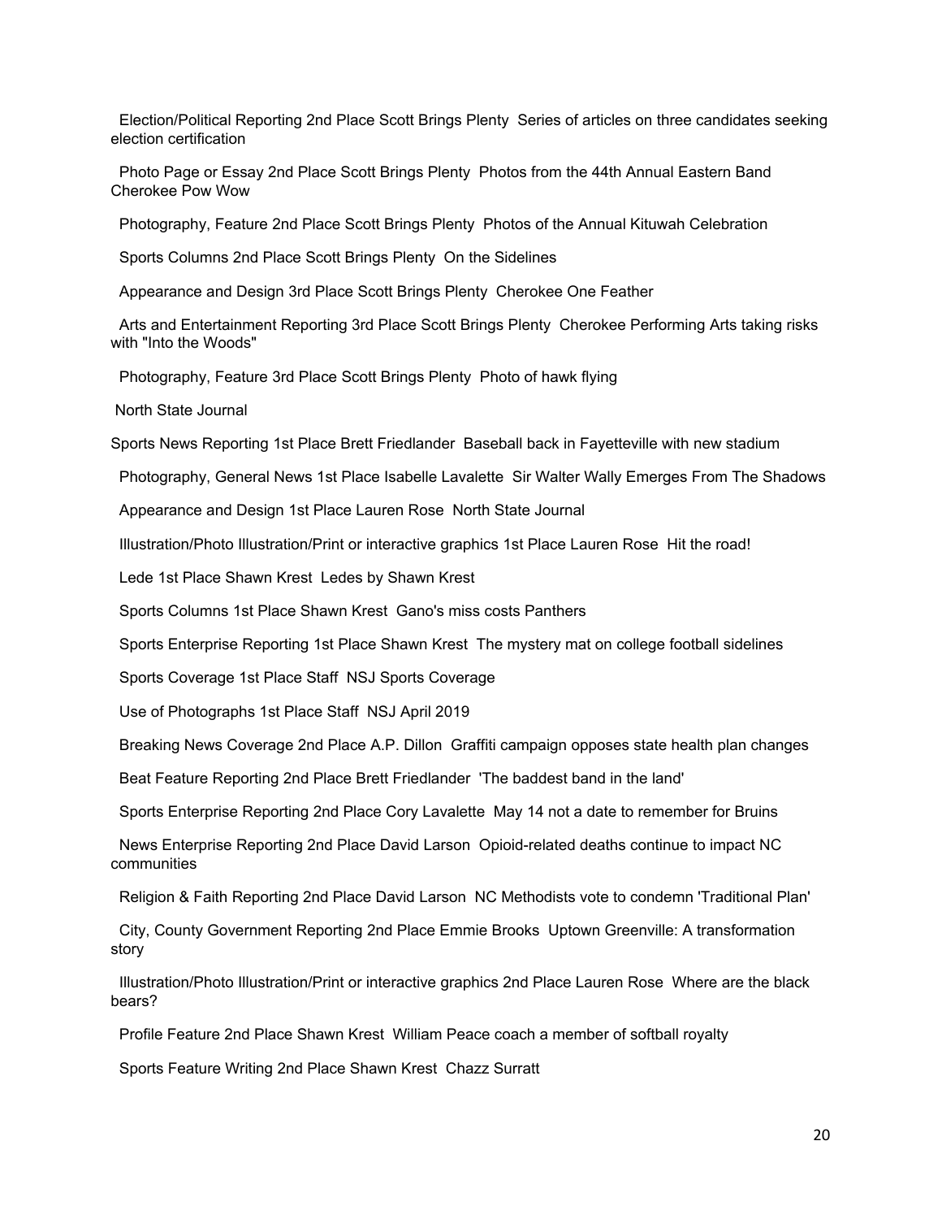Election/Political Reporting 2nd Place Scott Brings Plenty Series of articles on three candidates seeking election certification

Photo Page or Essay 2nd Place Scott Brings Plenty Photos from the 44th Annual Eastern Band Cherokee Pow Wow

Photography, Feature 2nd Place Scott Brings Plenty Photos of the Annual Kituwah Celebration

Sports Columns 2nd Place Scott Brings Plenty On the Sidelines

Appearance and Design 3rd Place Scott Brings Plenty Cherokee One Feather

Arts and Entertainment Reporting 3rd Place Scott Brings Plenty Cherokee Performing Arts taking risks with "Into the Woods"

Photography, Feature 3rd Place Scott Brings Plenty Photo of hawk flying

North State Journal

Sports News Reporting 1st Place Brett Friedlander Baseball back in Fayetteville with new stadium

Photography, General News 1st Place Isabelle Lavalette Sir Walter Wally Emerges From The Shadows

Appearance and Design 1st Place Lauren Rose North State Journal

Illustration/Photo Illustration/Print or interactive graphics 1st Place Lauren Rose Hit the road!

Lede 1st Place Shawn Krest Ledes by Shawn Krest

Sports Columns 1st Place Shawn Krest Gano's miss costs Panthers

Sports Enterprise Reporting 1st Place Shawn Krest The mystery mat on college football sidelines

Sports Coverage 1st Place Staff NSJ Sports Coverage

Use of Photographs 1st Place Staff NSJ April 2019

Breaking News Coverage 2nd Place A.P. Dillon Graffiti campaign opposes state health plan changes

Beat Feature Reporting 2nd Place Brett Friedlander 'The baddest band in the land'

Sports Enterprise Reporting 2nd Place Cory Lavalette May 14 not a date to remember for Bruins

News Enterprise Reporting 2nd Place David Larson Opioid-related deaths continue to impact NC communities

Religion & Faith Reporting 2nd Place David Larson NC Methodists vote to condemn 'Traditional Plan'

City, County Government Reporting 2nd Place Emmie Brooks Uptown Greenville: A transformation story

Illustration/Photo Illustration/Print or interactive graphics 2nd Place Lauren Rose Where are the black bears?

Profile Feature 2nd Place Shawn Krest William Peace coach a member of softball royalty

Sports Feature Writing 2nd Place Shawn Krest Chazz Surratt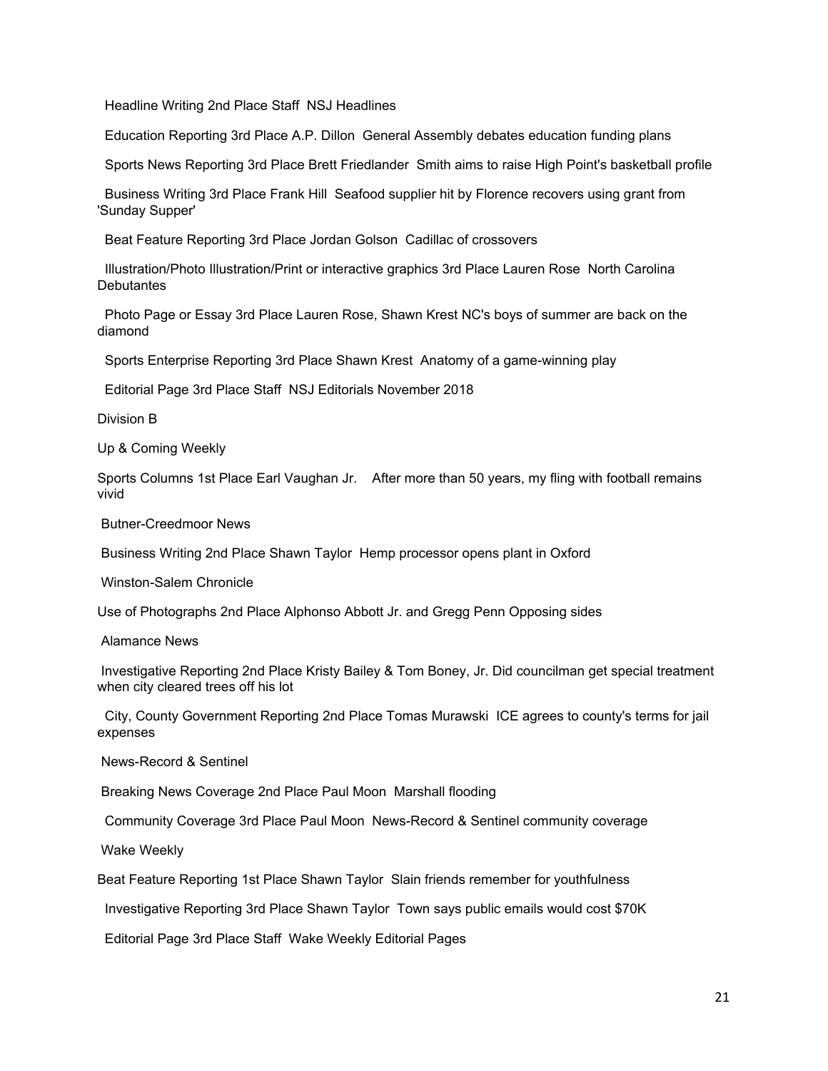Headline Writing 2nd Place Staff  NSJ Headlines

Education Reporting 3rd Place A.P. Dillon  General Assembly debates education funding plans

Sports News Reporting 3rd Place Brett Friedlander  Smith aims to raise High Point's basketball profile

Business Writing 3rd Place Frank Hill  Seafood supplier hit by Florence recovers using grant from 'Sunday Supper'

Beat Feature Reporting 3rd Place Jordan Golson  Cadillac of crossovers

Illustration/Photo Illustration/Print or interactive graphics 3rd Place Lauren Rose  North Carolina Debutantes

Photo Page or Essay 3rd Place Lauren Rose, Shawn Krest NC's boys of summer are back on the diamond

Sports Enterprise Reporting 3rd Place Shawn Krest  Anatomy of a game-winning play

Editorial Page 3rd Place Staff  NSJ Editorials November 2018

Division B

Up & Coming Weekly

Sports Columns 1st Place Earl Vaughan Jr.    After more than 50 years, my fling with football remains vivid

Butner-Creedmoor News

Business Writing 2nd Place Shawn Taylor  Hemp processor opens plant in Oxford

Winston-Salem Chronicle

Use of Photographs 2nd Place Alphonso Abbott Jr. and Gregg Penn Opposing sides

Alamance News

Investigative Reporting 2nd Place Kristy Bailey & Tom Boney, Jr. Did councilman get special treatment when city cleared trees off his lot

City, County Government Reporting 2nd Place Tomas Murawski  ICE agrees to county's terms for jail expenses

News-Record & Sentinel

Breaking News Coverage 2nd Place Paul Moon  Marshall flooding

Community Coverage 3rd Place Paul Moon  News-Record & Sentinel community coverage

Wake Weekly

Beat Feature Reporting 1st Place Shawn Taylor  Slain friends remember for youthfulness

Investigative Reporting 3rd Place Shawn Taylor  Town says public emails would cost $70K

Editorial Page 3rd Place Staff  Wake Weekly Editorial Pages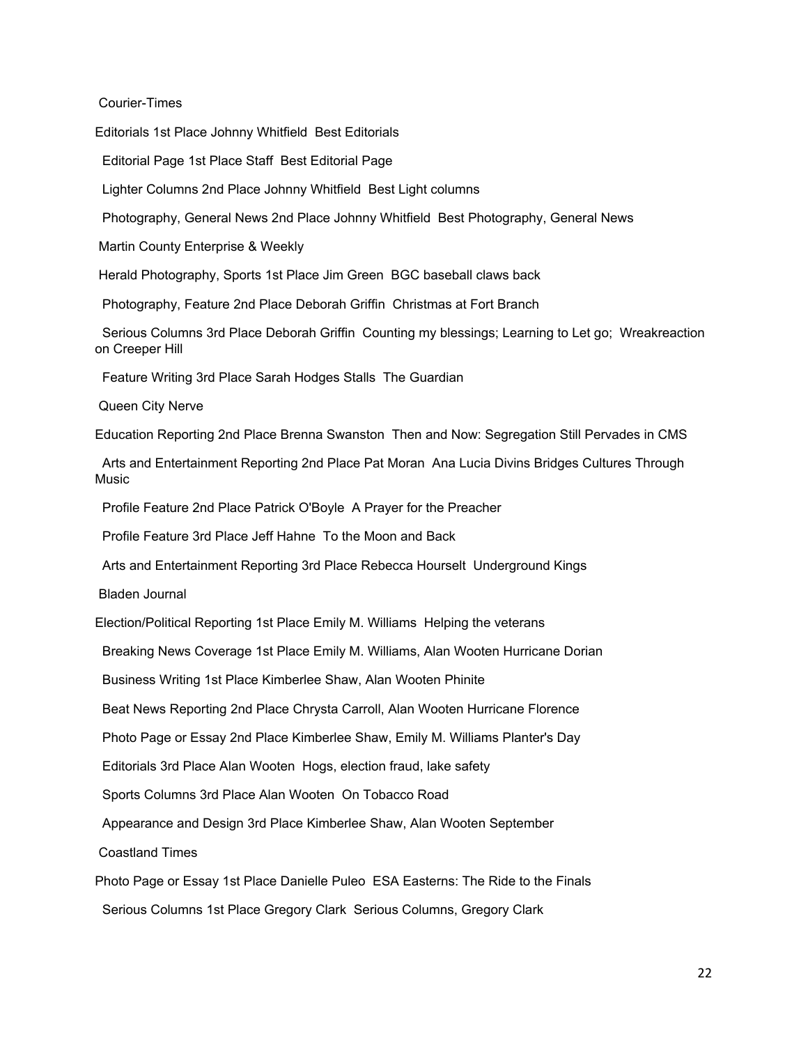Courier-Times

Editorials 1st Place Johnny Whitfield  Best Editorials

Editorial Page 1st Place Staff  Best Editorial Page

Lighter Columns 2nd Place Johnny Whitfield  Best Light columns

Photography, General News 2nd Place Johnny Whitfield  Best Photography, General News

Martin County Enterprise & Weekly

Herald Photography, Sports 1st Place Jim Green  BGC baseball claws back

Photography, Feature 2nd Place Deborah Griffin  Christmas at Fort Branch

Serious Columns 3rd Place Deborah Griffin  Counting my blessings; Learning to Let go;  Wreakreaction on Creeper Hill

Feature Writing 3rd Place Sarah Hodges Stalls  The Guardian

Queen City Nerve

Education Reporting 2nd Place Brenna Swanston  Then and Now: Segregation Still Pervades in CMS

Arts and Entertainment Reporting 2nd Place Pat Moran  Ana Lucia Divins Bridges Cultures Through Music

Profile Feature 2nd Place Patrick O'Boyle  A Prayer for the Preacher

Profile Feature 3rd Place Jeff Hahne  To the Moon and Back

Arts and Entertainment Reporting 3rd Place Rebecca Hourselt  Underground Kings

Bladen Journal

Election/Political Reporting 1st Place Emily M. Williams  Helping the veterans

Breaking News Coverage 1st Place Emily M. Williams, Alan Wooten Hurricane Dorian

Business Writing 1st Place Kimberlee Shaw, Alan Wooten Phinite

Beat News Reporting 2nd Place Chrysta Carroll, Alan Wooten Hurricane Florence

Photo Page or Essay 2nd Place Kimberlee Shaw, Emily M. Williams Planter's Day

Editorials 3rd Place Alan Wooten  Hogs, election fraud, lake safety

Sports Columns 3rd Place Alan Wooten  On Tobacco Road

Appearance and Design 3rd Place Kimberlee Shaw, Alan Wooten September

Coastland Times

Photo Page or Essay 1st Place Danielle Puleo  ESA Easterns: The Ride to the Finals

Serious Columns 1st Place Gregory Clark  Serious Columns, Gregory Clark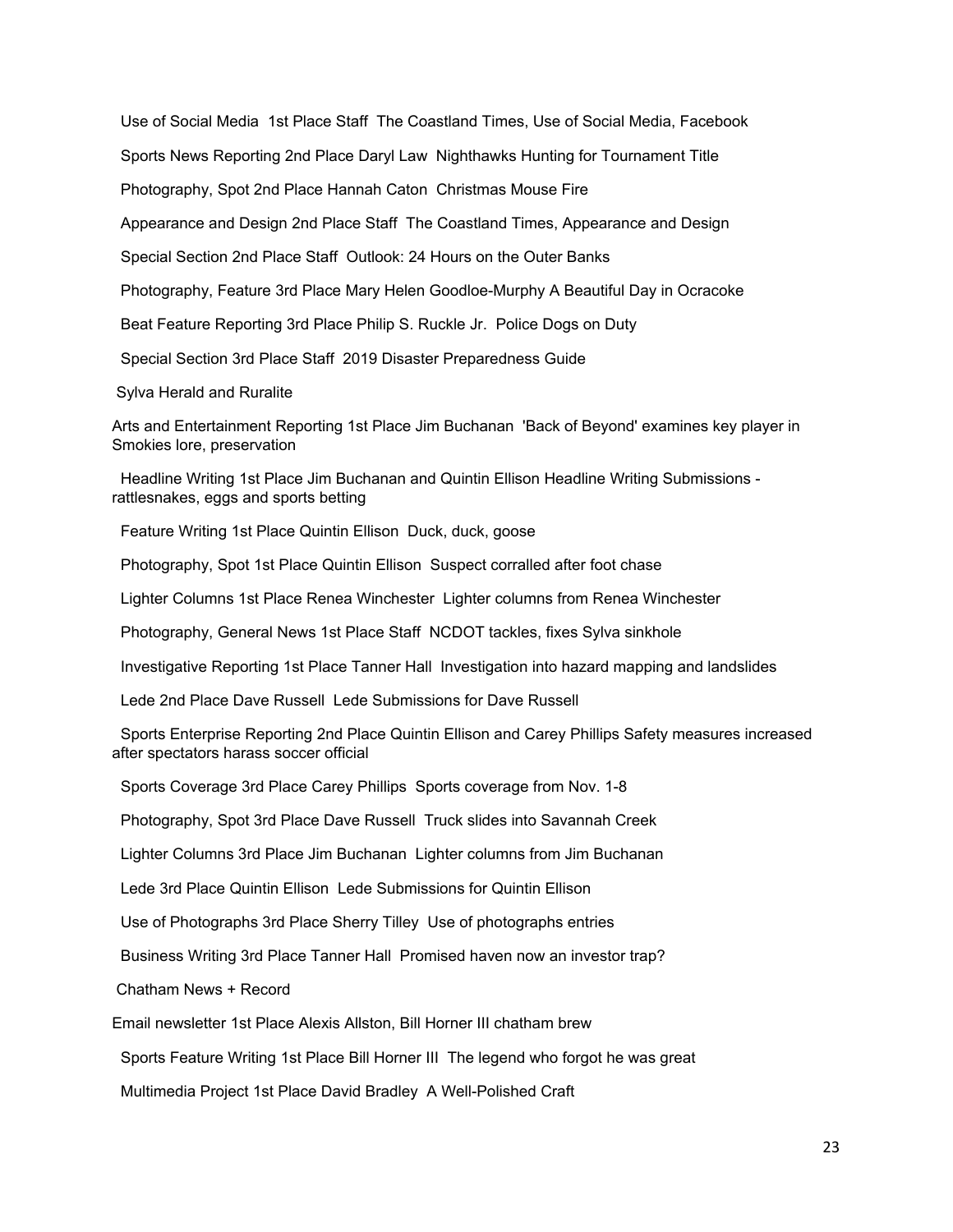Use of Social Media 1st Place Staff The Coastland Times, Use of Social Media, Facebook

Sports News Reporting 2nd Place Daryl Law Nighthawks Hunting for Tournament Title

Photography, Spot 2nd Place Hannah Caton Christmas Mouse Fire

Appearance and Design 2nd Place Staff The Coastland Times, Appearance and Design

Special Section 2nd Place Staff Outlook: 24 Hours on the Outer Banks

Photography, Feature 3rd Place Mary Helen Goodloe-Murphy A Beautiful Day in Ocracoke

Beat Feature Reporting 3rd Place Philip S. Ruckle Jr. Police Dogs on Duty

Special Section 3rd Place Staff 2019 Disaster Preparedness Guide

Sylva Herald and Ruralite

Arts and Entertainment Reporting 1st Place Jim Buchanan 'Back of Beyond' examines key player in Smokies lore, preservation

Headline Writing 1st Place Jim Buchanan and Quintin Ellison Headline Writing Submissions - rattlesnakes, eggs and sports betting

Feature Writing 1st Place Quintin Ellison Duck, duck, goose

Photography, Spot 1st Place Quintin Ellison Suspect corralled after foot chase

Lighter Columns 1st Place Renea Winchester Lighter columns from Renea Winchester

Photography, General News 1st Place Staff NCDOT tackles, fixes Sylva sinkhole

Investigative Reporting 1st Place Tanner Hall Investigation into hazard mapping and landslides

Lede 2nd Place Dave Russell Lede Submissions for Dave Russell

Sports Enterprise Reporting 2nd Place Quintin Ellison and Carey Phillips Safety measures increased after spectators harass soccer official

Sports Coverage 3rd Place Carey Phillips Sports coverage from Nov. 1-8

Photography, Spot 3rd Place Dave Russell Truck slides into Savannah Creek

Lighter Columns 3rd Place Jim Buchanan Lighter columns from Jim Buchanan

Lede 3rd Place Quintin Ellison Lede Submissions for Quintin Ellison

Use of Photographs 3rd Place Sherry Tilley Use of photographs entries

Business Writing 3rd Place Tanner Hall Promised haven now an investor trap?

Chatham News + Record

Email newsletter 1st Place Alexis Allston, Bill Horner III chatham brew

Sports Feature Writing 1st Place Bill Horner III The legend who forgot he was great

Multimedia Project 1st Place David Bradley A Well-Polished Craft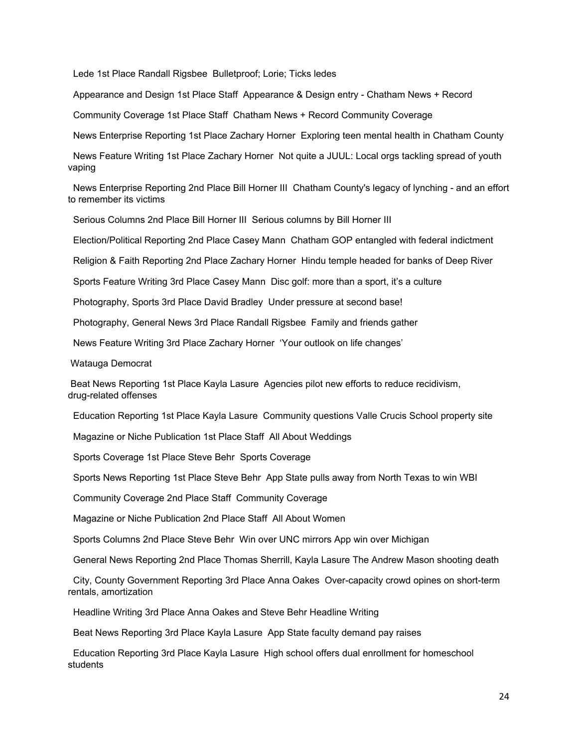Lede 1st Place Randall Rigsbee  Bulletproof; Lorie; Ticks ledes

Appearance and Design 1st Place Staff  Appearance & Design entry - Chatham News + Record

Community Coverage 1st Place Staff  Chatham News + Record Community Coverage

News Enterprise Reporting 1st Place Zachary Horner  Exploring teen mental health in Chatham County

News Feature Writing 1st Place Zachary Horner  Not quite a JUUL: Local orgs tackling spread of youth vaping

News Enterprise Reporting 2nd Place Bill Horner III  Chatham County's legacy of lynching - and an effort to remember its victims

Serious Columns 2nd Place Bill Horner III  Serious columns by Bill Horner III

Election/Political Reporting 2nd Place Casey Mann  Chatham GOP entangled with federal indictment

Religion & Faith Reporting 2nd Place Zachary Horner  Hindu temple headed for banks of Deep River

Sports Feature Writing 3rd Place Casey Mann  Disc golf: more than a sport, it's a culture

Photography, Sports 3rd Place David Bradley  Under pressure at second base!

Photography, General News 3rd Place Randall Rigsbee  Family and friends gather

News Feature Writing 3rd Place Zachary Horner  'Your outlook on life changes'

Watauga Democrat

Beat News Reporting 1st Place Kayla Lasure  Agencies pilot new efforts to reduce recidivism, drug-related offenses

Education Reporting 1st Place Kayla Lasure  Community questions Valle Crucis School property site

Magazine or Niche Publication 1st Place Staff  All About Weddings

Sports Coverage 1st Place Steve Behr  Sports Coverage

Sports News Reporting 1st Place Steve Behr  App State pulls away from North Texas to win WBI

Community Coverage 2nd Place Staff  Community Coverage

Magazine or Niche Publication 2nd Place Staff  All About Women

Sports Columns 2nd Place Steve Behr  Win over UNC mirrors App win over Michigan

General News Reporting 2nd Place Thomas Sherrill, Kayla Lasure The Andrew Mason shooting death

City, County Government Reporting 3rd Place Anna Oakes  Over-capacity crowd opines on short-term rentals, amortization

Headline Writing 3rd Place Anna Oakes and Steve Behr Headline Writing

Beat News Reporting 3rd Place Kayla Lasure  App State faculty demand pay raises

Education Reporting 3rd Place Kayla Lasure  High school offers dual enrollment for homeschool students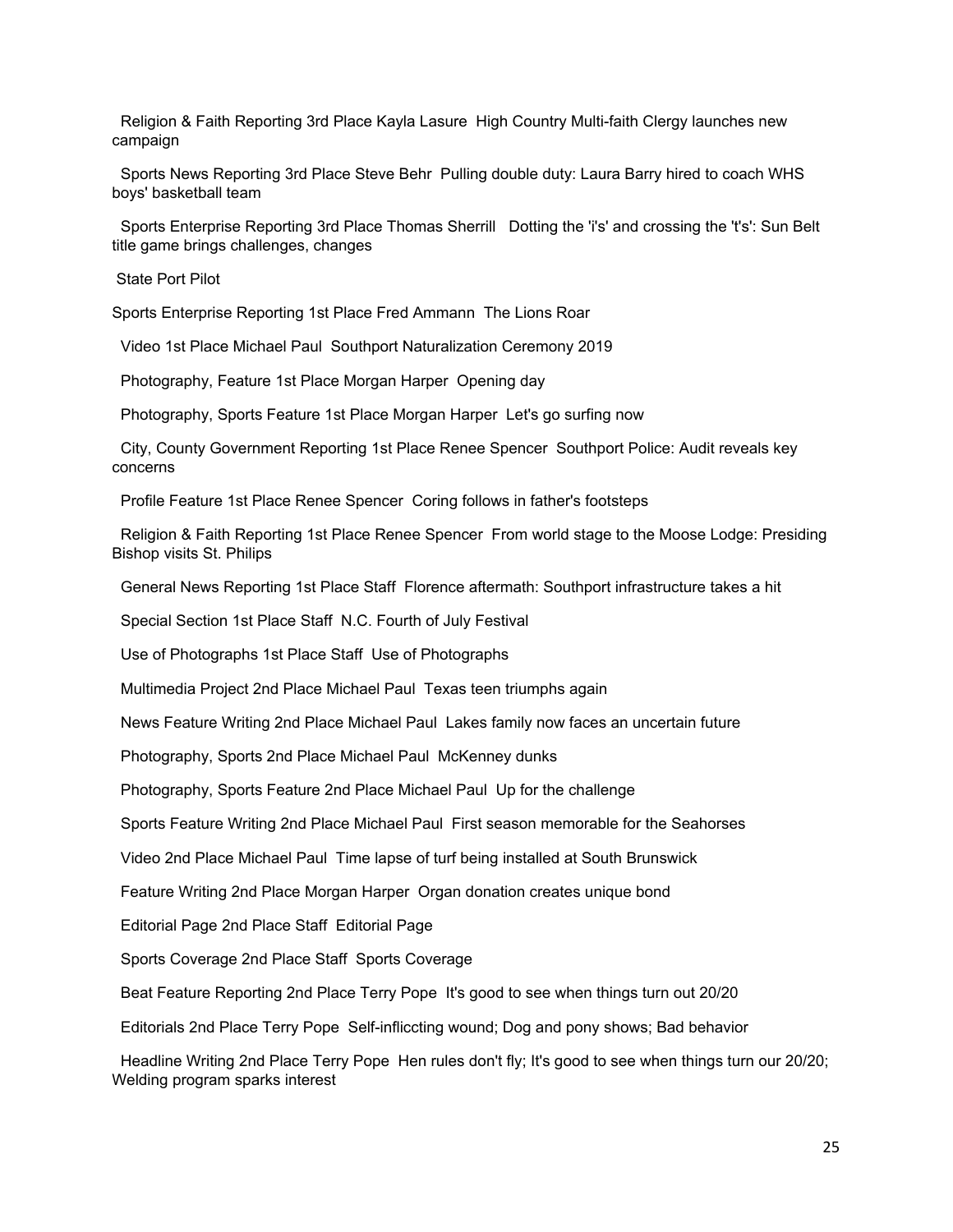Religion & Faith Reporting 3rd Place Kayla Lasure High Country Multi-faith Clergy launches new campaign

Sports News Reporting 3rd Place Steve Behr Pulling double duty: Laura Barry hired to coach WHS boys' basketball team

Sports Enterprise Reporting 3rd Place Thomas Sherrill Dotting the 'i's' and crossing the 't's': Sun Belt title game brings challenges, changes

State Port Pilot

Sports Enterprise Reporting 1st Place Fred Ammann The Lions Roar

Video 1st Place Michael Paul Southport Naturalization Ceremony 2019

Photography, Feature 1st Place Morgan Harper Opening day

Photography, Sports Feature 1st Place Morgan Harper Let's go surfing now

City, County Government Reporting 1st Place Renee Spencer Southport Police: Audit reveals key concerns

Profile Feature 1st Place Renee Spencer Coring follows in father's footsteps

Religion & Faith Reporting 1st Place Renee Spencer From world stage to the Moose Lodge: Presiding Bishop visits St. Philips

General News Reporting 1st Place Staff Florence aftermath: Southport infrastructure takes a hit

Special Section 1st Place Staff N.C. Fourth of July Festival

Use of Photographs 1st Place Staff Use of Photographs

Multimedia Project 2nd Place Michael Paul Texas teen triumphs again

News Feature Writing 2nd Place Michael Paul Lakes family now faces an uncertain future

Photography, Sports 2nd Place Michael Paul McKenney dunks

Photography, Sports Feature 2nd Place Michael Paul Up for the challenge

Sports Feature Writing 2nd Place Michael Paul First season memorable for the Seahorses

Video 2nd Place Michael Paul Time lapse of turf being installed at South Brunswick

Feature Writing 2nd Place Morgan Harper Organ donation creates unique bond

Editorial Page 2nd Place Staff Editorial Page

Sports Coverage 2nd Place Staff Sports Coverage

Beat Feature Reporting 2nd Place Terry Pope It's good to see when things turn out 20/20

Editorials 2nd Place Terry Pope Self-inflicting wound; Dog and pony shows; Bad behavior

Headline Writing 2nd Place Terry Pope Hen rules don't fly; It's good to see when things turn our 20/20; Welding program sparks interest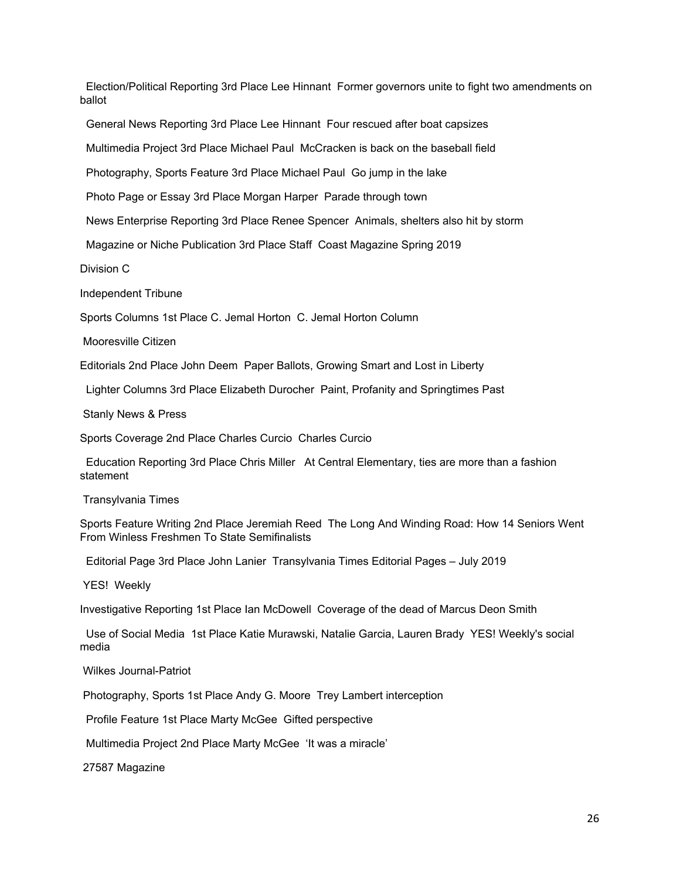Election/Political Reporting 3rd Place Lee Hinnant  Former governors unite to fight two amendments on ballot

General News Reporting 3rd Place Lee Hinnant  Four rescued after boat capsizes

Multimedia Project 3rd Place Michael Paul  McCracken is back on the baseball field

Photography, Sports Feature 3rd Place Michael Paul  Go jump in the lake

Photo Page or Essay 3rd Place Morgan Harper  Parade through town

News Enterprise Reporting 3rd Place Renee Spencer  Animals, shelters also hit by storm

Magazine or Niche Publication 3rd Place Staff  Coast Magazine Spring 2019

Division C

Independent Tribune

Sports Columns 1st Place C. Jemal Horton  C. Jemal Horton Column

Mooresville Citizen

Editorials 2nd Place John Deem  Paper Ballots, Growing Smart and Lost in Liberty

Lighter Columns 3rd Place Elizabeth Durocher  Paint, Profanity and Springtimes Past

Stanly News & Press

Sports Coverage 2nd Place Charles Curcio  Charles Curcio

Education Reporting 3rd Place Chris Miller   At Central Elementary, ties are more than a fashion statement

Transylvania Times

Sports Feature Writing 2nd Place Jeremiah Reed  The Long And Winding Road: How 14 Seniors Went From Winless Freshmen To State Semifinalists

Editorial Page 3rd Place John Lanier  Transylvania Times Editorial Pages – July 2019

YES!  Weekly

Investigative Reporting 1st Place Ian McDowell  Coverage of the dead of Marcus Deon Smith

Use of Social Media  1st Place Katie Murawski, Natalie Garcia, Lauren Brady  YES! Weekly's social media

Wilkes Journal-Patriot

Photography, Sports 1st Place Andy G. Moore  Trey Lambert interception

Profile Feature 1st Place Marty McGee  Gifted perspective

Multimedia Project 2nd Place Marty McGee  'It was a miracle'

27587 Magazine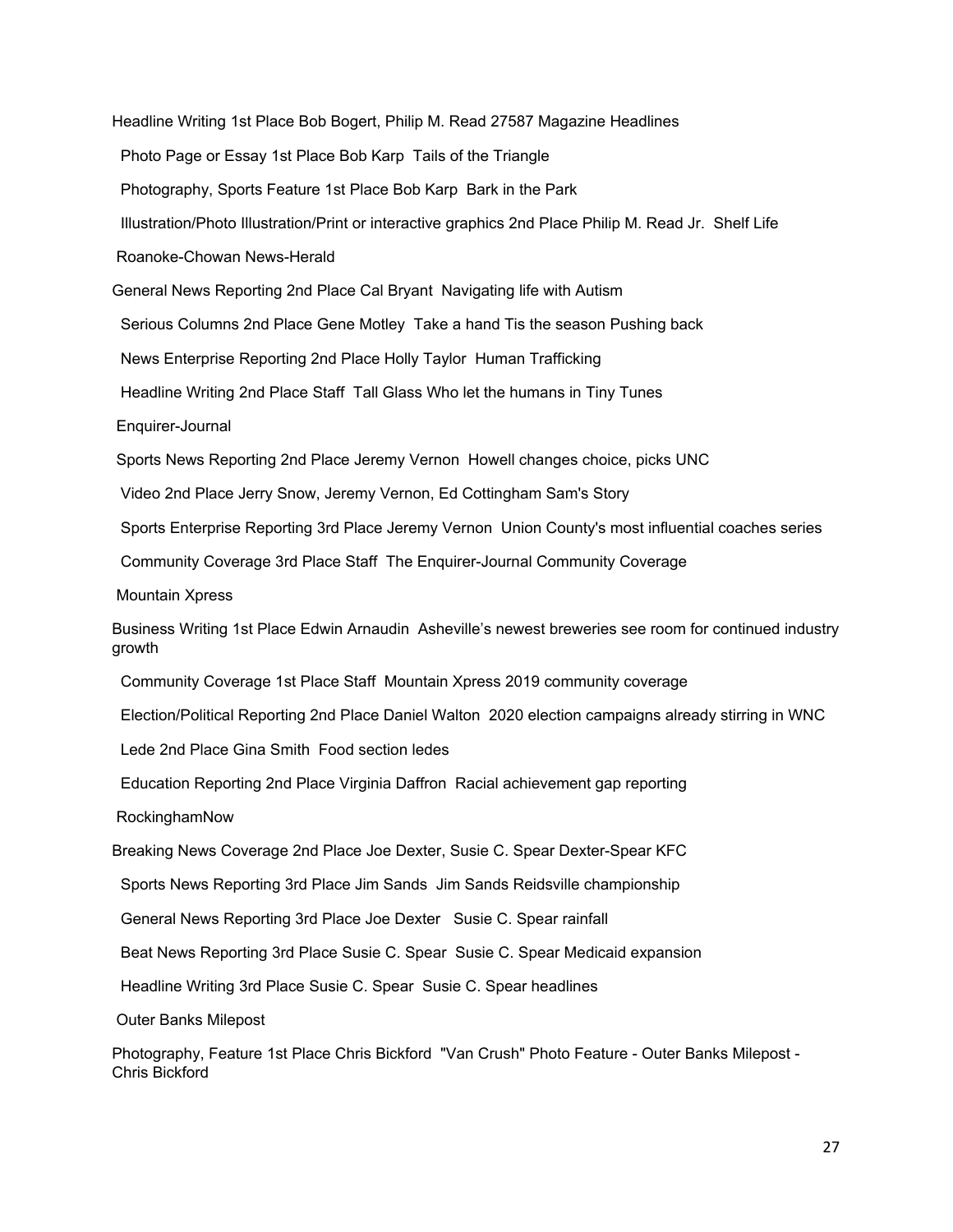Headline Writing 1st Place Bob Bogert, Philip M. Read 27587 Magazine Headlines

Photo Page or Essay 1st Place Bob Karp Tails of the Triangle

Photography, Sports Feature 1st Place Bob Karp Bark in the Park

Illustration/Photo Illustration/Print or interactive graphics 2nd Place Philip M. Read Jr. Shelf Life

Roanoke-Chowan News-Herald

General News Reporting 2nd Place Cal Bryant Navigating life with Autism

Serious Columns 2nd Place Gene Motley Take a hand Tis the season Pushing back

News Enterprise Reporting 2nd Place Holly Taylor Human Trafficking

Headline Writing 2nd Place Staff Tall Glass Who let the humans in Tiny Tunes

Enquirer-Journal

Sports News Reporting 2nd Place Jeremy Vernon Howell changes choice, picks UNC

Video 2nd Place Jerry Snow, Jeremy Vernon, Ed Cottingham Sam's Story

Sports Enterprise Reporting 3rd Place Jeremy Vernon Union County's most influential coaches series

Community Coverage 3rd Place Staff The Enquirer-Journal Community Coverage

Mountain Xpress

Business Writing 1st Place Edwin Arnaudin Asheville's newest breweries see room for continued industry growth

Community Coverage 1st Place Staff Mountain Xpress 2019 community coverage

Election/Political Reporting 2nd Place Daniel Walton 2020 election campaigns already stirring in WNC

Lede 2nd Place Gina Smith Food section ledes

Education Reporting 2nd Place Virginia Daffron Racial achievement gap reporting

RockinghamNow

Breaking News Coverage 2nd Place Joe Dexter, Susie C. Spear Dexter-Spear KFC

Sports News Reporting 3rd Place Jim Sands Jim Sands Reidsville championship

General News Reporting 3rd Place Joe Dexter Susie C. Spear rainfall

Beat News Reporting 3rd Place Susie C. Spear Susie C. Spear Medicaid expansion

Headline Writing 3rd Place Susie C. Spear Susie C. Spear headlines

Outer Banks Milepost

Photography, Feature 1st Place Chris Bickford "Van Crush" Photo Feature - Outer Banks Milepost - Chris Bickford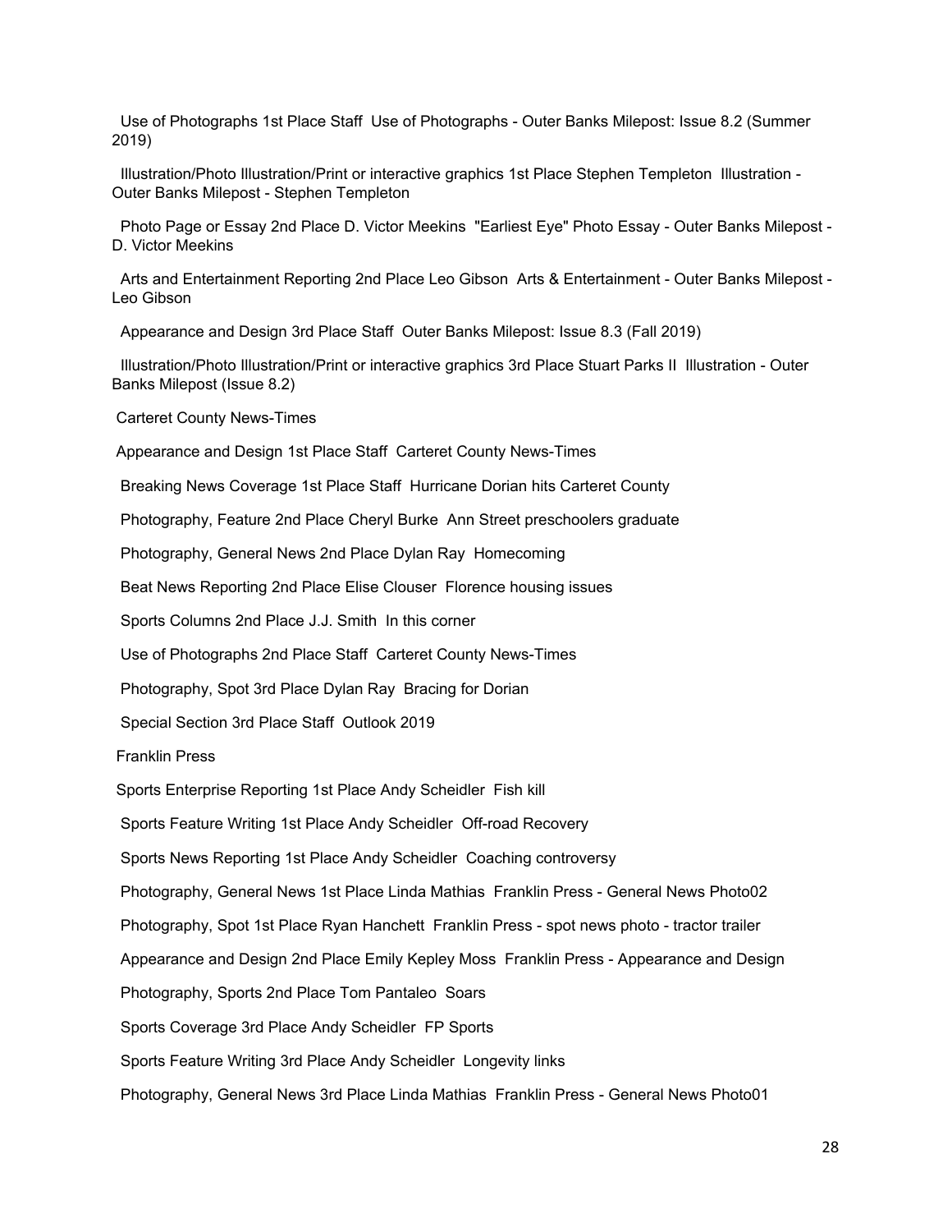Use of Photographs 1st Place Staff Use of Photographs - Outer Banks Milepost: Issue 8.2 (Summer 2019)

Illustration/Photo Illustration/Print or interactive graphics 1st Place Stephen Templeton Illustration - Outer Banks Milepost - Stephen Templeton

Photo Page or Essay 2nd Place D. Victor Meekins "Earliest Eye" Photo Essay - Outer Banks Milepost - D. Victor Meekins

Arts and Entertainment Reporting 2nd Place Leo Gibson Arts & Entertainment - Outer Banks Milepost - Leo Gibson

Appearance and Design 3rd Place Staff Outer Banks Milepost: Issue 8.3 (Fall 2019)

Illustration/Photo Illustration/Print or interactive graphics 3rd Place Stuart Parks II Illustration - Outer Banks Milepost (Issue 8.2)

Carteret County News-Times

Appearance and Design 1st Place Staff Carteret County News-Times

Breaking News Coverage 1st Place Staff Hurricane Dorian hits Carteret County

Photography, Feature 2nd Place Cheryl Burke Ann Street preschoolers graduate

Photography, General News 2nd Place Dylan Ray Homecoming

Beat News Reporting 2nd Place Elise Clouser Florence housing issues

Sports Columns 2nd Place J.J. Smith In this corner

Use of Photographs 2nd Place Staff Carteret County News-Times

Photography, Spot 3rd Place Dylan Ray Bracing for Dorian

Special Section 3rd Place Staff Outlook 2019

Franklin Press

Sports Enterprise Reporting 1st Place Andy Scheidler Fish kill

Sports Feature Writing 1st Place Andy Scheidler Off-road Recovery

Sports News Reporting 1st Place Andy Scheidler Coaching controversy

Photography, General News 1st Place Linda Mathias Franklin Press - General News Photo02

Photography, Spot 1st Place Ryan Hanchett Franklin Press - spot news photo - tractor trailer

Appearance and Design 2nd Place Emily Kepley Moss Franklin Press - Appearance and Design

Photography, Sports 2nd Place Tom Pantaleo Soars

Sports Coverage 3rd Place Andy Scheidler FP Sports

Sports Feature Writing 3rd Place Andy Scheidler Longevity links

Photography, General News 3rd Place Linda Mathias Franklin Press - General News Photo01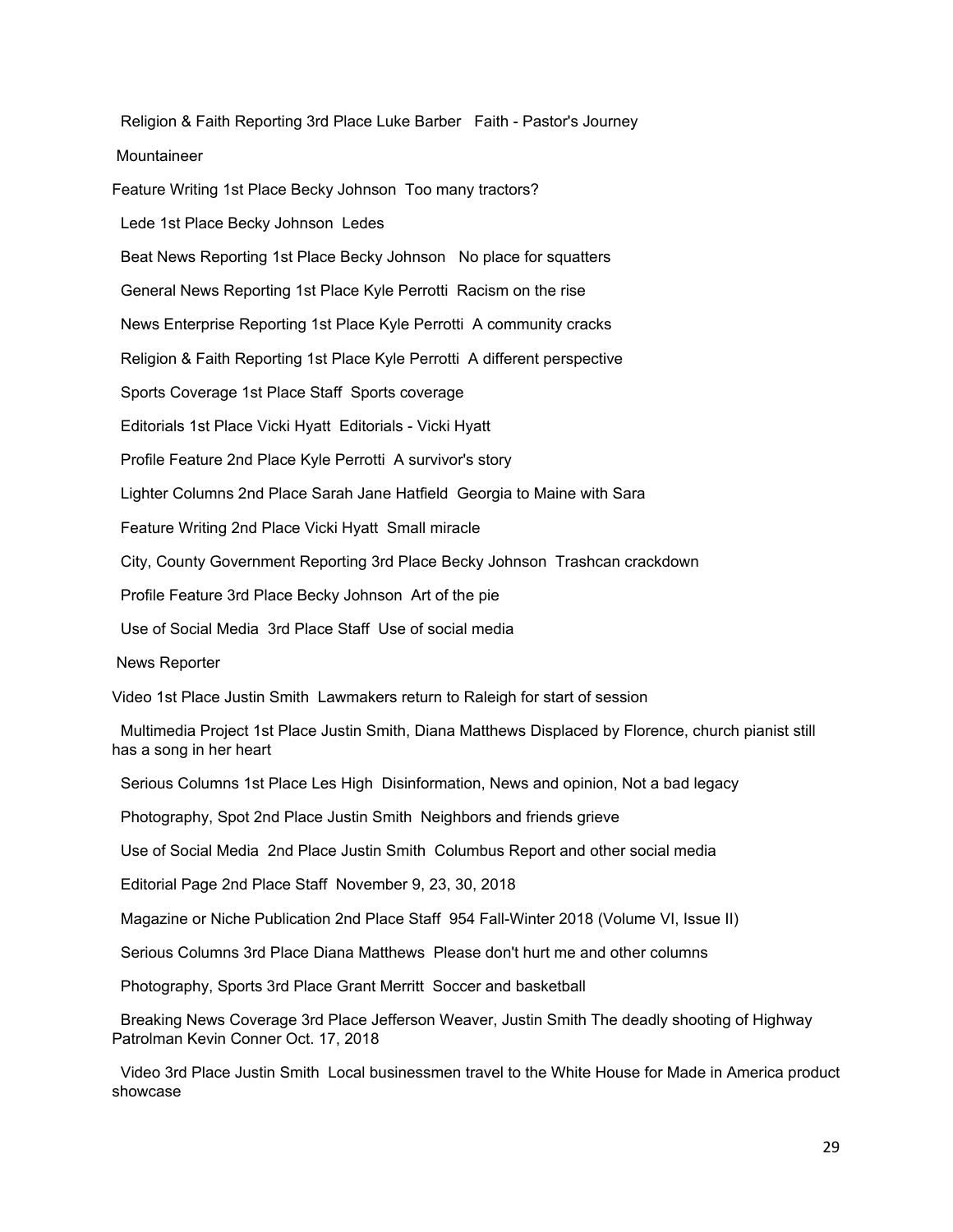Religion & Faith Reporting 3rd Place Luke Barber Faith - Pastor's Journey

Mountaineer

Feature Writing 1st Place Becky Johnson Too many tractors?

Lede 1st Place Becky Johnson Ledes

Beat News Reporting 1st Place Becky Johnson No place for squatters

General News Reporting 1st Place Kyle Perrotti Racism on the rise

News Enterprise Reporting 1st Place Kyle Perrotti A community cracks

Religion & Faith Reporting 1st Place Kyle Perrotti A different perspective

Sports Coverage 1st Place Staff Sports coverage

Editorials 1st Place Vicki Hyatt Editorials - Vicki Hyatt

Profile Feature 2nd Place Kyle Perrotti A survivor's story

Lighter Columns 2nd Place Sarah Jane Hatfield Georgia to Maine with Sara

Feature Writing 2nd Place Vicki Hyatt Small miracle

City, County Government Reporting 3rd Place Becky Johnson Trashcan crackdown

Profile Feature 3rd Place Becky Johnson Art of the pie

Use of Social Media 3rd Place Staff Use of social media

News Reporter

Video 1st Place Justin Smith Lawmakers return to Raleigh for start of session

Multimedia Project 1st Place Justin Smith, Diana Matthews Displaced by Florence, church pianist still has a song in her heart

Serious Columns 1st Place Les High Disinformation, News and opinion, Not a bad legacy

Photography, Spot 2nd Place Justin Smith Neighbors and friends grieve

Use of Social Media 2nd Place Justin Smith Columbus Report and other social media

Editorial Page 2nd Place Staff November 9, 23, 30, 2018

Magazine or Niche Publication 2nd Place Staff 954 Fall-Winter 2018 (Volume VI, Issue II)

Serious Columns 3rd Place Diana Matthews Please don't hurt me and other columns

Photography, Sports 3rd Place Grant Merritt Soccer and basketball

Breaking News Coverage 3rd Place Jefferson Weaver, Justin Smith The deadly shooting of Highway Patrolman Kevin Conner Oct. 17, 2018

Video 3rd Place Justin Smith Local businessmen travel to the White House for Made in America product showcase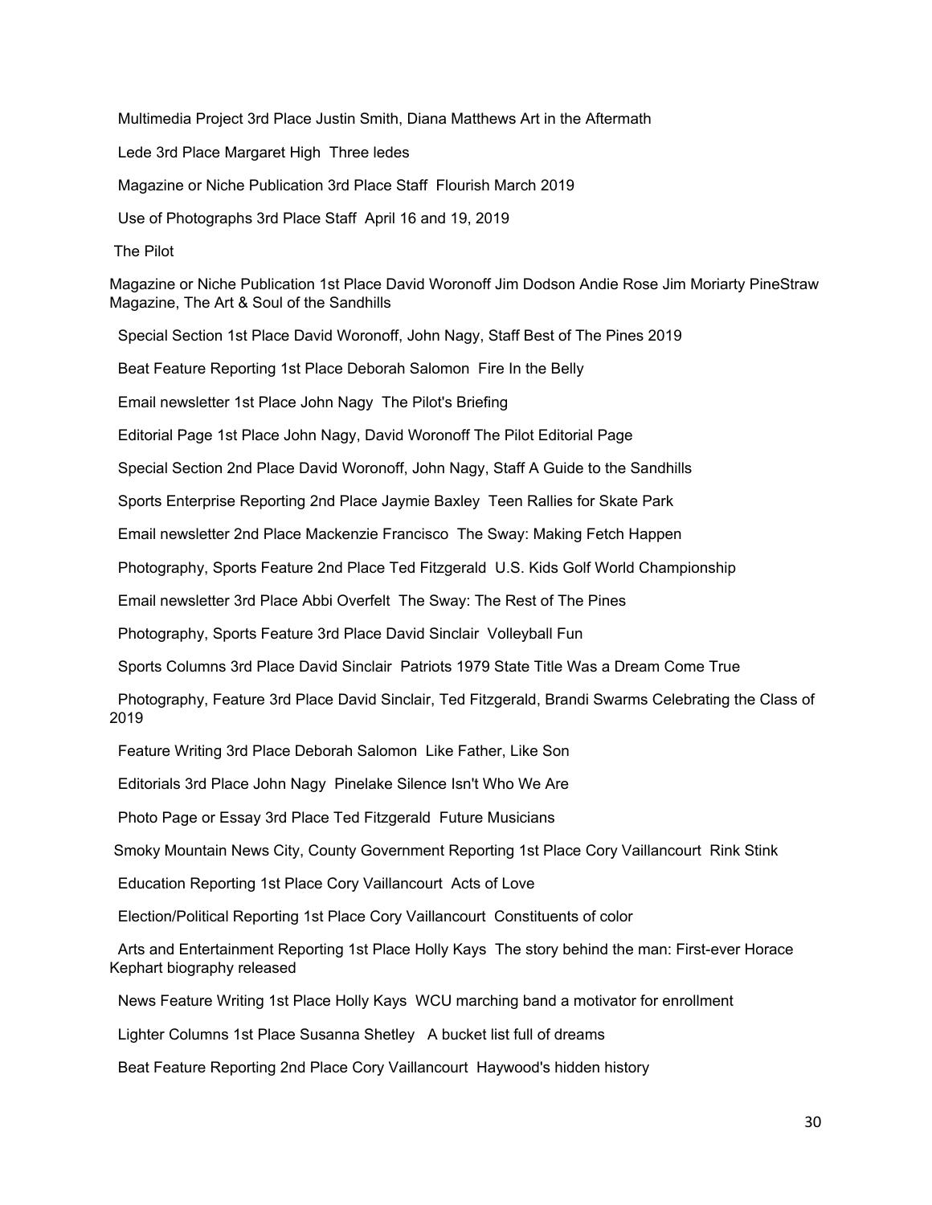Multimedia Project 3rd Place Justin Smith, Diana Matthews Art in the Aftermath

Lede 3rd Place Margaret High  Three ledes

Magazine or Niche Publication 3rd Place Staff  Flourish March 2019

Use of Photographs 3rd Place Staff  April 16 and 19, 2019

The Pilot

Magazine or Niche Publication 1st Place David Woronoff Jim Dodson Andie Rose Jim Moriarty PineStraw Magazine, The Art & Soul of the Sandhills

Special Section 1st Place David Woronoff, John Nagy, Staff Best of The Pines 2019

Beat Feature Reporting 1st Place Deborah Salomon  Fire In the Belly

Email newsletter 1st Place John Nagy  The Pilot's Briefing

Editorial Page 1st Place John Nagy, David Woronoff The Pilot Editorial Page

Special Section 2nd Place David Woronoff, John Nagy, Staff A Guide to the Sandhills

Sports Enterprise Reporting 2nd Place Jaymie Baxley  Teen Rallies for Skate Park

Email newsletter 2nd Place Mackenzie Francisco  The Sway: Making Fetch Happen

Photography, Sports Feature 2nd Place Ted Fitzgerald  U.S. Kids Golf World Championship

Email newsletter 3rd Place Abbi Overfelt  The Sway: The Rest of The Pines

Photography, Sports Feature 3rd Place David Sinclair  Volleyball Fun

Sports Columns 3rd Place David Sinclair  Patriots 1979 State Title Was a Dream Come True

Photography, Feature 3rd Place David Sinclair, Ted Fitzgerald, Brandi Swarms Celebrating the Class of 2019

Feature Writing 3rd Place Deborah Salomon  Like Father, Like Son

Editorials 3rd Place John Nagy  Pinelake Silence Isn't Who We Are

Photo Page or Essay 3rd Place Ted Fitzgerald  Future Musicians

Smoky Mountain News City, County Government Reporting 1st Place Cory Vaillancourt  Rink Stink

Education Reporting 1st Place Cory Vaillancourt  Acts of Love

Election/Political Reporting 1st Place Cory Vaillancourt  Constituents of color

Arts and Entertainment Reporting 1st Place Holly Kays  The story behind the man: First-ever Horace Kephart biography released

News Feature Writing 1st Place Holly Kays  WCU marching band a motivator for enrollment

Lighter Columns 1st Place Susanna Shetley   A bucket list full of dreams

Beat Feature Reporting 2nd Place Cory Vaillancourt  Haywood's hidden history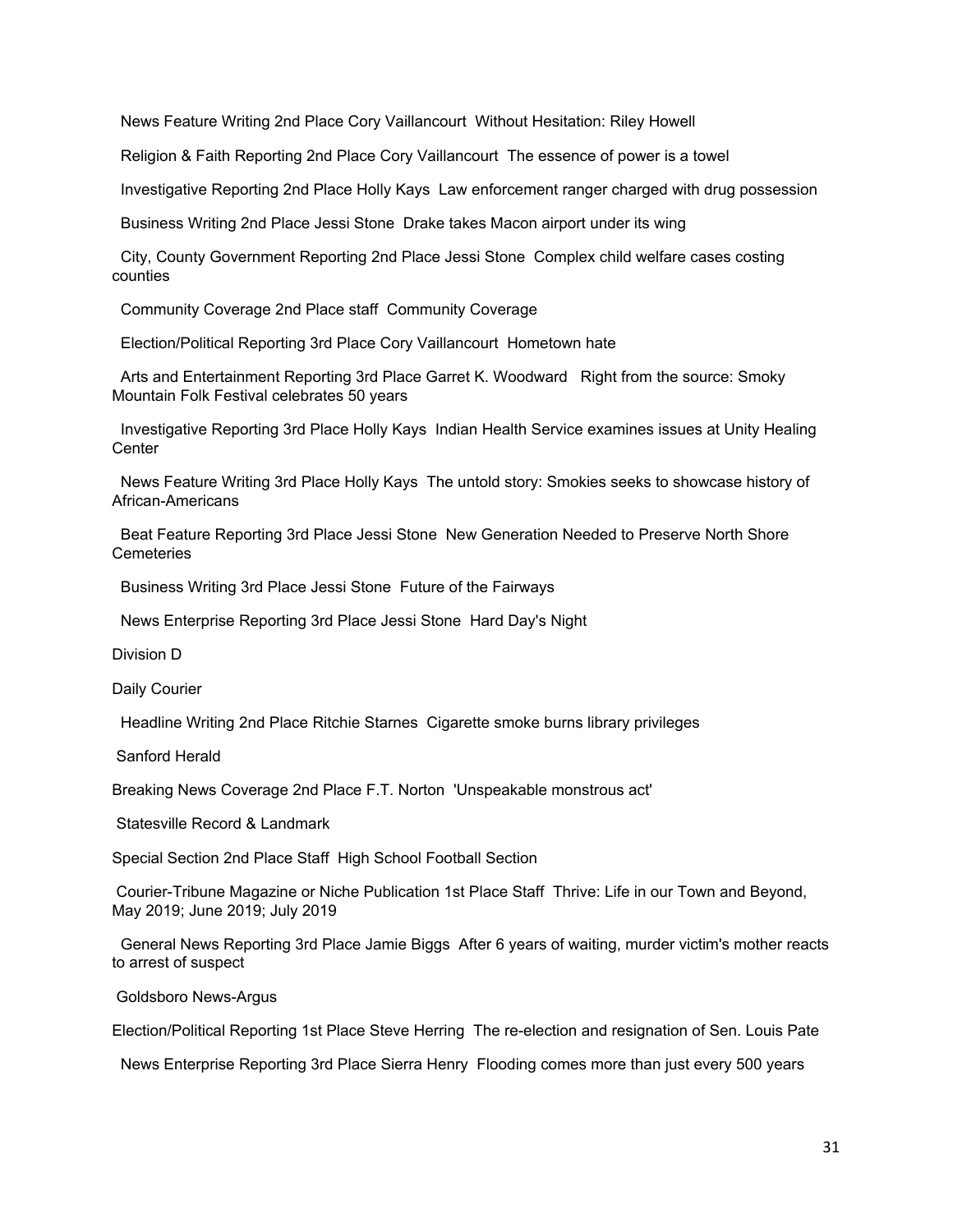News Feature Writing 2nd Place Cory Vaillancourt  Without Hesitation: Riley Howell

Religion & Faith Reporting 2nd Place Cory Vaillancourt  The essence of power is a towel

Investigative Reporting 2nd Place Holly Kays  Law enforcement ranger charged with drug possession

Business Writing 2nd Place Jessi Stone  Drake takes Macon airport under its wing

City, County Government Reporting 2nd Place Jessi Stone  Complex child welfare cases costing counties

Community Coverage 2nd Place staff  Community Coverage

Election/Political Reporting 3rd Place Cory Vaillancourt  Hometown hate

Arts and Entertainment Reporting 3rd Place Garret K. Woodward   Right from the source: Smoky Mountain Folk Festival celebrates 50 years

Investigative Reporting 3rd Place Holly Kays  Indian Health Service examines issues at Unity Healing Center

News Feature Writing 3rd Place Holly Kays  The untold story: Smokies seeks to showcase history of African-Americans

Beat Feature Reporting 3rd Place Jessi Stone  New Generation Needed to Preserve North Shore Cemeteries

Business Writing 3rd Place Jessi Stone  Future of the Fairways

News Enterprise Reporting 3rd Place Jessi Stone  Hard Day's Night

Division D

Daily Courier

Headline Writing 2nd Place Ritchie Starnes  Cigarette smoke burns library privileges

Sanford Herald

Breaking News Coverage 2nd Place F.T. Norton  'Unspeakable monstrous act'

Statesville Record & Landmark

Special Section 2nd Place Staff  High School Football Section

Courier-Tribune Magazine or Niche Publication 1st Place Staff  Thrive: Life in our Town and Beyond, May 2019; June 2019; July 2019

General News Reporting 3rd Place Jamie Biggs  After 6 years of waiting, murder victim's mother reacts to arrest of suspect

Goldsboro News-Argus

Election/Political Reporting 1st Place Steve Herring  The re-election and resignation of Sen. Louis Pate

News Enterprise Reporting 3rd Place Sierra Henry  Flooding comes more than just every 500 years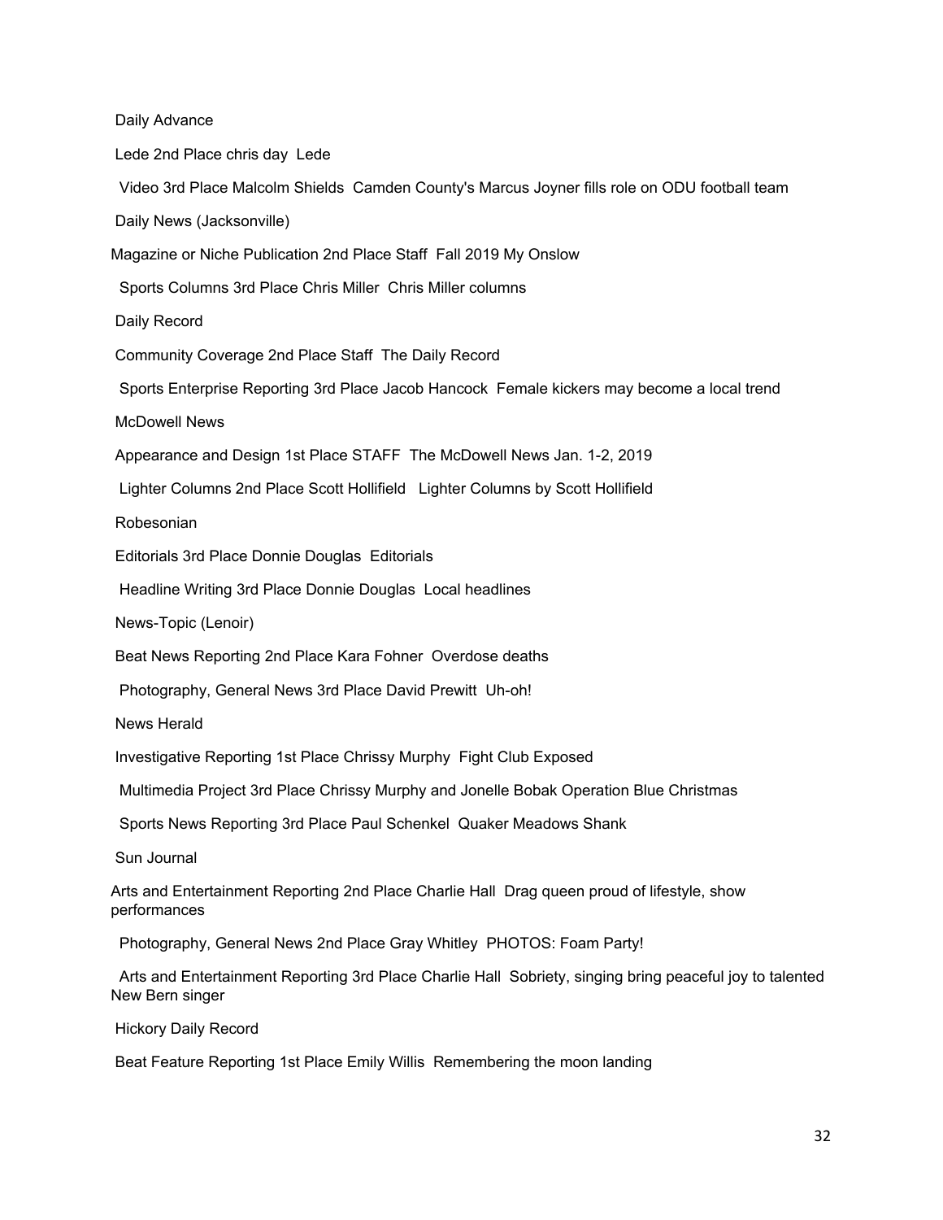Daily Advance

Lede 2nd Place chris day Lede

Video 3rd Place Malcolm Shields Camden County's Marcus Joyner fills role on ODU football team

Daily News (Jacksonville)

Magazine or Niche Publication 2nd Place Staff Fall 2019 My Onslow

Sports Columns 3rd Place Chris Miller Chris Miller columns

Daily Record

Community Coverage 2nd Place Staff The Daily Record

Sports Enterprise Reporting 3rd Place Jacob Hancock Female kickers may become a local trend

McDowell News

Appearance and Design 1st Place STAFF The McDowell News Jan. 1-2, 2019

Lighter Columns 2nd Place Scott Hollifield Lighter Columns by Scott Hollifield

Robesonian

Editorials 3rd Place Donnie Douglas Editorials

Headline Writing 3rd Place Donnie Douglas Local headlines

News-Topic (Lenoir)

Beat News Reporting 2nd Place Kara Fohner Overdose deaths

Photography, General News 3rd Place David Prewitt Uh-oh!

News Herald

Investigative Reporting 1st Place Chrissy Murphy Fight Club Exposed

Multimedia Project 3rd Place Chrissy Murphy and Jonelle Bobak Operation Blue Christmas

Sports News Reporting 3rd Place Paul Schenkel Quaker Meadows Shank

Sun Journal

Arts and Entertainment Reporting 2nd Place Charlie Hall Drag queen proud of lifestyle, show performances

Photography, General News 2nd Place Gray Whitley PHOTOS: Foam Party!

Arts and Entertainment Reporting 3rd Place Charlie Hall Sobriety, singing bring peaceful joy to talented New Bern singer

Hickory Daily Record

Beat Feature Reporting 1st Place Emily Willis Remembering the moon landing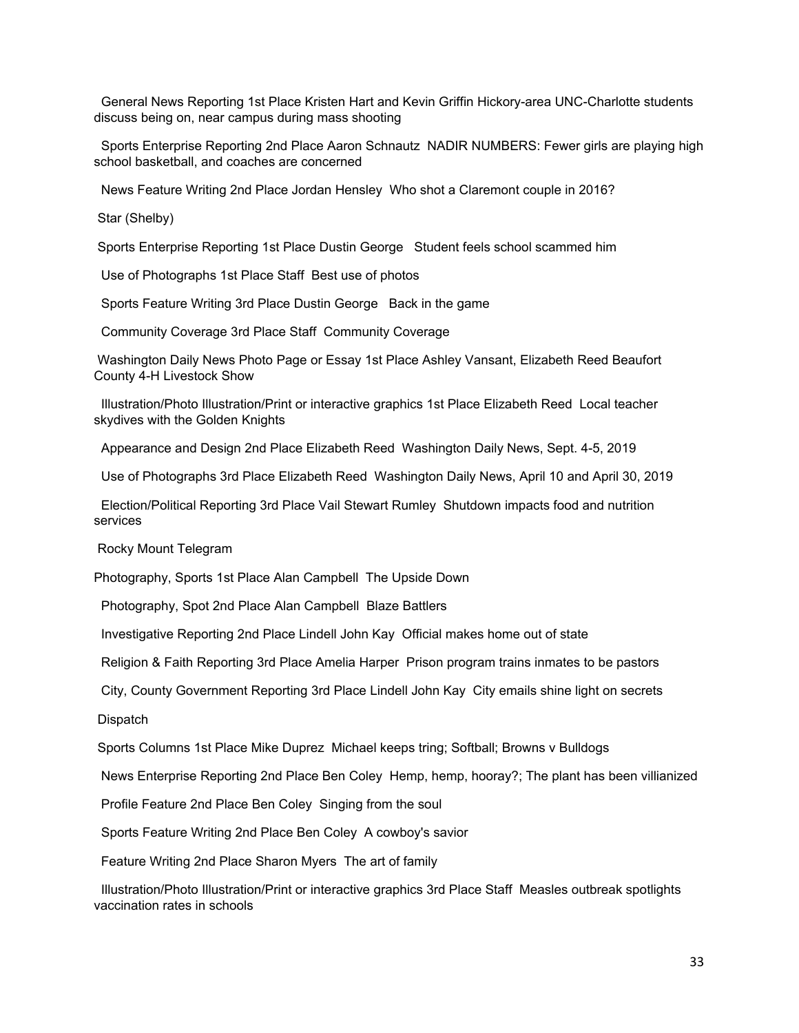General News Reporting 1st Place Kristen Hart and Kevin Griffin Hickory-area UNC-Charlotte students discuss being on, near campus during mass shooting

Sports Enterprise Reporting 2nd Place Aaron Schnautz NADIR NUMBERS: Fewer girls are playing high school basketball, and coaches are concerned

News Feature Writing 2nd Place Jordan Hensley Who shot a Claremont couple in 2016?

Star (Shelby)

Sports Enterprise Reporting 1st Place Dustin George Student feels school scammed him

Use of Photographs 1st Place Staff Best use of photos

Sports Feature Writing 3rd Place Dustin George Back in the game

Community Coverage 3rd Place Staff Community Coverage

Washington Daily News Photo Page or Essay 1st Place Ashley Vansant, Elizabeth Reed Beaufort County 4-H Livestock Show

Illustration/Photo Illustration/Print or interactive graphics 1st Place Elizabeth Reed Local teacher skydives with the Golden Knights

Appearance and Design 2nd Place Elizabeth Reed Washington Daily News, Sept. 4-5, 2019

Use of Photographs 3rd Place Elizabeth Reed Washington Daily News, April 10 and April 30, 2019

Election/Political Reporting 3rd Place Vail Stewart Rumley Shutdown impacts food and nutrition services

Rocky Mount Telegram

Photography, Sports 1st Place Alan Campbell The Upside Down

Photography, Spot 2nd Place Alan Campbell Blaze Battlers

Investigative Reporting 2nd Place Lindell John Kay Official makes home out of state

Religion & Faith Reporting 3rd Place Amelia Harper Prison program trains inmates to be pastors

City, County Government Reporting 3rd Place Lindell John Kay City emails shine light on secrets

Dispatch

Sports Columns 1st Place Mike Duprez Michael keeps tring; Softball; Browns v Bulldogs

News Enterprise Reporting 2nd Place Ben Coley Hemp, hemp, hooray?; The plant has been villianized

Profile Feature 2nd Place Ben Coley Singing from the soul

Sports Feature Writing 2nd Place Ben Coley A cowboy's savior

Feature Writing 2nd Place Sharon Myers The art of family

Illustration/Photo Illustration/Print or interactive graphics 3rd Place Staff Measles outbreak spotlights vaccination rates in schools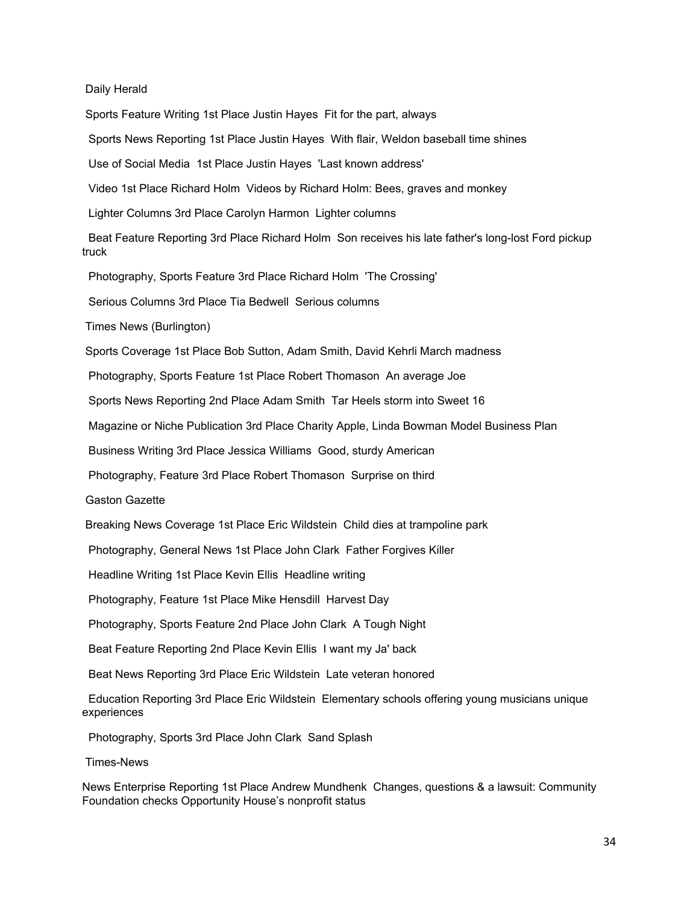Daily Herald

Sports Feature Writing 1st Place Justin Hayes  Fit for the part, always

Sports News Reporting 1st Place Justin Hayes  With flair, Weldon baseball time shines

Use of Social Media  1st Place Justin Hayes  'Last known address'

Video 1st Place Richard Holm  Videos by Richard Holm: Bees, graves and monkey

Lighter Columns 3rd Place Carolyn Harmon  Lighter columns

Beat Feature Reporting 3rd Place Richard Holm  Son receives his late father's long-lost Ford pickup truck

Photography, Sports Feature 3rd Place Richard Holm  'The Crossing'

Serious Columns 3rd Place Tia Bedwell  Serious columns

Times News (Burlington)

Sports Coverage 1st Place Bob Sutton, Adam Smith, David Kehrli March madness

Photography, Sports Feature 1st Place Robert Thomason  An average Joe

Sports News Reporting 2nd Place Adam Smith  Tar Heels storm into Sweet 16

Magazine or Niche Publication 3rd Place Charity Apple, Linda Bowman Model Business Plan

Business Writing 3rd Place Jessica Williams  Good, sturdy American

Photography, Feature 3rd Place Robert Thomason  Surprise on third

Gaston Gazette

Breaking News Coverage 1st Place Eric Wildstein  Child dies at trampoline park

Photography, General News 1st Place John Clark  Father Forgives Killer

Headline Writing 1st Place Kevin Ellis  Headline writing

Photography, Feature 1st Place Mike Hensdill  Harvest Day

Photography, Sports Feature 2nd Place John Clark  A Tough Night

Beat Feature Reporting 2nd Place Kevin Ellis  I want my Ja' back

Beat News Reporting 3rd Place Eric Wildstein  Late veteran honored

Education Reporting 3rd Place Eric Wildstein  Elementary schools offering young musicians unique experiences

Photography, Sports 3rd Place John Clark  Sand Splash

Times-News

News Enterprise Reporting 1st Place Andrew Mundhenk  Changes, questions & a lawsuit: Community Foundation checks Opportunity House's nonprofit status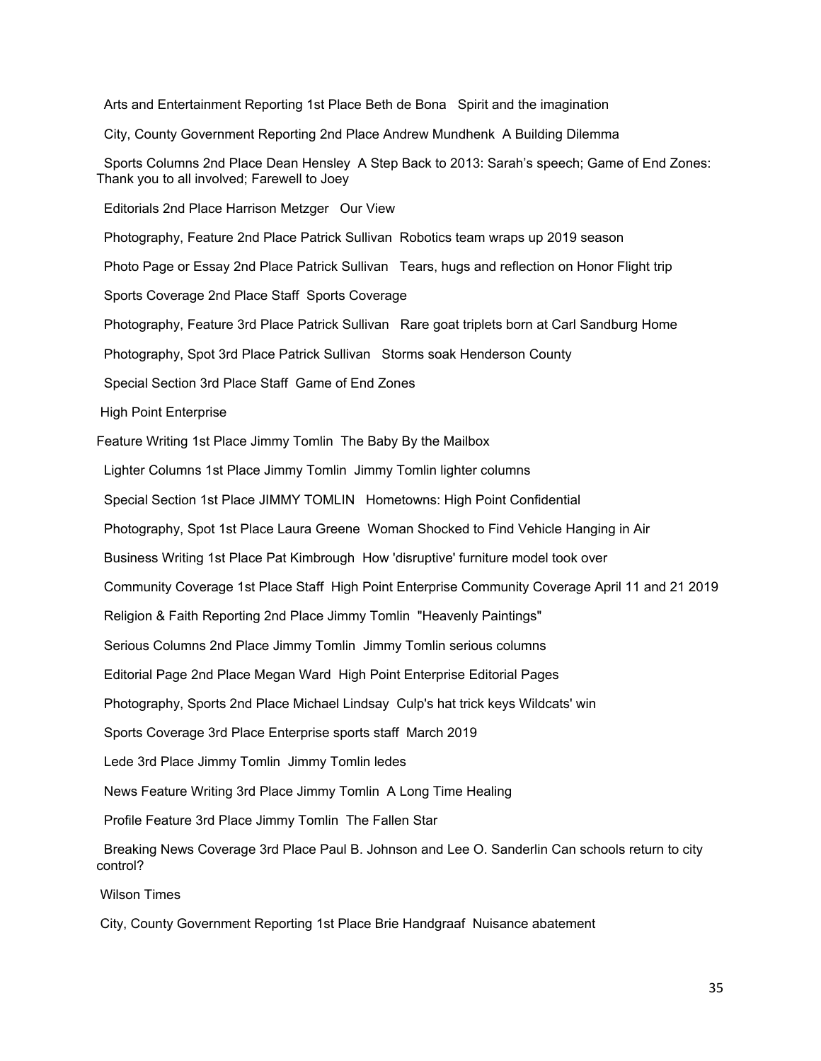Arts and Entertainment Reporting 1st Place Beth de Bona Spirit and the imagination

City, County Government Reporting 2nd Place Andrew Mundhenk A Building Dilemma

Sports Columns 2nd Place Dean Hensley A Step Back to 2013: Sarah's speech; Game of End Zones: Thank you to all involved; Farewell to Joey

Editorials 2nd Place Harrison Metzger Our View

Photography, Feature 2nd Place Patrick Sullivan Robotics team wraps up 2019 season

Photo Page or Essay 2nd Place Patrick Sullivan Tears, hugs and reflection on Honor Flight trip

Sports Coverage 2nd Place Staff Sports Coverage

Photography, Feature 3rd Place Patrick Sullivan Rare goat triplets born at Carl Sandburg Home

Photography, Spot 3rd Place Patrick Sullivan Storms soak Henderson County

Special Section 3rd Place Staff Game of End Zones

High Point Enterprise

Feature Writing 1st Place Jimmy Tomlin The Baby By the Mailbox

Lighter Columns 1st Place Jimmy Tomlin Jimmy Tomlin lighter columns

Special Section 1st Place JIMMY TOMLIN Hometowns: High Point Confidential

Photography, Spot 1st Place Laura Greene Woman Shocked to Find Vehicle Hanging in Air

Business Writing 1st Place Pat Kimbrough How 'disruptive' furniture model took over

Community Coverage 1st Place Staff High Point Enterprise Community Coverage April 11 and 21 2019

Religion & Faith Reporting 2nd Place Jimmy Tomlin "Heavenly Paintings"

Serious Columns 2nd Place Jimmy Tomlin Jimmy Tomlin serious columns

Editorial Page 2nd Place Megan Ward High Point Enterprise Editorial Pages

Photography, Sports 2nd Place Michael Lindsay Culp's hat trick keys Wildcats' win

Sports Coverage 3rd Place Enterprise sports staff March 2019

Lede 3rd Place Jimmy Tomlin Jimmy Tomlin ledes

News Feature Writing 3rd Place Jimmy Tomlin A Long Time Healing

Profile Feature 3rd Place Jimmy Tomlin The Fallen Star

Breaking News Coverage 3rd Place Paul B. Johnson and Lee O. Sanderlin Can schools return to city control?

Wilson Times

City, County Government Reporting 1st Place Brie Handgraaf Nuisance abatement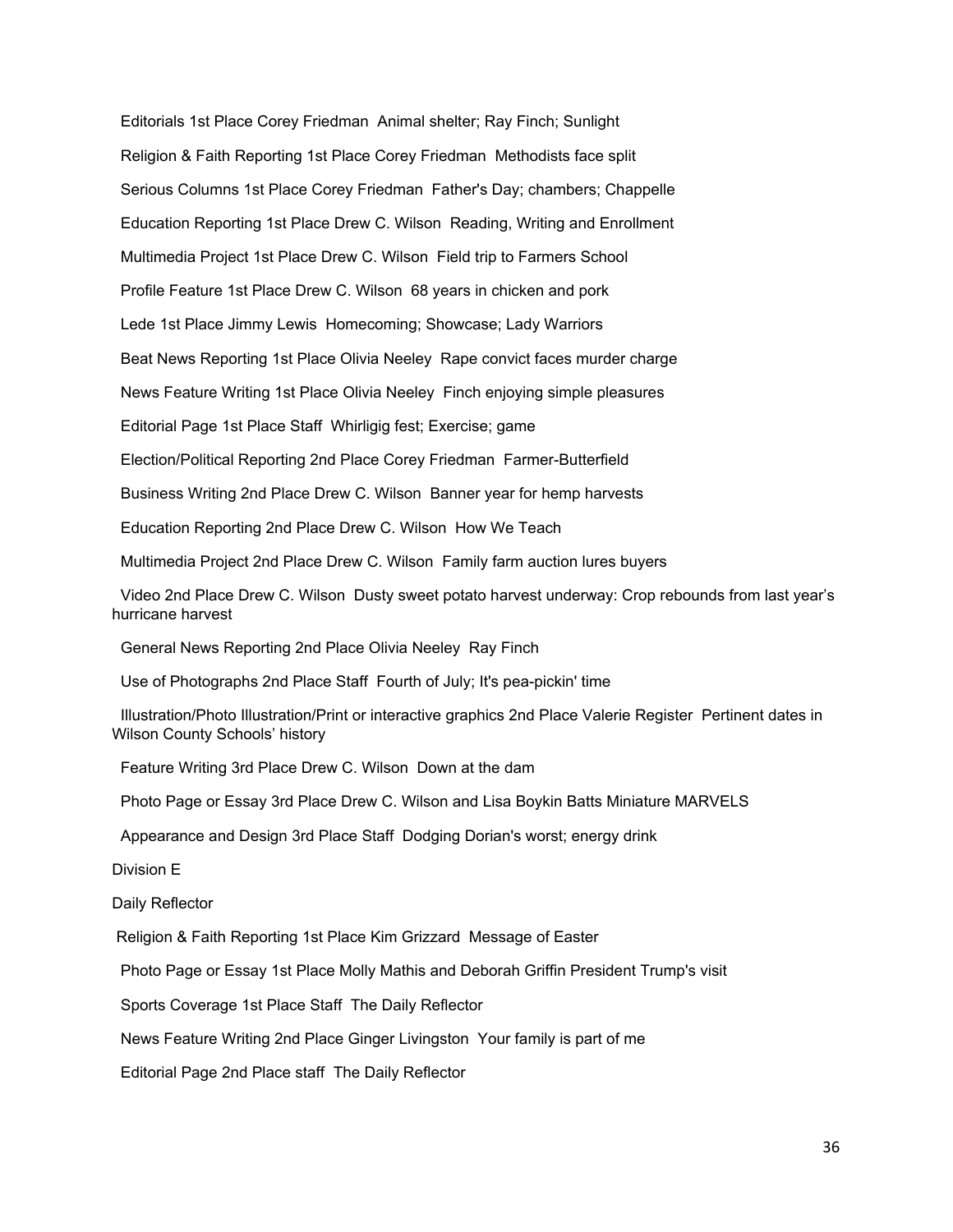Editorials 1st Place Corey Friedman  Animal shelter; Ray Finch; Sunlight

Religion & Faith Reporting 1st Place Corey Friedman  Methodists face split

Serious Columns 1st Place Corey Friedman  Father's Day; chambers; Chappelle

Education Reporting 1st Place Drew C. Wilson  Reading, Writing and Enrollment

Multimedia Project 1st Place Drew C. Wilson  Field trip to Farmers School

Profile Feature 1st Place Drew C. Wilson  68 years in chicken and pork

Lede 1st Place Jimmy Lewis  Homecoming; Showcase; Lady Warriors

Beat News Reporting 1st Place Olivia Neeley  Rape convict faces murder charge

News Feature Writing 1st Place Olivia Neeley  Finch enjoying simple pleasures

Editorial Page 1st Place Staff  Whirligig fest; Exercise; game

Election/Political Reporting 2nd Place Corey Friedman  Farmer-Butterfield

Business Writing 2nd Place Drew C. Wilson  Banner year for hemp harvests

Education Reporting 2nd Place Drew C. Wilson  How We Teach

Multimedia Project 2nd Place Drew C. Wilson  Family farm auction lures buyers

Video 2nd Place Drew C. Wilson  Dusty sweet potato harvest underway: Crop rebounds from last year's hurricane harvest

General News Reporting 2nd Place Olivia Neeley  Ray Finch

Use of Photographs 2nd Place Staff  Fourth of July; It's pea-pickin' time

Illustration/Photo Illustration/Print or interactive graphics 2nd Place Valerie Register  Pertinent dates in Wilson County Schools' history

Feature Writing 3rd Place Drew C. Wilson  Down at the dam

Photo Page or Essay 3rd Place Drew C. Wilson and Lisa Boykin Batts Miniature MARVELS

Appearance and Design 3rd Place Staff  Dodging Dorian's worst; energy drink

Division E

Daily Reflector

Religion & Faith Reporting 1st Place Kim Grizzard  Message of Easter

Photo Page or Essay 1st Place Molly Mathis and Deborah Griffin President Trump's visit

Sports Coverage 1st Place Staff  The Daily Reflector

News Feature Writing 2nd Place Ginger Livingston  Your family is part of me

Editorial Page 2nd Place staff  The Daily Reflector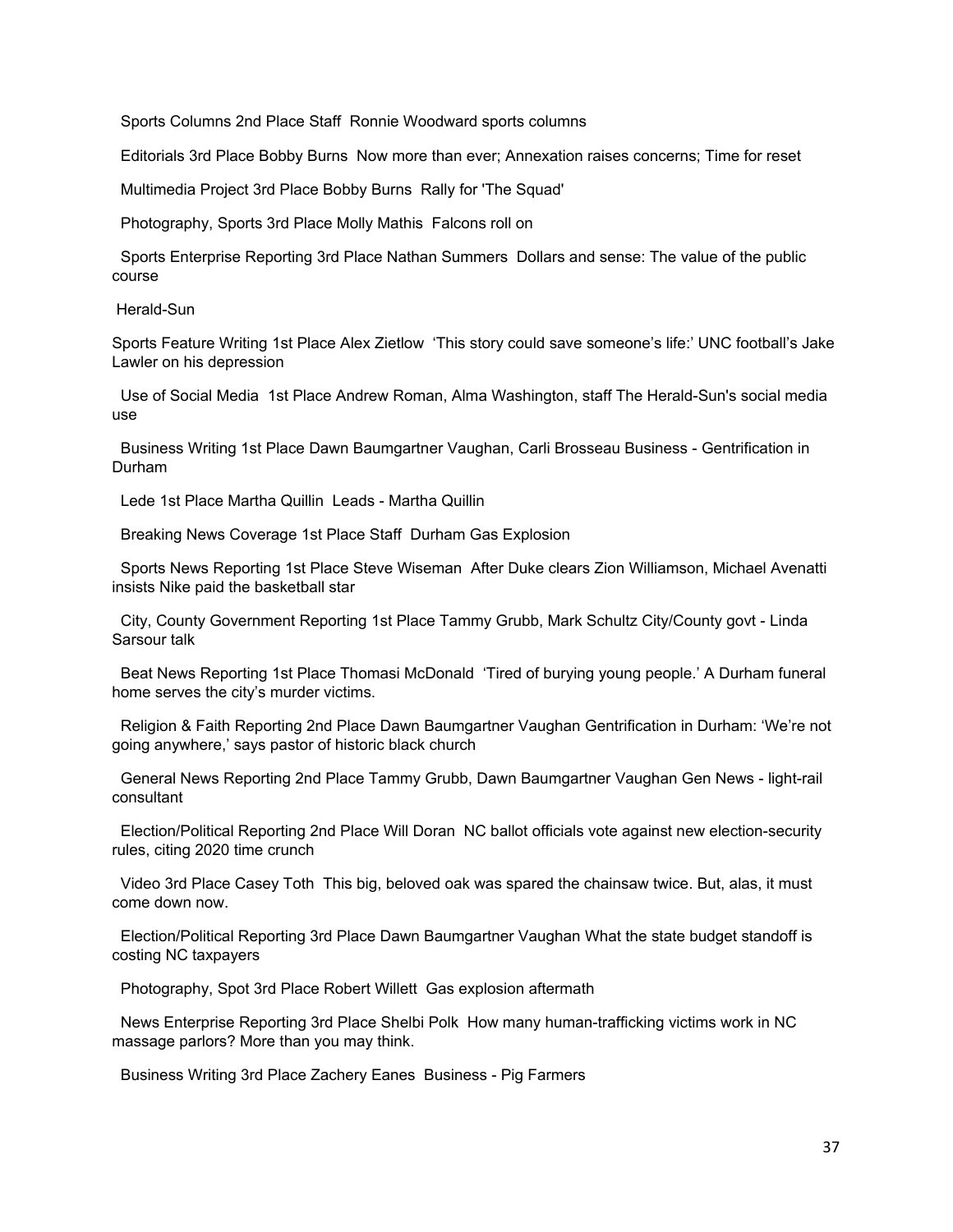Sports Columns 2nd Place Staff Ronnie Woodward sports columns

Editorials 3rd Place Bobby Burns Now more than ever; Annexation raises concerns; Time for reset

Multimedia Project 3rd Place Bobby Burns Rally for 'The Squad'

Photography, Sports 3rd Place Molly Mathis Falcons roll on

Sports Enterprise Reporting 3rd Place Nathan Summers Dollars and sense: The value of the public course

Herald-Sun

Sports Feature Writing 1st Place Alex Zietlow 'This story could save someone's life:' UNC football's Jake Lawler on his depression

Use of Social Media 1st Place Andrew Roman, Alma Washington, staff The Herald-Sun's social media use

Business Writing 1st Place Dawn Baumgartner Vaughan, Carli Brosseau Business - Gentrification in Durham

Lede 1st Place Martha Quillin Leads - Martha Quillin

Breaking News Coverage 1st Place Staff Durham Gas Explosion

Sports News Reporting 1st Place Steve Wiseman After Duke clears Zion Williamson, Michael Avenatti insists Nike paid the basketball star

City, County Government Reporting 1st Place Tammy Grubb, Mark Schultz City/County govt - Linda Sarsour talk

Beat News Reporting 1st Place Thomasi McDonald 'Tired of burying young people.' A Durham funeral home serves the city's murder victims.

Religion & Faith Reporting 2nd Place Dawn Baumgartner Vaughan Gentrification in Durham: 'We're not going anywhere,' says pastor of historic black church

General News Reporting 2nd Place Tammy Grubb, Dawn Baumgartner Vaughan Gen News - light-rail consultant

Election/Political Reporting 2nd Place Will Doran NC ballot officials vote against new election-security rules, citing 2020 time crunch

Video 3rd Place Casey Toth This big, beloved oak was spared the chainsaw twice. But, alas, it must come down now.

Election/Political Reporting 3rd Place Dawn Baumgartner Vaughan What the state budget standoff is costing NC taxpayers

Photography, Spot 3rd Place Robert Willett Gas explosion aftermath

News Enterprise Reporting 3rd Place Shelbi Polk How many human-trafficking victims work in NC massage parlors? More than you may think.

Business Writing 3rd Place Zachery Eanes Business - Pig Farmers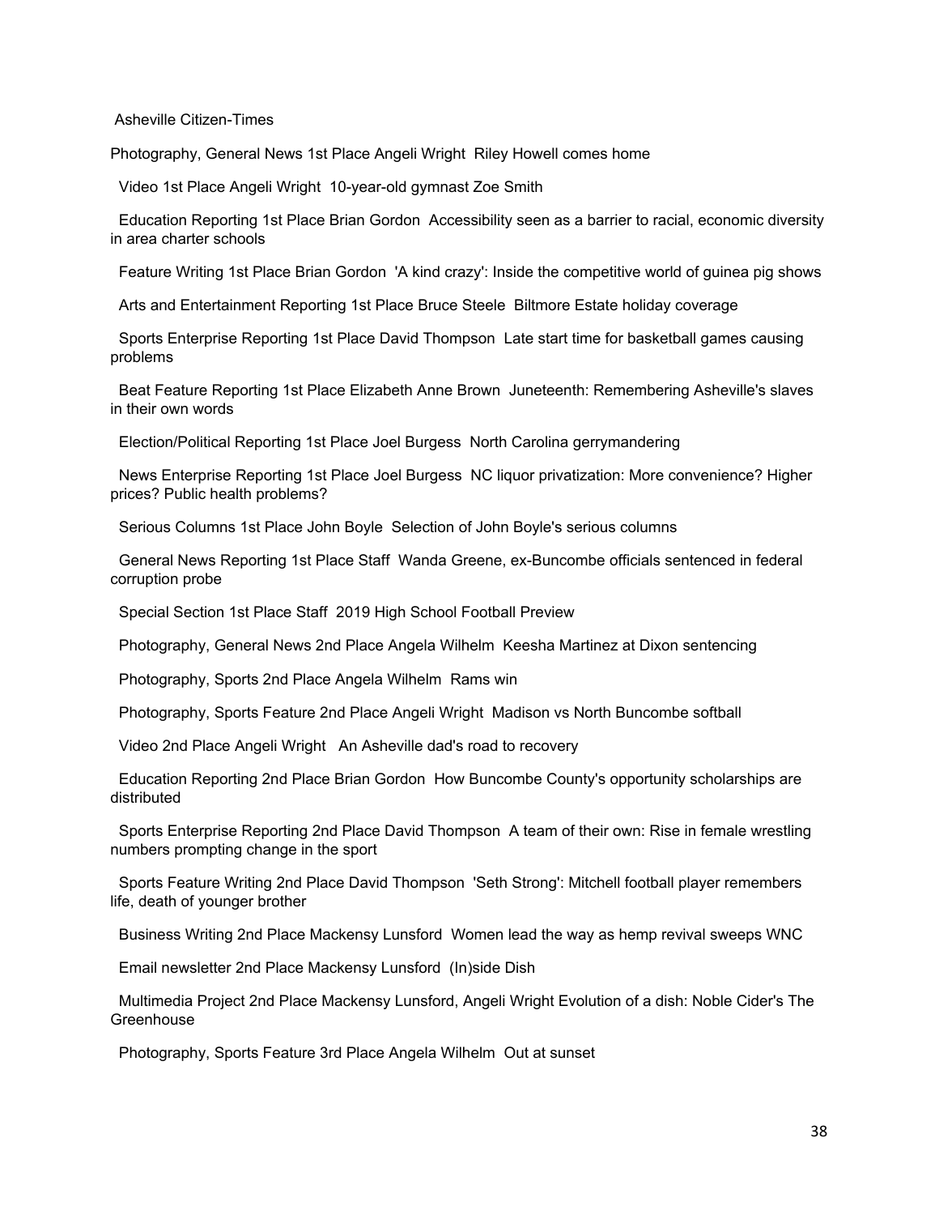Asheville Citizen-Times

Photography, General News 1st Place Angeli Wright Riley Howell comes home

Video 1st Place Angeli Wright 10-year-old gymnast Zoe Smith

Education Reporting 1st Place Brian Gordon Accessibility seen as a barrier to racial, economic diversity in area charter schools

Feature Writing 1st Place Brian Gordon 'A kind crazy': Inside the competitive world of guinea pig shows

Arts and Entertainment Reporting 1st Place Bruce Steele Biltmore Estate holiday coverage

Sports Enterprise Reporting 1st Place David Thompson Late start time for basketball games causing problems

Beat Feature Reporting 1st Place Elizabeth Anne Brown Juneteenth: Remembering Asheville's slaves in their own words

Election/Political Reporting 1st Place Joel Burgess North Carolina gerrymandering

News Enterprise Reporting 1st Place Joel Burgess NC liquor privatization: More convenience? Higher prices? Public health problems?

Serious Columns 1st Place John Boyle Selection of John Boyle's serious columns

General News Reporting 1st Place Staff Wanda Greene, ex-Buncombe officials sentenced in federal corruption probe

Special Section 1st Place Staff 2019 High School Football Preview

Photography, General News 2nd Place Angela Wilhelm Keesha Martinez at Dixon sentencing

Photography, Sports 2nd Place Angela Wilhelm Rams win

Photography, Sports Feature 2nd Place Angeli Wright Madison vs North Buncombe softball

Video 2nd Place Angeli Wright An Asheville dad's road to recovery

Education Reporting 2nd Place Brian Gordon How Buncombe County's opportunity scholarships are distributed

Sports Enterprise Reporting 2nd Place David Thompson A team of their own: Rise in female wrestling numbers prompting change in the sport

Sports Feature Writing 2nd Place David Thompson 'Seth Strong': Mitchell football player remembers life, death of younger brother

Business Writing 2nd Place Mackensy Lunsford Women lead the way as hemp revival sweeps WNC

Email newsletter 2nd Place Mackensy Lunsford (In)side Dish

Multimedia Project 2nd Place Mackensy Lunsford, Angeli Wright Evolution of a dish: Noble Cider's The Greenhouse

Photography, Sports Feature 3rd Place Angela Wilhelm Out at sunset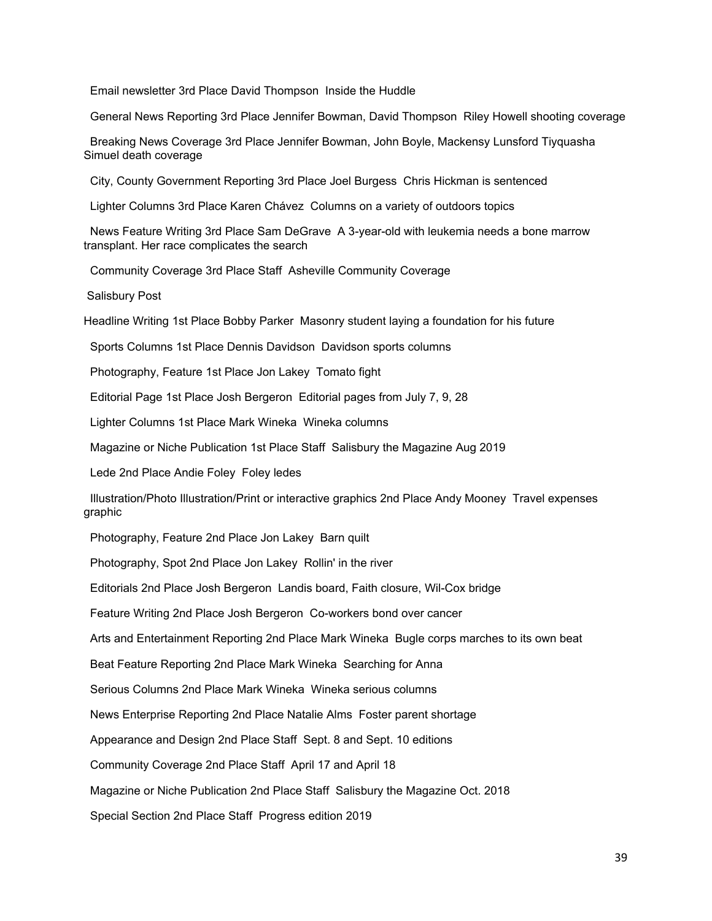Email newsletter 3rd Place David Thompson  Inside the Huddle

General News Reporting 3rd Place Jennifer Bowman, David Thompson  Riley Howell shooting coverage

Breaking News Coverage 3rd Place Jennifer Bowman, John Boyle, Mackensy Lunsford Tiyquasha Simuel death coverage

City, County Government Reporting 3rd Place Joel Burgess  Chris Hickman is sentenced

Lighter Columns 3rd Place Karen Chávez  Columns on a variety of outdoors topics

News Feature Writing 3rd Place Sam DeGrave  A 3-year-old with leukemia needs a bone marrow transplant. Her race complicates the search

Community Coverage 3rd Place Staff  Asheville Community Coverage

Salisbury Post

Headline Writing 1st Place Bobby Parker  Masonry student laying a foundation for his future

Sports Columns 1st Place Dennis Davidson  Davidson sports columns

Photography, Feature 1st Place Jon Lakey  Tomato fight

Editorial Page 1st Place Josh Bergeron  Editorial pages from July 7, 9, 28

Lighter Columns 1st Place Mark Wineka  Wineka columns

Magazine or Niche Publication 1st Place Staff  Salisbury the Magazine Aug 2019

Lede 2nd Place Andie Foley  Foley ledes

Illustration/Photo Illustration/Print or interactive graphics 2nd Place Andy Mooney  Travel expenses graphic

Photography, Feature 2nd Place Jon Lakey  Barn quilt

Photography, Spot 2nd Place Jon Lakey  Rollin' in the river

Editorials 2nd Place Josh Bergeron  Landis board, Faith closure, Wil-Cox bridge

Feature Writing 2nd Place Josh Bergeron  Co-workers bond over cancer

Arts and Entertainment Reporting 2nd Place Mark Wineka  Bugle corps marches to its own beat

Beat Feature Reporting 2nd Place Mark Wineka  Searching for Anna

Serious Columns 2nd Place Mark Wineka  Wineka serious columns

News Enterprise Reporting 2nd Place Natalie Alms  Foster parent shortage

Appearance and Design 2nd Place Staff  Sept. 8 and Sept. 10 editions

Community Coverage 2nd Place Staff  April 17 and April 18

Magazine or Niche Publication 2nd Place Staff  Salisbury the Magazine Oct. 2018

Special Section 2nd Place Staff  Progress edition 2019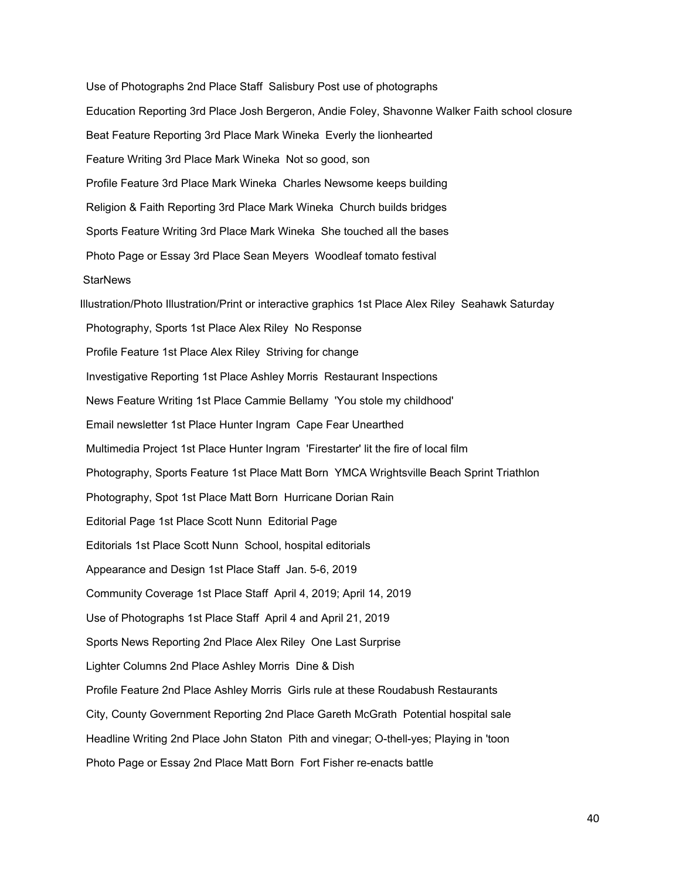Use of Photographs 2nd Place Staff Salisbury Post use of photographs

Education Reporting 3rd Place Josh Bergeron, Andie Foley, Shavonne Walker Faith school closure

Beat Feature Reporting 3rd Place Mark Wineka Everly the lionhearted

Feature Writing 3rd Place Mark Wineka Not so good, son

Profile Feature 3rd Place Mark Wineka Charles Newsome keeps building

Religion & Faith Reporting 3rd Place Mark Wineka Church builds bridges

Sports Feature Writing 3rd Place Mark Wineka She touched all the bases

Photo Page or Essay 3rd Place Sean Meyers Woodleaf tomato festival

StarNews

Illustration/Photo Illustration/Print or interactive graphics 1st Place Alex Riley Seahawk Saturday

Photography, Sports 1st Place Alex Riley No Response

Profile Feature 1st Place Alex Riley Striving for change

Investigative Reporting 1st Place Ashley Morris Restaurant Inspections

News Feature Writing 1st Place Cammie Bellamy 'You stole my childhood'

Email newsletter 1st Place Hunter Ingram Cape Fear Unearthed

Multimedia Project 1st Place Hunter Ingram 'Firestarter' lit the fire of local film

Photography, Sports Feature 1st Place Matt Born YMCA Wrightsville Beach Sprint Triathlon

Photography, Spot 1st Place Matt Born Hurricane Dorian Rain

Editorial Page 1st Place Scott Nunn Editorial Page

Editorials 1st Place Scott Nunn School, hospital editorials

Appearance and Design 1st Place Staff Jan. 5-6, 2019

Community Coverage 1st Place Staff April 4, 2019; April 14, 2019

Use of Photographs 1st Place Staff April 4 and April 21, 2019

Sports News Reporting 2nd Place Alex Riley One Last Surprise

Lighter Columns 2nd Place Ashley Morris Dine & Dish

Profile Feature 2nd Place Ashley Morris Girls rule at these Roudabush Restaurants

City, County Government Reporting 2nd Place Gareth McGrath Potential hospital sale

Headline Writing 2nd Place John Staton Pith and vinegar; O-thell-yes; Playing in 'toon

Photo Page or Essay 2nd Place Matt Born Fort Fisher re-enacts battle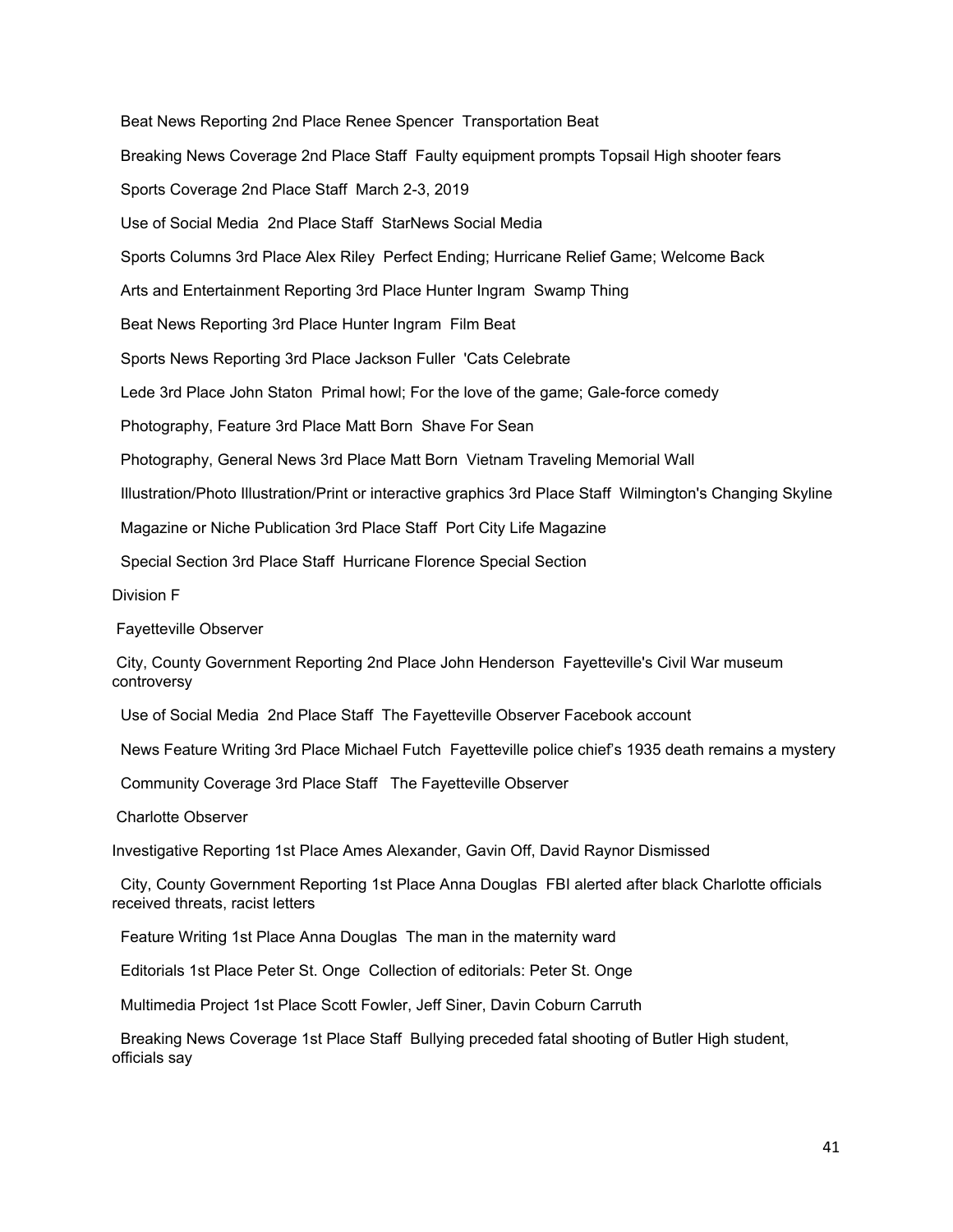Beat News Reporting 2nd Place Renee Spencer Transportation Beat

Breaking News Coverage 2nd Place Staff Faulty equipment prompts Topsail High shooter fears

Sports Coverage 2nd Place Staff March 2-3, 2019

Use of Social Media 2nd Place Staff StarNews Social Media

Sports Columns 3rd Place Alex Riley Perfect Ending; Hurricane Relief Game; Welcome Back

Arts and Entertainment Reporting 3rd Place Hunter Ingram Swamp Thing

Beat News Reporting 3rd Place Hunter Ingram Film Beat

Sports News Reporting 3rd Place Jackson Fuller 'Cats Celebrate

Lede 3rd Place John Staton Primal howl; For the love of the game; Gale-force comedy

Photography, Feature 3rd Place Matt Born Shave For Sean

Photography, General News 3rd Place Matt Born Vietnam Traveling Memorial Wall

Illustration/Photo Illustration/Print or interactive graphics 3rd Place Staff Wilmington's Changing Skyline

Magazine or Niche Publication 3rd Place Staff Port City Life Magazine

Special Section 3rd Place Staff Hurricane Florence Special Section

Division F

Fayetteville Observer

City, County Government Reporting 2nd Place John Henderson Fayetteville's Civil War museum controversy

Use of Social Media 2nd Place Staff The Fayetteville Observer Facebook account

News Feature Writing 3rd Place Michael Futch Fayetteville police chief's 1935 death remains a mystery

Community Coverage 3rd Place Staff The Fayetteville Observer

Charlotte Observer

Investigative Reporting 1st Place Ames Alexander, Gavin Off, David Raynor Dismissed

City, County Government Reporting 1st Place Anna Douglas FBI alerted after black Charlotte officials received threats, racist letters

Feature Writing 1st Place Anna Douglas The man in the maternity ward

Editorials 1st Place Peter St. Onge Collection of editorials: Peter St. Onge

Multimedia Project 1st Place Scott Fowler, Jeff Siner, Davin Coburn Carruth

Breaking News Coverage 1st Place Staff Bullying preceded fatal shooting of Butler High student, officials say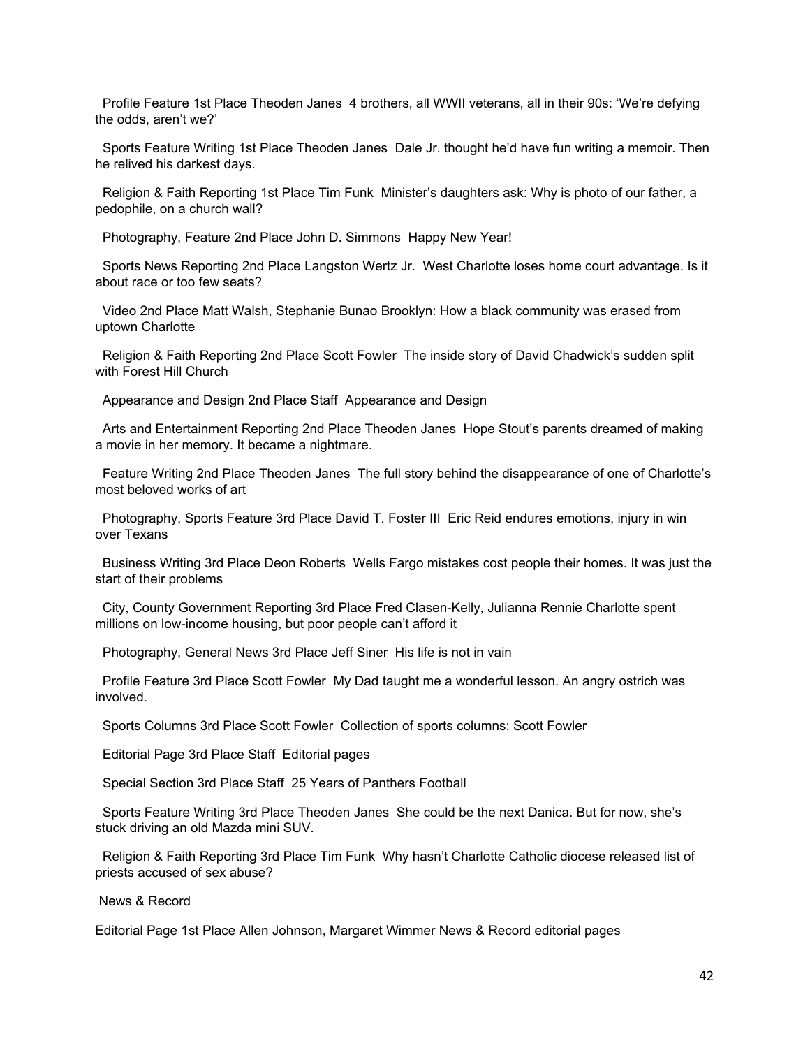Profile Feature 1st Place Theoden Janes 4 brothers, all WWII veterans, all in their 90s: 'We're defying the odds, aren't we?'

Sports Feature Writing 1st Place Theoden Janes Dale Jr. thought he'd have fun writing a memoir. Then he relived his darkest days.

Religion & Faith Reporting 1st Place Tim Funk Minister's daughters ask: Why is photo of our father, a pedophile, on a church wall?

Photography, Feature 2nd Place John D. Simmons Happy New Year!

Sports News Reporting 2nd Place Langston Wertz Jr. West Charlotte loses home court advantage. Is it about race or too few seats?

Video 2nd Place Matt Walsh, Stephanie Bunao Brooklyn: How a black community was erased from uptown Charlotte

Religion & Faith Reporting 2nd Place Scott Fowler The inside story of David Chadwick's sudden split with Forest Hill Church

Appearance and Design 2nd Place Staff Appearance and Design

Arts and Entertainment Reporting 2nd Place Theoden Janes Hope Stout's parents dreamed of making a movie in her memory. It became a nightmare.

Feature Writing 2nd Place Theoden Janes The full story behind the disappearance of one of Charlotte's most beloved works of art

Photography, Sports Feature 3rd Place David T. Foster III Eric Reid endures emotions, injury in win over Texans

Business Writing 3rd Place Deon Roberts Wells Fargo mistakes cost people their homes. It was just the start of their problems

City, County Government Reporting 3rd Place Fred Clasen-Kelly, Julianna Rennie Charlotte spent millions on low-income housing, but poor people can't afford it

Photography, General News 3rd Place Jeff Siner His life is not in vain

Profile Feature 3rd Place Scott Fowler My Dad taught me a wonderful lesson. An angry ostrich was involved.

Sports Columns 3rd Place Scott Fowler Collection of sports columns: Scott Fowler

Editorial Page 3rd Place Staff Editorial pages

Special Section 3rd Place Staff 25 Years of Panthers Football

Sports Feature Writing 3rd Place Theoden Janes She could be the next Danica. But for now, she's stuck driving an old Mazda mini SUV.

Religion & Faith Reporting 3rd Place Tim Funk Why hasn't Charlotte Catholic diocese released list of priests accused of sex abuse?

News & Record

Editorial Page 1st Place Allen Johnson, Margaret Wimmer News & Record editorial pages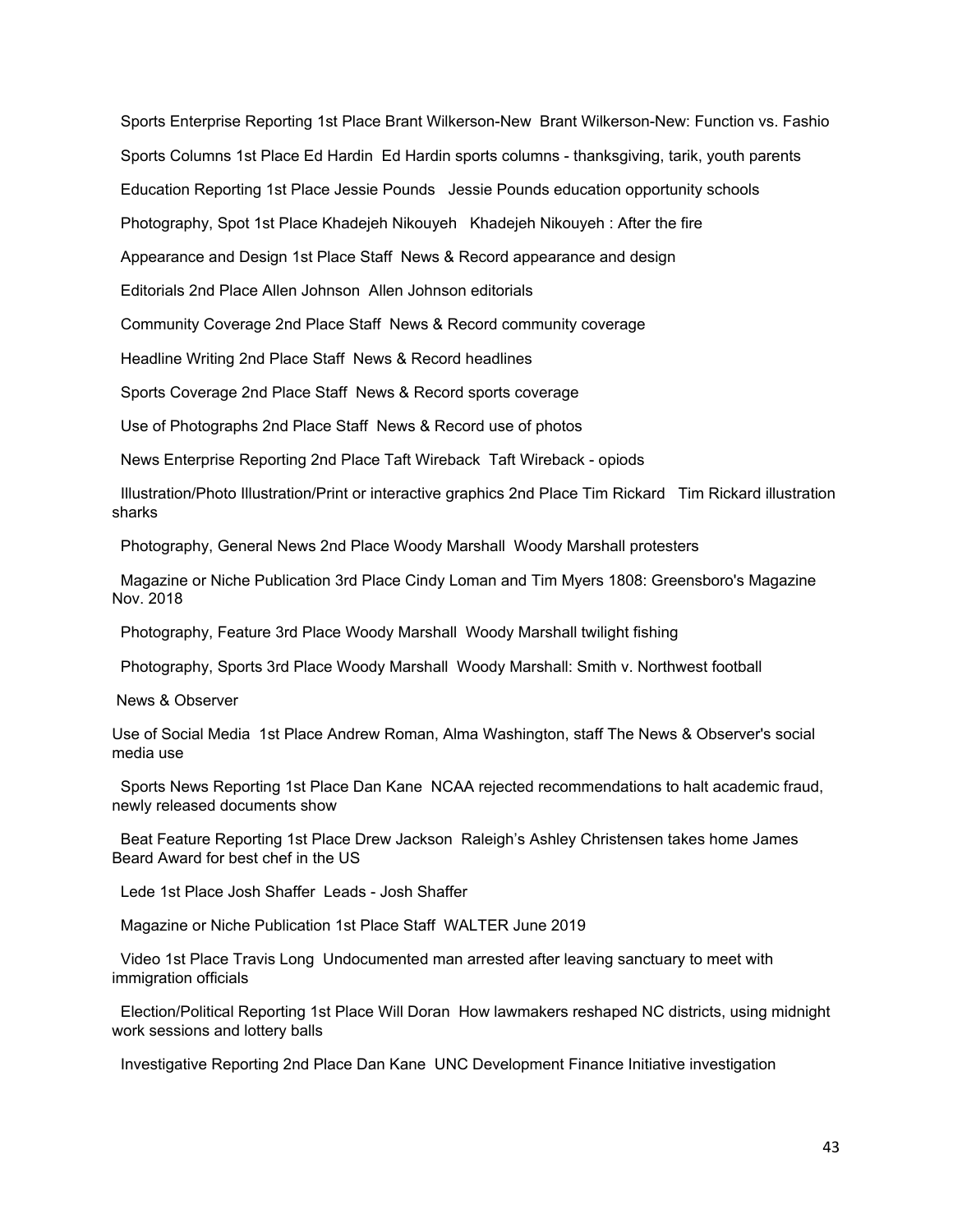Sports Enterprise Reporting 1st Place Brant Wilkerson-New Brant Wilkerson-New: Function vs. Fashio

Sports Columns 1st Place Ed Hardin Ed Hardin sports columns - thanksgiving, tarik, youth parents

Education Reporting 1st Place Jessie Pounds Jessie Pounds education opportunity schools

Photography, Spot 1st Place Khadejeh Nikouyeh Khadejeh Nikouyeh : After the fire

Appearance and Design 1st Place Staff News & Record appearance and design

Editorials 2nd Place Allen Johnson Allen Johnson editorials

Community Coverage 2nd Place Staff News & Record community coverage

Headline Writing 2nd Place Staff News & Record headlines

Sports Coverage 2nd Place Staff News & Record sports coverage

Use of Photographs 2nd Place Staff News & Record use of photos

News Enterprise Reporting 2nd Place Taft Wireback Taft Wireback - opiods

Illustration/Photo Illustration/Print or interactive graphics 2nd Place Tim Rickard Tim Rickard illustration sharks

Photography, General News 2nd Place Woody Marshall Woody Marshall protesters

Magazine or Niche Publication 3rd Place Cindy Loman and Tim Myers 1808: Greensboro's Magazine Nov. 2018

Photography, Feature 3rd Place Woody Marshall Woody Marshall twilight fishing

Photography, Sports 3rd Place Woody Marshall Woody Marshall: Smith v. Northwest football

News & Observer

Use of Social Media 1st Place Andrew Roman, Alma Washington, staff The News & Observer's social media use

Sports News Reporting 1st Place Dan Kane NCAA rejected recommendations to halt academic fraud, newly released documents show

Beat Feature Reporting 1st Place Drew Jackson Raleigh's Ashley Christensen takes home James Beard Award for best chef in the US

Lede 1st Place Josh Shaffer Leads - Josh Shaffer

Magazine or Niche Publication 1st Place Staff WALTER June 2019

Video 1st Place Travis Long Undocumented man arrested after leaving sanctuary to meet with immigration officials

Election/Political Reporting 1st Place Will Doran How lawmakers reshaped NC districts, using midnight work sessions and lottery balls

Investigative Reporting 2nd Place Dan Kane UNC Development Finance Initiative investigation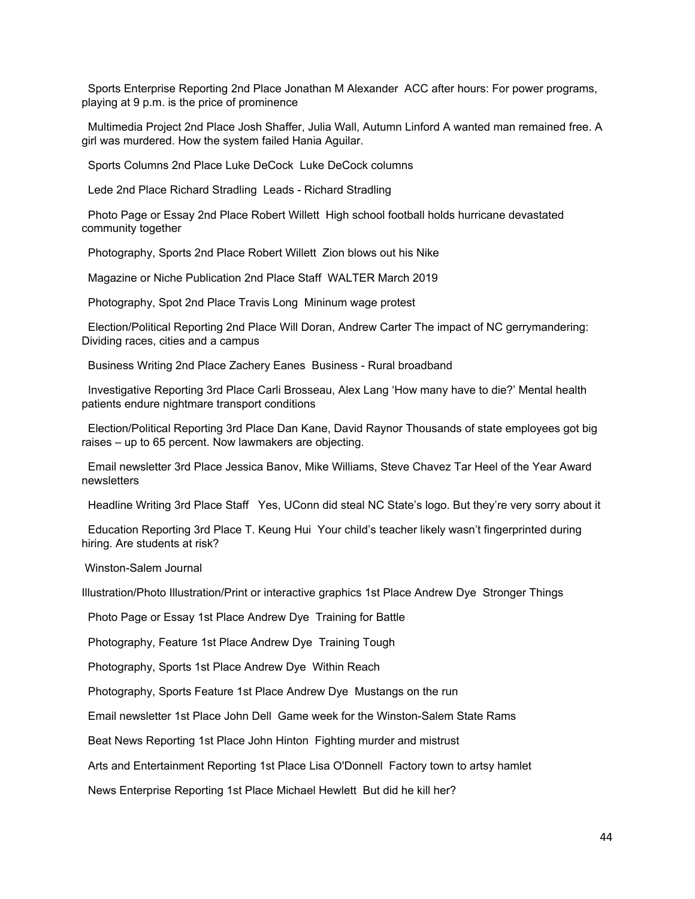Sports Enterprise Reporting 2nd Place Jonathan M Alexander ACC after hours: For power programs, playing at 9 p.m. is the price of prominence

Multimedia Project 2nd Place Josh Shaffer, Julia Wall, Autumn Linford A wanted man remained free. A girl was murdered. How the system failed Hania Aguilar.

Sports Columns 2nd Place Luke DeCock Luke DeCock columns

Lede 2nd Place Richard Stradling Leads - Richard Stradling

Photo Page or Essay 2nd Place Robert Willett High school football holds hurricane devastated community together

Photography, Sports 2nd Place Robert Willett Zion blows out his Nike

Magazine or Niche Publication 2nd Place Staff WALTER March 2019

Photography, Spot 2nd Place Travis Long Mininum wage protest

Election/Political Reporting 2nd Place Will Doran, Andrew Carter The impact of NC gerrymandering: Dividing races, cities and a campus

Business Writing 2nd Place Zachery Eanes Business - Rural broadband

Investigative Reporting 3rd Place Carli Brosseau, Alex Lang 'How many have to die?' Mental health patients endure nightmare transport conditions

Election/Political Reporting 3rd Place Dan Kane, David Raynor Thousands of state employees got big raises – up to 65 percent. Now lawmakers are objecting.

Email newsletter 3rd Place Jessica Banov, Mike Williams, Steve Chavez Tar Heel of the Year Award newsletters

Headline Writing 3rd Place Staff Yes, UConn did steal NC State's logo. But they're very sorry about it

Education Reporting 3rd Place T. Keung Hui Your child's teacher likely wasn't fingerprinted during hiring. Are students at risk?

Winston-Salem Journal

Illustration/Photo Illustration/Print or interactive graphics 1st Place Andrew Dye Stronger Things

Photo Page or Essay 1st Place Andrew Dye Training for Battle

Photography, Feature 1st Place Andrew Dye Training Tough

Photography, Sports 1st Place Andrew Dye Within Reach

Photography, Sports Feature 1st Place Andrew Dye Mustangs on the run

Email newsletter 1st Place John Dell Game week for the Winston-Salem State Rams

Beat News Reporting 1st Place John Hinton Fighting murder and mistrust

Arts and Entertainment Reporting 1st Place Lisa O'Donnell Factory town to artsy hamlet

News Enterprise Reporting 1st Place Michael Hewlett But did he kill her?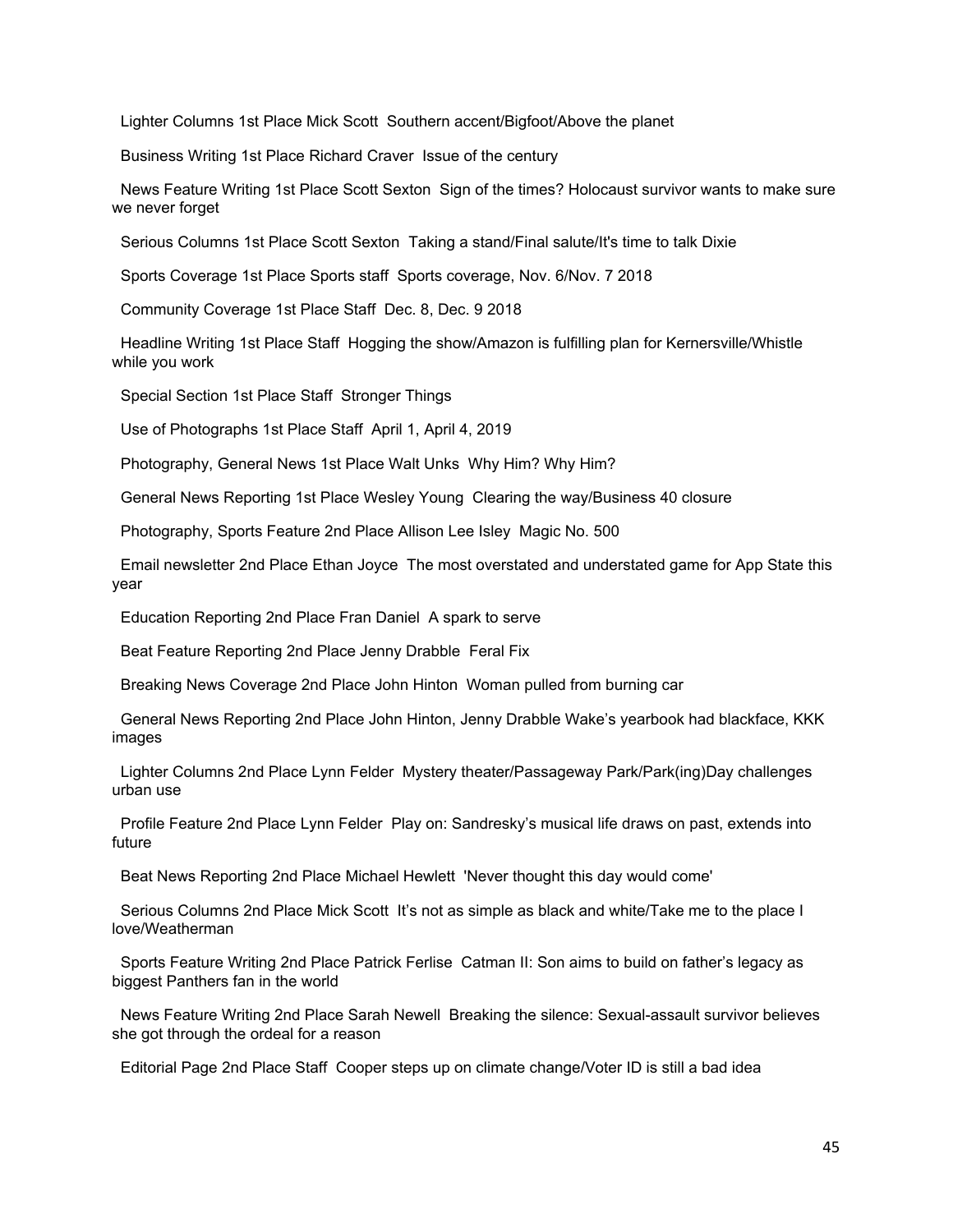Lighter Columns 1st Place Mick Scott  Southern accent/Bigfoot/Above the planet

Business Writing 1st Place Richard Craver  Issue of the century

News Feature Writing 1st Place Scott Sexton  Sign of the times? Holocaust survivor wants to make sure we never forget

Serious Columns 1st Place Scott Sexton  Taking a stand/Final salute/It's time to talk Dixie

Sports Coverage 1st Place Sports staff  Sports coverage, Nov. 6/Nov. 7 2018

Community Coverage 1st Place Staff  Dec. 8, Dec. 9 2018

Headline Writing 1st Place Staff  Hogging the show/Amazon is fulfilling plan for Kernersville/Whistle while you work

Special Section 1st Place Staff  Stronger Things

Use of Photographs 1st Place Staff  April 1, April 4, 2019

Photography, General News 1st Place Walt Unks  Why Him? Why Him?

General News Reporting 1st Place Wesley Young  Clearing the way/Business 40 closure

Photography, Sports Feature 2nd Place Allison Lee Isley  Magic No. 500

Email newsletter 2nd Place Ethan Joyce  The most overstated and understated game for App State this year

Education Reporting 2nd Place Fran Daniel  A spark to serve

Beat Feature Reporting 2nd Place Jenny Drabble  Feral Fix

Breaking News Coverage 2nd Place John Hinton  Woman pulled from burning car

General News Reporting 2nd Place John Hinton, Jenny Drabble Wake's yearbook had blackface, KKK images

Lighter Columns 2nd Place Lynn Felder  Mystery theater/Passageway Park/Park(ing)Day challenges urban use

Profile Feature 2nd Place Lynn Felder  Play on: Sandresky's musical life draws on past, extends into future

Beat News Reporting 2nd Place Michael Hewlett  'Never thought this day would come'

Serious Columns 2nd Place Mick Scott  It's not as simple as black and white/Take me to the place I love/Weatherman

Sports Feature Writing 2nd Place Patrick Ferlise  Catman II: Son aims to build on father's legacy as biggest Panthers fan in the world

News Feature Writing 2nd Place Sarah Newell  Breaking the silence: Sexual-assault survivor believes she got through the ordeal for a reason

Editorial Page 2nd Place Staff  Cooper steps up on climate change/Voter ID is still a bad idea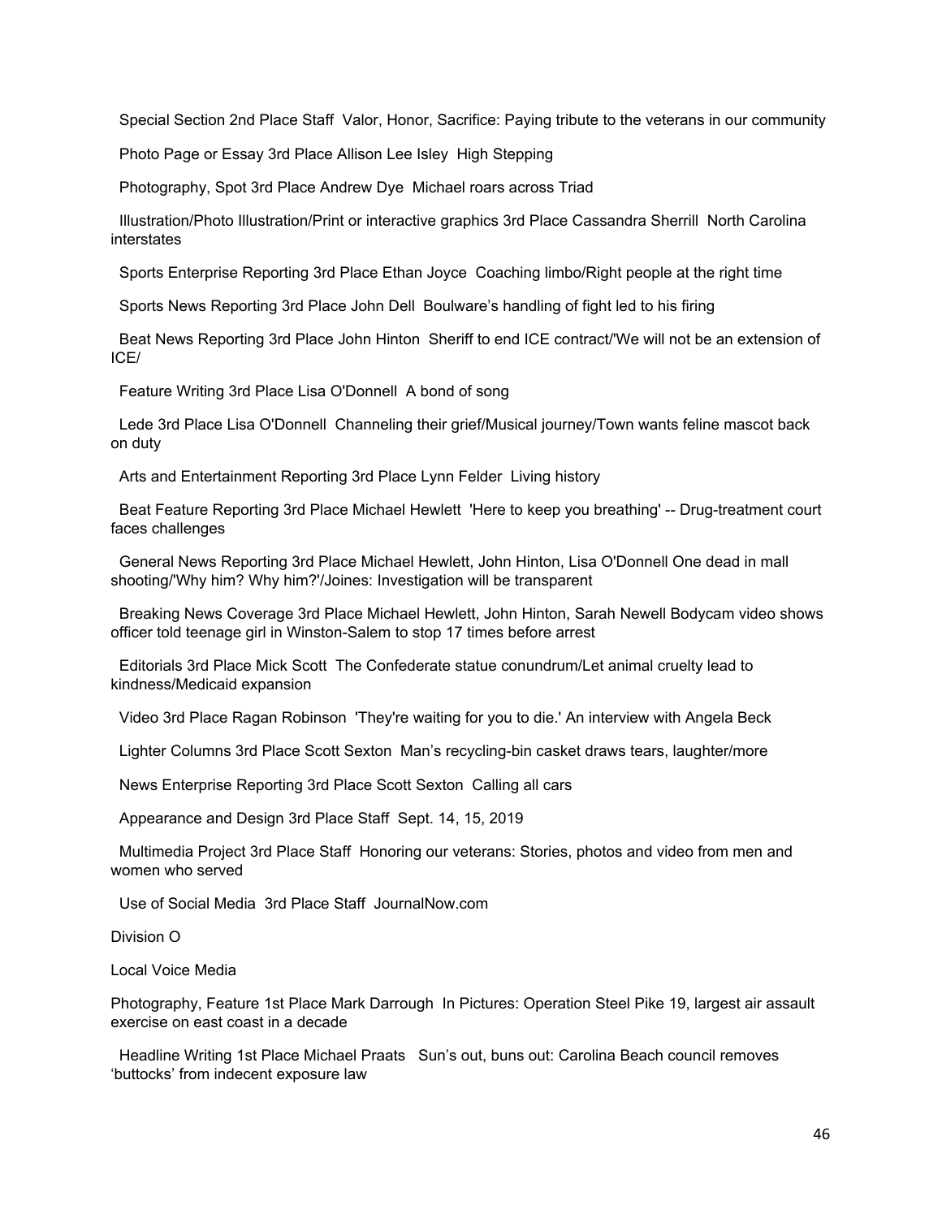Special Section 2nd Place Staff Valor, Honor, Sacrifice: Paying tribute to the veterans in our community

Photo Page or Essay 3rd Place Allison Lee Isley High Stepping

Photography, Spot 3rd Place Andrew Dye Michael roars across Triad

Illustration/Photo Illustration/Print or interactive graphics 3rd Place Cassandra Sherrill North Carolina interstates

Sports Enterprise Reporting 3rd Place Ethan Joyce Coaching limbo/Right people at the right time

Sports News Reporting 3rd Place John Dell Boulware's handling of fight led to his firing

Beat News Reporting 3rd Place John Hinton Sheriff to end ICE contract/'We will not be an extension of ICE/

Feature Writing 3rd Place Lisa O'Donnell A bond of song

Lede 3rd Place Lisa O'Donnell Channeling their grief/Musical journey/Town wants feline mascot back on duty

Arts and Entertainment Reporting 3rd Place Lynn Felder Living history

Beat Feature Reporting 3rd Place Michael Hewlett 'Here to keep you breathing' -- Drug-treatment court faces challenges

General News Reporting 3rd Place Michael Hewlett, John Hinton, Lisa O'Donnell One dead in mall shooting/'Why him? Why him?'/Joines: Investigation will be transparent

Breaking News Coverage 3rd Place Michael Hewlett, John Hinton, Sarah Newell Bodycam video shows officer told teenage girl in Winston-Salem to stop 17 times before arrest

Editorials 3rd Place Mick Scott The Confederate statue conundrum/Let animal cruelty lead to kindness/Medicaid expansion

Video 3rd Place Ragan Robinson 'They're waiting for you to die.' An interview with Angela Beck

Lighter Columns 3rd Place Scott Sexton Man's recycling-bin casket draws tears, laughter/more

News Enterprise Reporting 3rd Place Scott Sexton Calling all cars

Appearance and Design 3rd Place Staff Sept. 14, 15, 2019

Multimedia Project 3rd Place Staff Honoring our veterans: Stories, photos and video from men and women who served

Use of Social Media 3rd Place Staff JournalNow.com

Division O

Local Voice Media

Photography, Feature 1st Place Mark Darrough In Pictures: Operation Steel Pike 19, largest air assault exercise on east coast in a decade

Headline Writing 1st Place Michael Praats Sun's out, buns out: Carolina Beach council removes 'buttocks' from indecent exposure law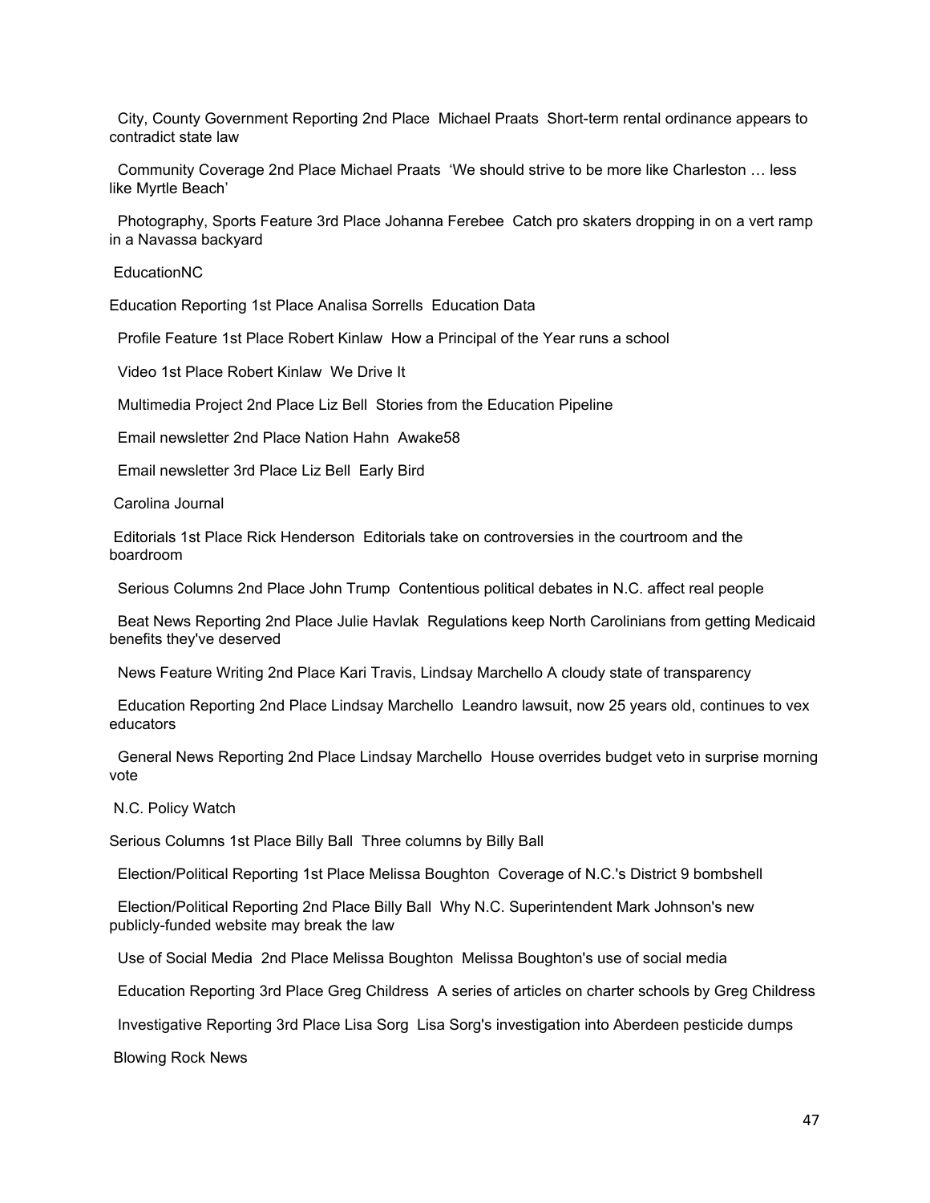City, County Government Reporting 2nd Place Michael Praats Short-term rental ordinance appears to contradict state law

Community Coverage 2nd Place Michael Praats 'We should strive to be more like Charleston … less like Myrtle Beach'

Photography, Sports Feature 3rd Place Johanna Ferebee Catch pro skaters dropping in on a vert ramp in a Navassa backyard

EducationNC

Education Reporting 1st Place Analisa Sorrells Education Data

Profile Feature 1st Place Robert Kinlaw How a Principal of the Year runs a school

Video 1st Place Robert Kinlaw We Drive It

Multimedia Project 2nd Place Liz Bell Stories from the Education Pipeline

Email newsletter 2nd Place Nation Hahn Awake58

Email newsletter 3rd Place Liz Bell Early Bird

Carolina Journal

Editorials 1st Place Rick Henderson Editorials take on controversies in the courtroom and the boardroom

Serious Columns 2nd Place John Trump Contentious political debates in N.C. affect real people

Beat News Reporting 2nd Place Julie Havlak Regulations keep North Carolinians from getting Medicaid benefits they've deserved

News Feature Writing 2nd Place Kari Travis, Lindsay Marchello A cloudy state of transparency

Education Reporting 2nd Place Lindsay Marchello Leandro lawsuit, now 25 years old, continues to vex educators

General News Reporting 2nd Place Lindsay Marchello House overrides budget veto in surprise morning vote

N.C. Policy Watch

Serious Columns 1st Place Billy Ball Three columns by Billy Ball

Election/Political Reporting 1st Place Melissa Boughton Coverage of N.C.'s District 9 bombshell

Election/Political Reporting 2nd Place Billy Ball Why N.C. Superintendent Mark Johnson's new publicly-funded website may break the law

Use of Social Media 2nd Place Melissa Boughton Melissa Boughton's use of social media

Education Reporting 3rd Place Greg Childress A series of articles on charter schools by Greg Childress

Investigative Reporting 3rd Place Lisa Sorg Lisa Sorg's investigation into Aberdeen pesticide dumps

Blowing Rock News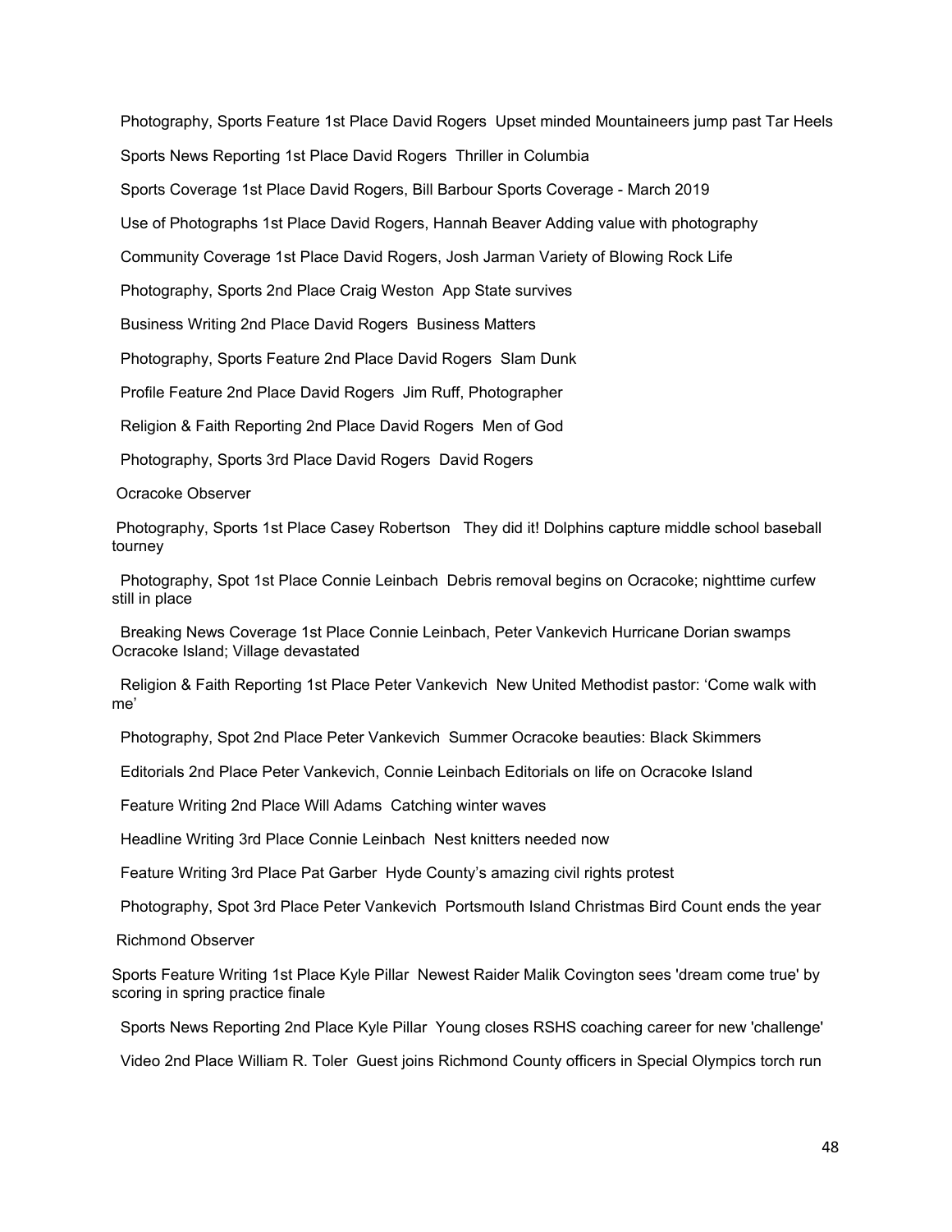Photography, Sports Feature 1st Place David Rogers Upset minded Mountaineers jump past Tar Heels

Sports News Reporting 1st Place David Rogers Thriller in Columbia

Sports Coverage 1st Place David Rogers, Bill Barbour Sports Coverage - March 2019

Use of Photographs 1st Place David Rogers, Hannah Beaver Adding value with photography

Community Coverage 1st Place David Rogers, Josh Jarman Variety of Blowing Rock Life

Photography, Sports 2nd Place Craig Weston App State survives

Business Writing 2nd Place David Rogers Business Matters

Photography, Sports Feature 2nd Place David Rogers Slam Dunk

Profile Feature 2nd Place David Rogers Jim Ruff, Photographer

Religion & Faith Reporting 2nd Place David Rogers Men of God

Photography, Sports 3rd Place David Rogers David Rogers

Ocracoke Observer

Photography, Sports 1st Place Casey Robertson They did it! Dolphins capture middle school baseball tourney

Photography, Spot 1st Place Connie Leinbach Debris removal begins on Ocracoke; nighttime curfew still in place

Breaking News Coverage 1st Place Connie Leinbach, Peter Vankevich Hurricane Dorian swamps Ocracoke Island; Village devastated

Religion & Faith Reporting 1st Place Peter Vankevich New United Methodist pastor: 'Come walk with me'

Photography, Spot 2nd Place Peter Vankevich Summer Ocracoke beauties: Black Skimmers

Editorials 2nd Place Peter Vankevich, Connie Leinbach Editorials on life on Ocracoke Island

Feature Writing 2nd Place Will Adams Catching winter waves

Headline Writing 3rd Place Connie Leinbach Nest knitters needed now

Feature Writing 3rd Place Pat Garber Hyde County's amazing civil rights protest

Photography, Spot 3rd Place Peter Vankevich Portsmouth Island Christmas Bird Count ends the year

Richmond Observer

Sports Feature Writing 1st Place Kyle Pillar Newest Raider Malik Covington sees 'dream come true' by scoring in spring practice finale

Sports News Reporting 2nd Place Kyle Pillar Young closes RSHS coaching career for new 'challenge'

Video 2nd Place William R. Toler Guest joins Richmond County officers in Special Olympics torch run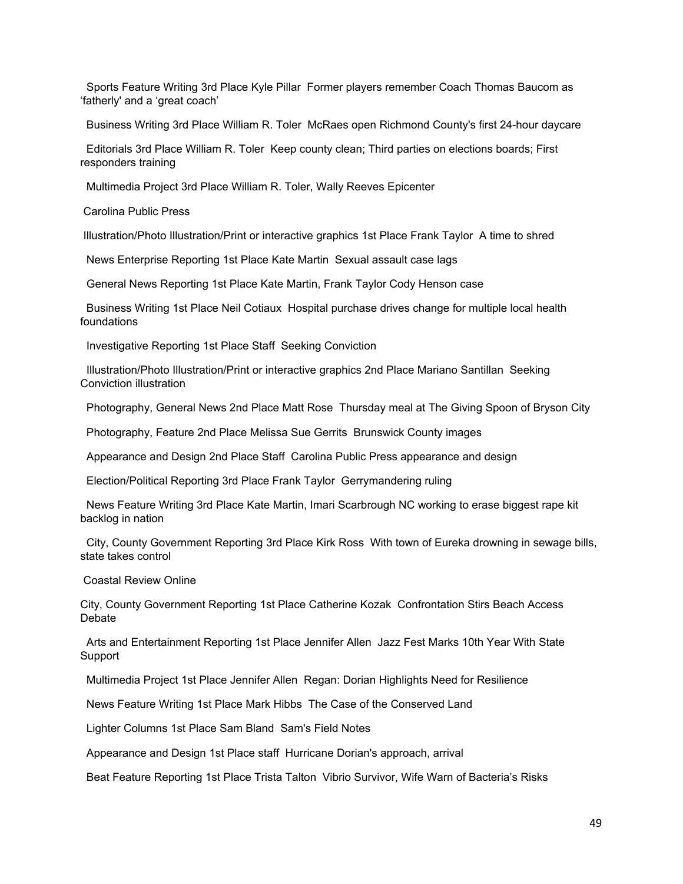Sports Feature Writing 3rd Place Kyle Pillar  Former players remember Coach Thomas Baucom as ‘fatherly' and a ‘great coach’

Business Writing 3rd Place William R. Toler  McRaes open Richmond County's first 24-hour daycare

Editorials 3rd Place William R. Toler  Keep county clean; Third parties on elections boards; First responders training

Multimedia Project 3rd Place William R. Toler, Wally Reeves Epicenter

Carolina Public Press

Illustration/Photo Illustration/Print or interactive graphics 1st Place Frank Taylor  A time to shred

News Enterprise Reporting 1st Place Kate Martin  Sexual assault case lags

General News Reporting 1st Place Kate Martin, Frank Taylor Cody Henson case

Business Writing 1st Place Neil Cotiaux  Hospital purchase drives change for multiple local health foundations

Investigative Reporting 1st Place Staff  Seeking Conviction

Illustration/Photo Illustration/Print or interactive graphics 2nd Place Mariano Santillan  Seeking Conviction illustration

Photography, General News 2nd Place Matt Rose  Thursday meal at The Giving Spoon of Bryson City

Photography, Feature 2nd Place Melissa Sue Gerrits  Brunswick County images

Appearance and Design 2nd Place Staff  Carolina Public Press appearance and design

Election/Political Reporting 3rd Place Frank Taylor  Gerrymandering ruling

News Feature Writing 3rd Place Kate Martin, Imari Scarbrough NC working to erase biggest rape kit backlog in nation

City, County Government Reporting 3rd Place Kirk Ross  With town of Eureka drowning in sewage bills, state takes control

Coastal Review Online

City, County Government Reporting 1st Place Catherine Kozak  Confrontation Stirs Beach Access Debate

Arts and Entertainment Reporting 1st Place Jennifer Allen  Jazz Fest Marks 10th Year With State Support

Multimedia Project 1st Place Jennifer Allen  Regan: Dorian Highlights Need for Resilience

News Feature Writing 1st Place Mark Hibbs  The Case of the Conserved Land

Lighter Columns 1st Place Sam Bland  Sam's Field Notes

Appearance and Design 1st Place staff  Hurricane Dorian's approach, arrival

Beat Feature Reporting 1st Place Trista Talton  Vibrio Survivor, Wife Warn of Bacteria’s Risks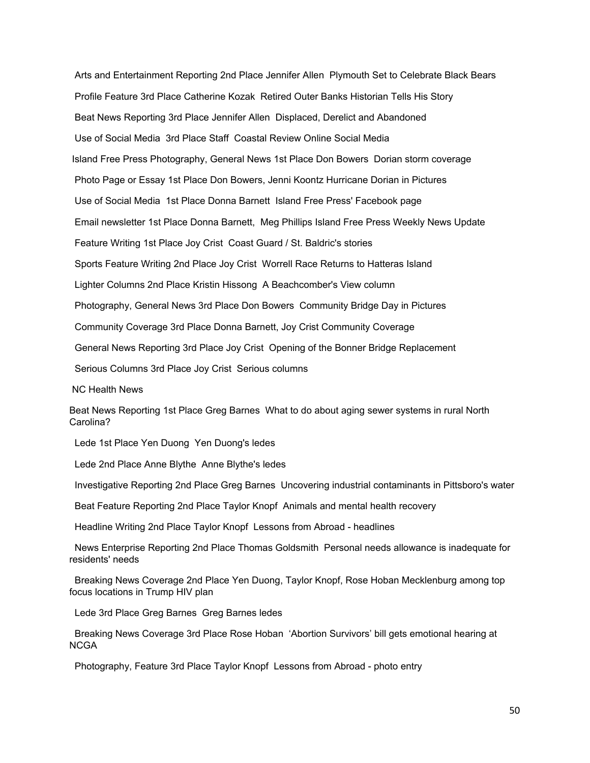Arts and Entertainment Reporting 2nd Place Jennifer Allen  Plymouth Set to Celebrate Black Bears

Profile Feature 3rd Place Catherine Kozak  Retired Outer Banks Historian Tells His Story

Beat News Reporting 3rd Place Jennifer Allen  Displaced, Derelict and Abandoned

Use of Social Media  3rd Place Staff  Coastal Review Online Social Media

Island Free Press Photography, General News 1st Place Don Bowers  Dorian storm coverage

Photo Page or Essay 1st Place Don Bowers, Jenni Koontz Hurricane Dorian in Pictures

Use of Social Media  1st Place Donna Barnett  Island Free Press' Facebook page

Email newsletter 1st Place Donna Barnett,  Meg Phillips Island Free Press Weekly News Update

Feature Writing 1st Place Joy Crist  Coast Guard / St. Baldric's stories

Sports Feature Writing 2nd Place Joy Crist  Worrell Race Returns to Hatteras Island

Lighter Columns 2nd Place Kristin Hissong  A Beachcomber's View column

Photography, General News 3rd Place Don Bowers  Community Bridge Day in Pictures

Community Coverage 3rd Place Donna Barnett, Joy Crist Community Coverage

General News Reporting 3rd Place Joy Crist  Opening of the Bonner Bridge Replacement

Serious Columns 3rd Place Joy Crist  Serious columns

NC Health News

Beat News Reporting 1st Place Greg Barnes  What to do about aging sewer systems in rural North Carolina?

Lede 1st Place Yen Duong  Yen Duong's ledes

Lede 2nd Place Anne Blythe  Anne Blythe's ledes

Investigative Reporting 2nd Place Greg Barnes  Uncovering industrial contaminants in Pittsboro's water

Beat Feature Reporting 2nd Place Taylor Knopf  Animals and mental health recovery

Headline Writing 2nd Place Taylor Knopf  Lessons from Abroad - headlines

News Enterprise Reporting 2nd Place Thomas Goldsmith  Personal needs allowance is inadequate for residents' needs

Breaking News Coverage 2nd Place Yen Duong, Taylor Knopf, Rose Hoban Mecklenburg among top focus locations in Trump HIV plan

Lede 3rd Place Greg Barnes  Greg Barnes ledes

Breaking News Coverage 3rd Place Rose Hoban  'Abortion Survivors' bill gets emotional hearing at NCGA

Photography, Feature 3rd Place Taylor Knopf  Lessons from Abroad - photo entry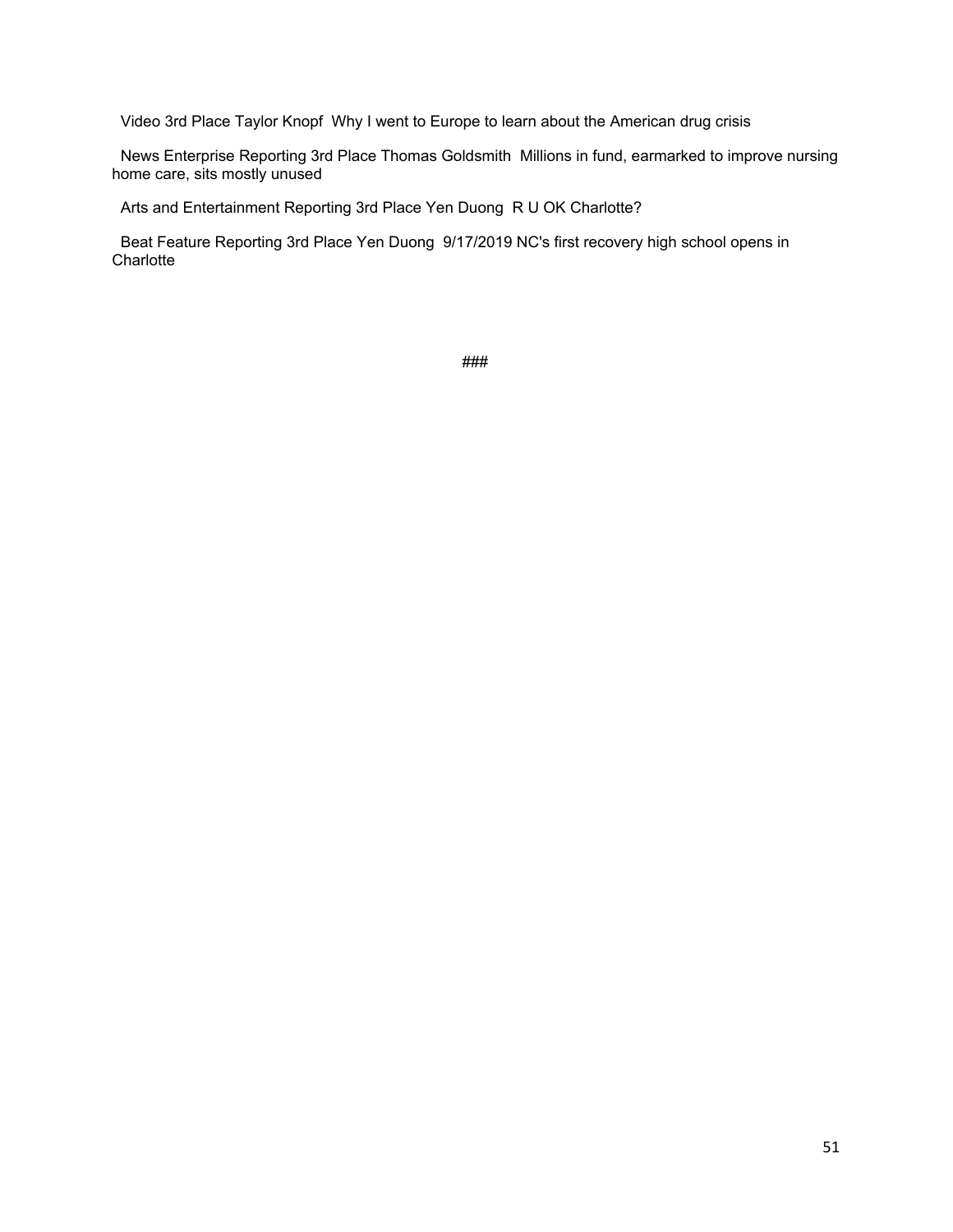Video 3rd Place Taylor Knopf Why I went to Europe to learn about the American drug crisis

News Enterprise Reporting 3rd Place Thomas Goldsmith Millions in fund, earmarked to improve nursing home care, sits mostly unused

Arts and Entertainment Reporting 3rd Place Yen Duong R U OK Charlotte?

Beat Feature Reporting 3rd Place Yen Duong 9/17/2019 NC's first recovery high school opens in Charlotte

###